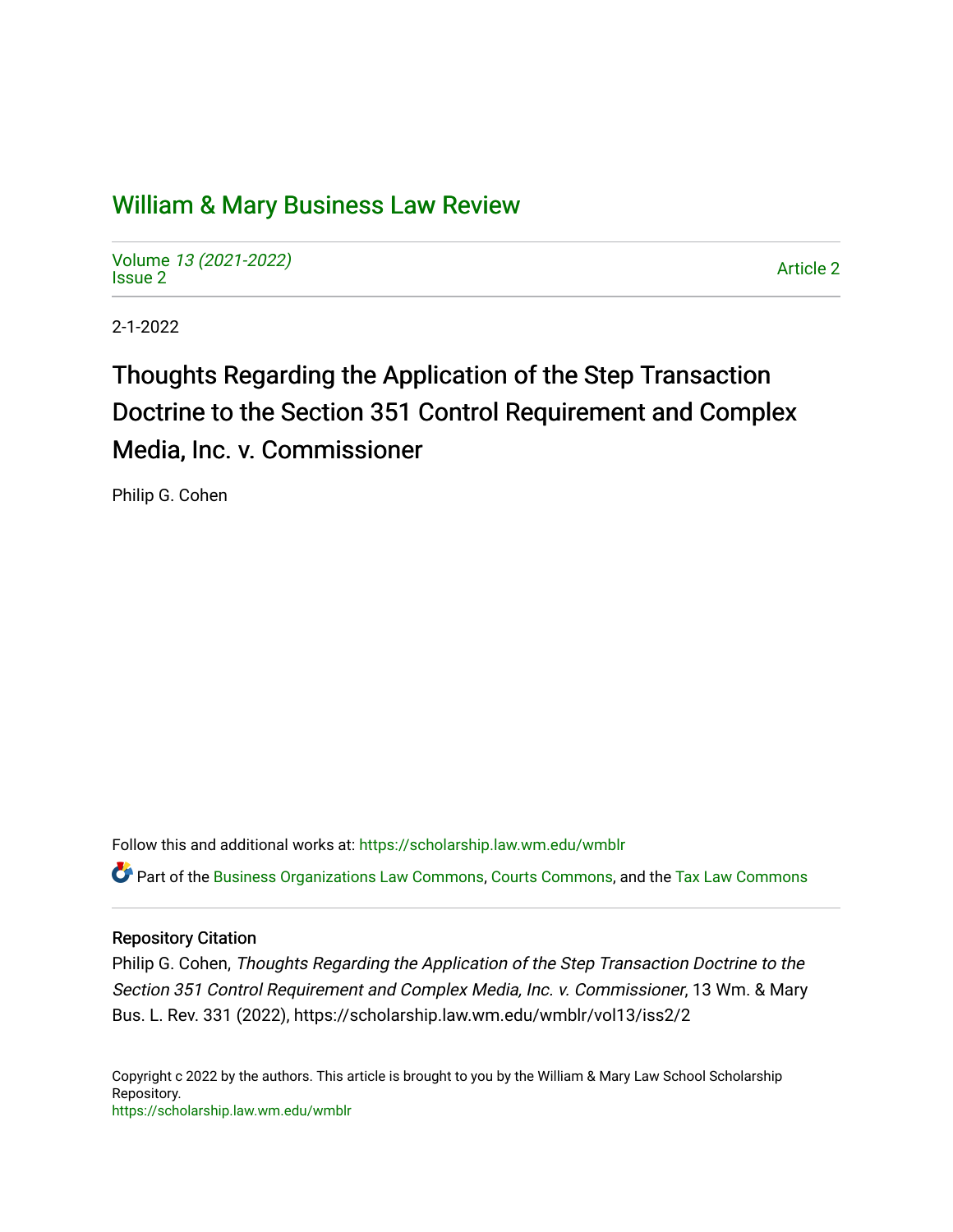# William & Mary Business Law Review

Volume *13 (2021-2022)*
Issue 2

Article 2

2-1-2022

## Thoughts Regarding the Application of the Step Transaction Doctrine to the Section 351 Control Requirement and Complex Media, Inc. v. Commissioner

Philip G. Cohen

Follow this and additional works at: https://scholarship.law.wm.edu/wmblr

Part of the Business Organizations Law Commons, Courts Commons, and the Tax Law Commons

### Repository Citation

Philip G. Cohen, *Thoughts Regarding the Application of the Step Transaction Doctrine to the Section 351 Control Requirement and Complex Media, Inc. v. Commissioner*, 13 Wm. & Mary Bus. L. Rev. 331 (2022), https://scholarship.law.wm.edu/wmblr/vol13/iss2/2

Copyright c 2022 by the authors. This article is brought to you by the William & Mary Law School Scholarship Repository.
https://scholarship.law.wm.edu/wmblr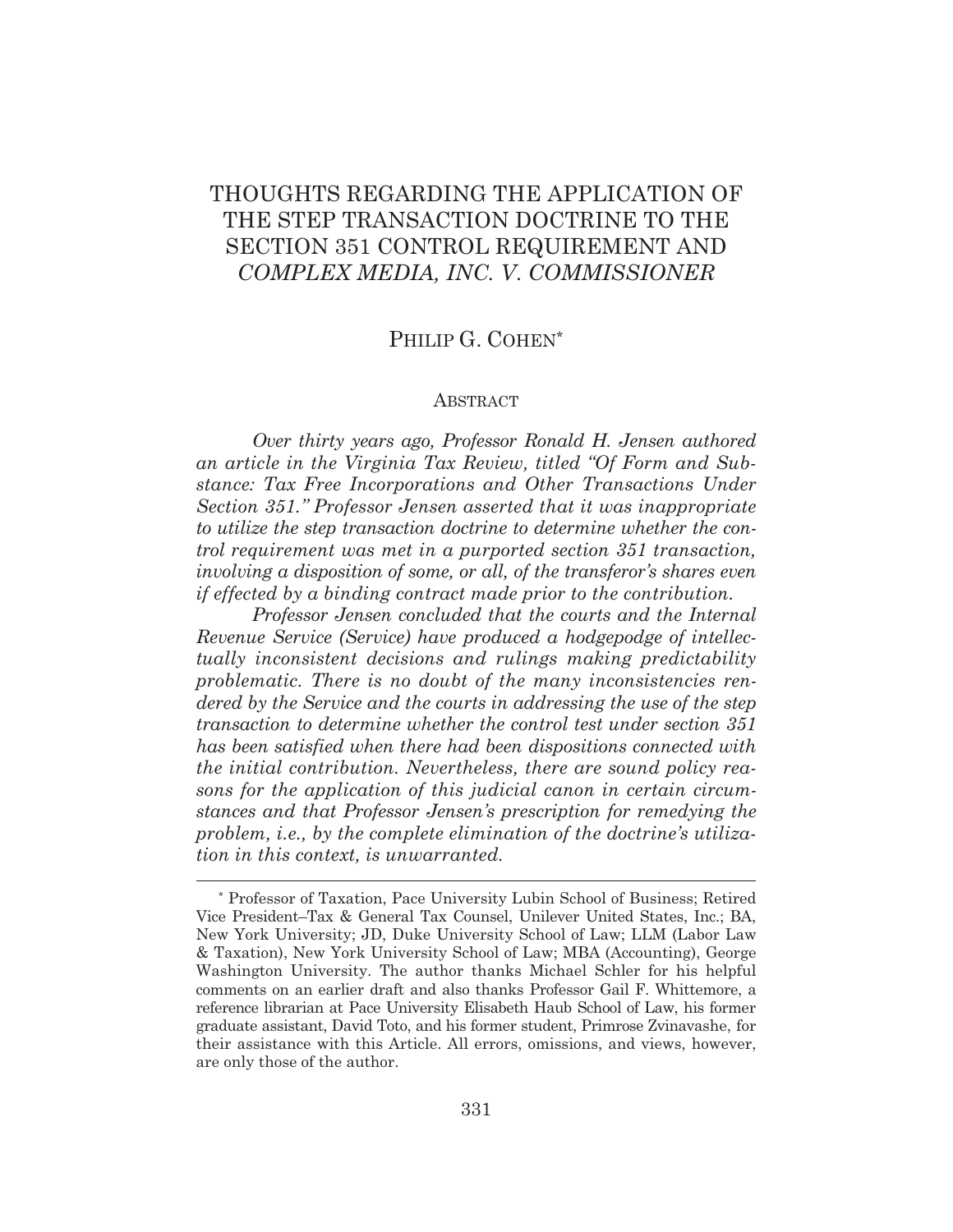# THOUGHTS REGARDING THE APPLICATION OF THE STEP TRANSACTION DOCTRINE TO THE SECTION 351 CONTROL REQUIREMENT AND *COMPLEX MEDIA, INC. V. COMMISSIONER*

PHILIP G. COHEN*

## ABSTRACT

*Over thirty years ago, Professor Ronald H. Jensen authored an article in the Virginia Tax Review, titled "Of Form and Substance: Tax Free Incorporations and Other Transactions Under Section 351." Professor Jensen asserted that it was inappropriate to utilize the step transaction doctrine to determine whether the control requirement was met in a purported section 351 transaction, involving a disposition of some, or all, of the transferor's shares even if effected by a binding contract made prior to the contribution.*

*Professor Jensen concluded that the courts and the Internal Revenue Service (Service) have produced a hodgepodge of intellectually inconsistent decisions and rulings making predictability problematic. There is no doubt of the many inconsistencies rendered by the Service and the courts in addressing the use of the step transaction to determine whether the control test under section 351 has been satisfied when there had been dispositions connected with the initial contribution. Nevertheless, there are sound policy reasons for the application of this judicial canon in certain circumstances and that Professor Jensen's prescription for remedying the problem, i.e., by the complete elimination of the doctrine's utilization in this context, is unwarranted.*

---

* Professor of Taxation, Pace University Lubin School of Business; Retired Vice President–Tax & General Tax Counsel, Unilever United States, Inc.; BA, New York University; JD, Duke University School of Law; LLM (Labor Law & Taxation), New York University School of Law; MBA (Accounting), George Washington University. The author thanks Michael Schler for his helpful comments on an earlier draft and also thanks Professor Gail F. Whittemore, a reference librarian at Pace University Elisabeth Haub School of Law, his former graduate assistant, David Toto, and his former student, Primrose Zvinavashe, for their assistance with this Article. All errors, omissions, and views, however, are only those of the author.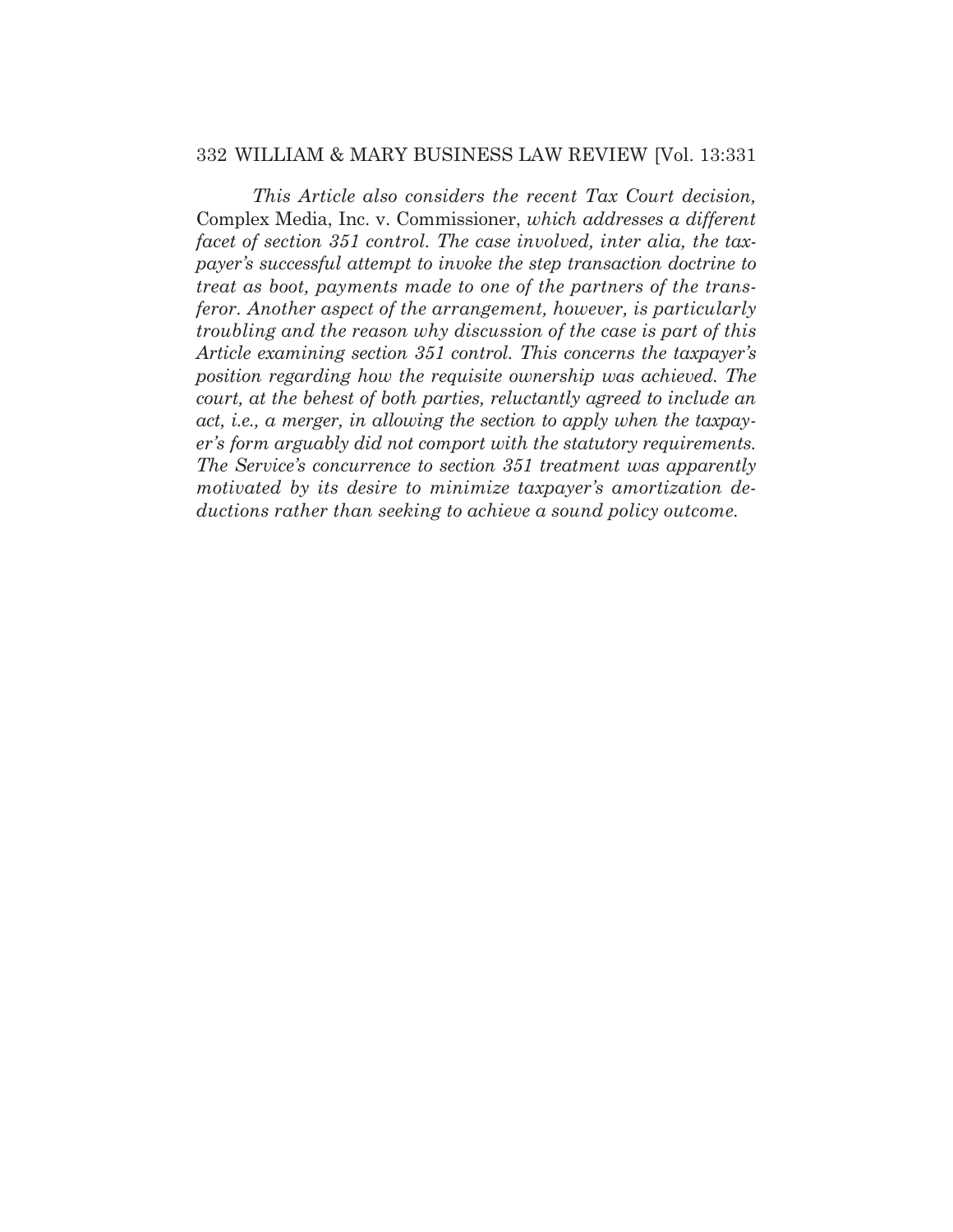*This Article also considers the recent Tax Court decision,* Complex Media, Inc. v. Commissioner, *which addresses a different facet of section 351 control. The case involved, inter alia, the taxpayer's successful attempt to invoke the step transaction doctrine to treat as boot, payments made to one of the partners of the transferor. Another aspect of the arrangement, however, is particularly troubling and the reason why discussion of the case is part of this Article examining section 351 control. This concerns the taxpayer's position regarding how the requisite ownership was achieved. The court, at the behest of both parties, reluctantly agreed to include an act, i.e., a merger, in allowing the section to apply when the taxpayer's form arguably did not comport with the statutory requirements. The Service's concurrence to section 351 treatment was apparently motivated by its desire to minimize taxpayer's amortization deductions rather than seeking to achieve a sound policy outcome.*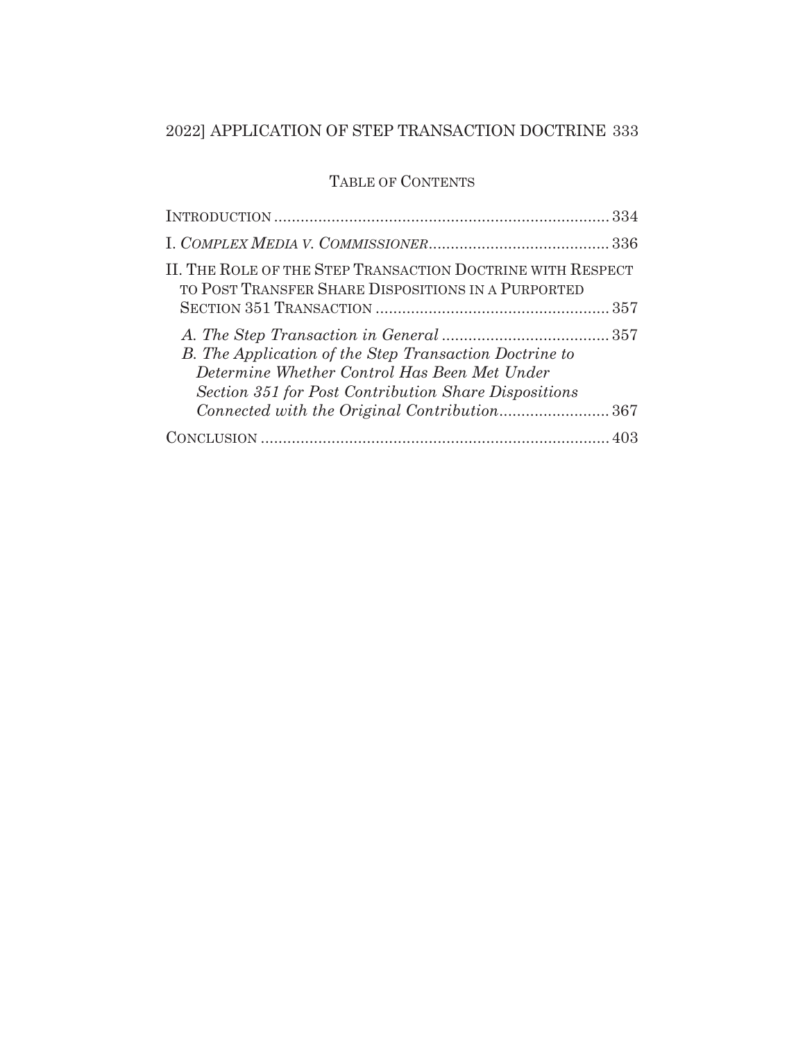## TABLE OF CONTENTS

INTRODUCTION .......................................................................... 334

I. *COMPLEX MEDIA V. COMMISSIONER* ......................................... 336

II. THE ROLE OF THE STEP TRANSACTION DOCTRINE WITH RESPECT TO POST TRANSFER SHARE DISPOSITIONS IN A PURPORTED SECTION 351 TRANSACTION ..................................................... 357

*A. The Step Transaction in General* ...................................... 357

*B. The Application of the Step Transaction Doctrine to Determine Whether Control Has Been Met Under Section 351 for Post Contribution Share Dispositions Connected with the Original Contribution* ......................... 367

CONCLUSION .............................................................................. 403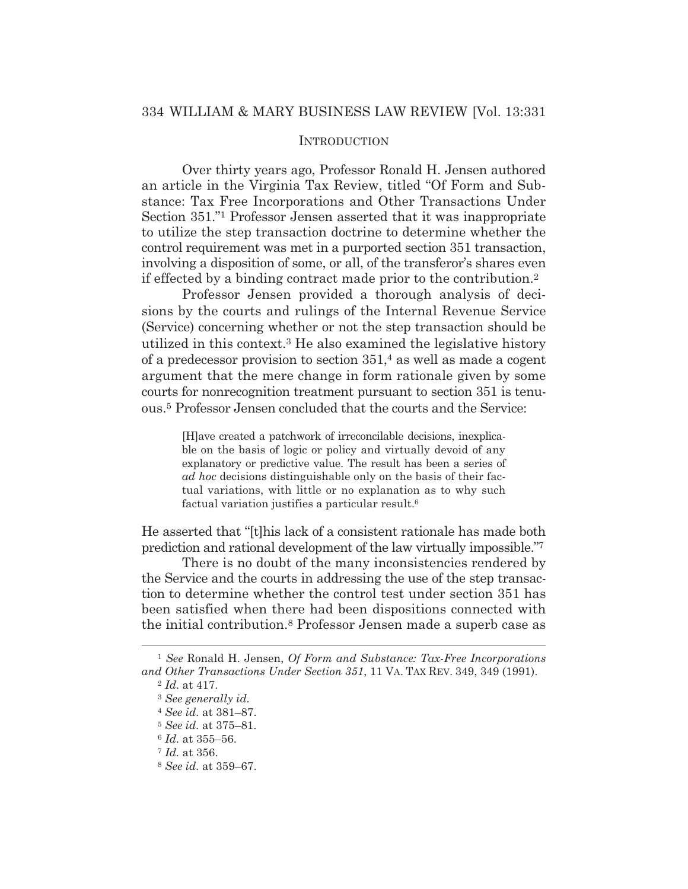## INTRODUCTION

Over thirty years ago, Professor Ronald H. Jensen authored an article in the Virginia Tax Review, titled "Of Form and Substance: Tax Free Incorporations and Other Transactions Under Section 351."[1] Professor Jensen asserted that it was inappropriate to utilize the step transaction doctrine to determine whether the control requirement was met in a purported section 351 transaction, involving a disposition of some, or all, of the transferor's shares even if effected by a binding contract made prior to the contribution.[2]

Professor Jensen provided a thorough analysis of decisions by the courts and rulings of the Internal Revenue Service (Service) concerning whether or not the step transaction should be utilized in this context.[3] He also examined the legislative history of a predecessor provision to section 351,[4] as well as made a cogent argument that the mere change in form rationale given by some courts for nonrecognition treatment pursuant to section 351 is tenuous.[5] Professor Jensen concluded that the courts and the Service:

> [H]ave created a patchwork of irreconcilable decisions, inexplicable on the basis of logic or policy and virtually devoid of any explanatory or predictive value. The result has been a series of *ad hoc* decisions distinguishable only on the basis of their factual variations, with little or no explanation as to why such factual variation justifies a particular result.[6]

He asserted that "[t]his lack of a consistent rationale has made both prediction and rational development of the law virtually impossible."[7]

There is no doubt of the many inconsistencies rendered by the Service and the courts in addressing the use of the step transaction to determine whether the control test under section 351 has been satisfied when there had been dispositions connected with the initial contribution.[8] Professor Jensen made a superb case as

---

[1] *See* Ronald H. Jensen, *Of Form and Substance: Tax-Free Incorporations and Other Transactions Under Section 351*, 11 VA. TAX REV. 349, 349 (1991).

[2] *Id.* at 417.

[3] *See generally id.*

[4] *See id.* at 381–87.

[5] *See id.* at 375–81.

[6] *Id.* at 355–56.

[7] *Id.* at 356.

[8] *See id.* at 359–67.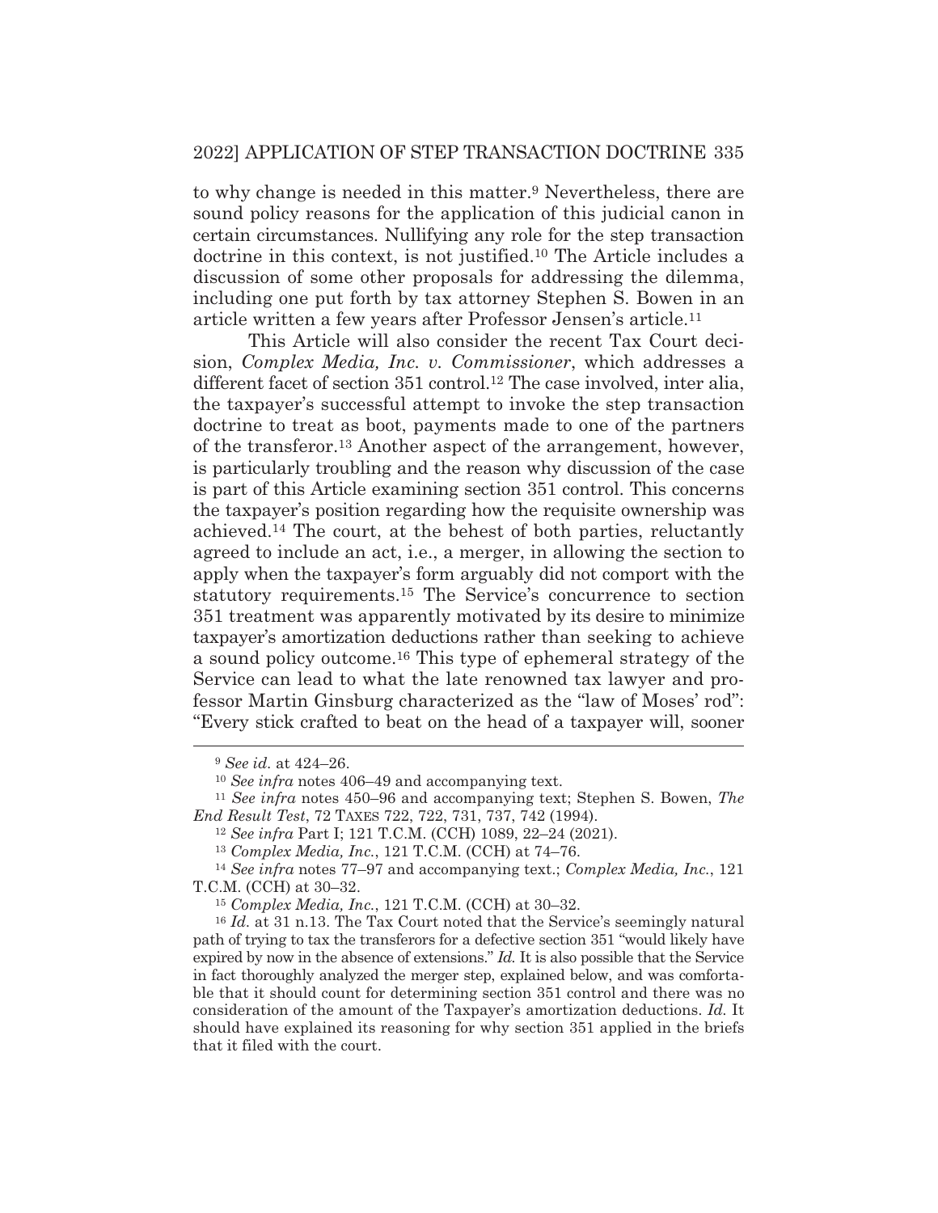to why change is needed in this matter.[9] Nevertheless, there are sound policy reasons for the application of this judicial canon in certain circumstances. Nullifying any role for the step transaction doctrine in this context, is not justified.[10] The Article includes a discussion of some other proposals for addressing the dilemma, including one put forth by tax attorney Stephen S. Bowen in an article written a few years after Professor Jensen's article.[11]

This Article will also consider the recent Tax Court decision, *Complex Media, Inc. v. Commissioner*, which addresses a different facet of section 351 control.[12] The case involved, inter alia, the taxpayer's successful attempt to invoke the step transaction doctrine to treat as boot, payments made to one of the partners of the transferor.[13] Another aspect of the arrangement, however, is particularly troubling and the reason why discussion of the case is part of this Article examining section 351 control. This concerns the taxpayer's position regarding how the requisite ownership was achieved.[14] The court, at the behest of both parties, reluctantly agreed to include an act, i.e., a merger, in allowing the section to apply when the taxpayer's form arguably did not comport with the statutory requirements.[15] The Service's concurrence to section 351 treatment was apparently motivated by its desire to minimize taxpayer's amortization deductions rather than seeking to achieve a sound policy outcome.[16] This type of ephemeral strategy of the Service can lead to what the late renowned tax lawyer and professor Martin Ginsburg characterized as the "law of Moses' rod": "Every stick crafted to beat on the head of a taxpayer will, sooner

---

[9] *See id.* at 424–26.

[10] *See infra* notes 406–49 and accompanying text.

[11] *See infra* notes 450–96 and accompanying text; Stephen S. Bowen, *The End Result Test*, 72 TAXES 722, 722, 731, 737, 742 (1994).

[12] *See infra* Part I; 121 T.C.M. (CCH) 1089, 22–24 (2021).

[13] *Complex Media, Inc.*, 121 T.C.M. (CCH) at 74–76.

[14] *See infra* notes 77–97 and accompanying text.; *Complex Media, Inc.*, 121 T.C.M. (CCH) at 30–32.

[15] *Complex Media, Inc.*, 121 T.C.M. (CCH) at 30–32.

[16] *Id.* at 31 n.13. The Tax Court noted that the Service's seemingly natural path of trying to tax the transferors for a defective section 351 "would likely have expired by now in the absence of extensions." *Id.* It is also possible that the Service in fact thoroughly analyzed the merger step, explained below, and was comfortable that it should count for determining section 351 control and there was no consideration of the amount of the Taxpayer's amortization deductions. *Id.* It should have explained its reasoning for why section 351 applied in the briefs that it filed with the court.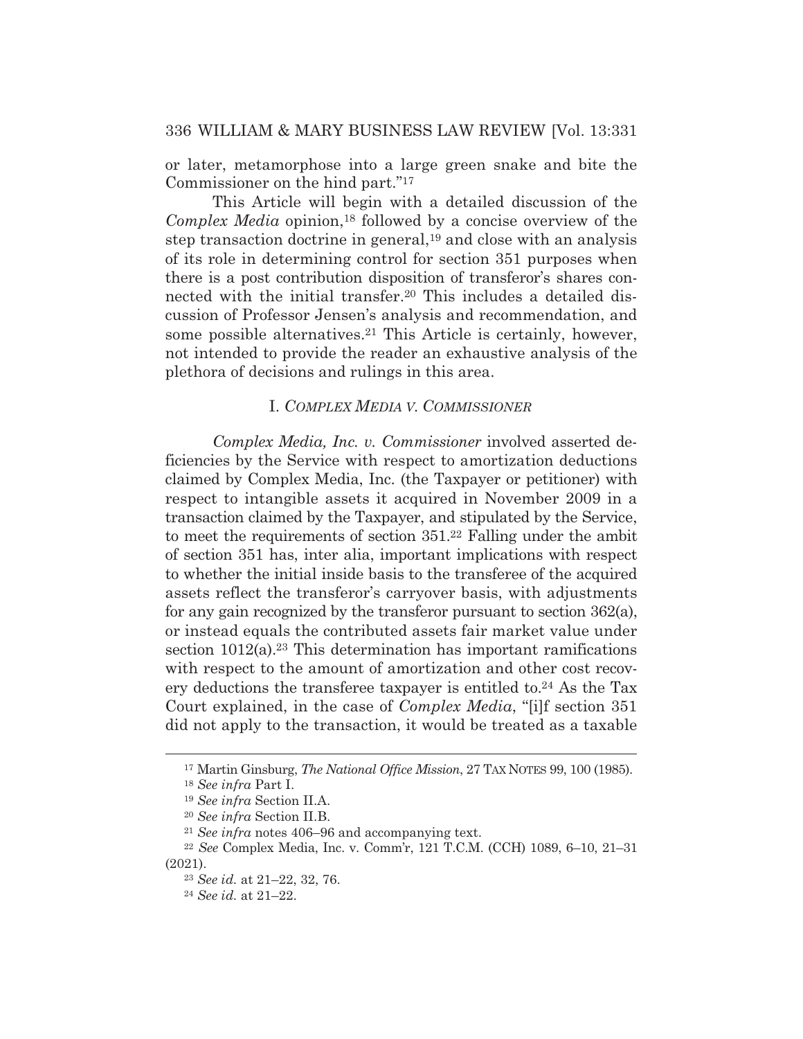or later, metamorphose into a large green snake and bite the Commissioner on the hind part."[17]

This Article will begin with a detailed discussion of the *Complex Media* opinion,[18] followed by a concise overview of the step transaction doctrine in general,[19] and close with an analysis of its role in determining control for section 351 purposes when there is a post contribution disposition of transferor's shares connected with the initial transfer.[20] This includes a detailed discussion of Professor Jensen's analysis and recommendation, and some possible alternatives.[21] This Article is certainly, however, not intended to provide the reader an exhaustive analysis of the plethora of decisions and rulings in this area.

## I. *COMPLEX MEDIA V. COMMISSIONER*

*Complex Media, Inc. v. Commissioner* involved asserted deficiencies by the Service with respect to amortization deductions claimed by Complex Media, Inc. (the Taxpayer or petitioner) with respect to intangible assets it acquired in November 2009 in a transaction claimed by the Taxpayer, and stipulated by the Service, to meet the requirements of section 351.[22] Falling under the ambit of section 351 has, inter alia, important implications with respect to whether the initial inside basis to the transferee of the acquired assets reflect the transferor's carryover basis, with adjustments for any gain recognized by the transferor pursuant to section 362(a), or instead equals the contributed assets fair market value under section 1012(a).[23] This determination has important ramifications with respect to the amount of amortization and other cost recovery deductions the transferee taxpayer is entitled to.[24] As the Tax Court explained, in the case of *Complex Media*, "[i]f section 351 did not apply to the transaction, it would be treated as a taxable

---

[17] Martin Ginsburg, *The National Office Mission*, 27 TAX NOTES 99, 100 (1985).

[18] *See infra* Part I.

[19] *See infra* Section II.A.

[20] *See infra* Section II.B.

[21] *See infra* notes 406–96 and accompanying text.

[22] *See* Complex Media, Inc. v. Comm'r, 121 T.C.M. (CCH) 1089, 6–10, 21–31 (2021).

[23] *See id.* at 21–22, 32, 76.

[24] *See id.* at 21–22.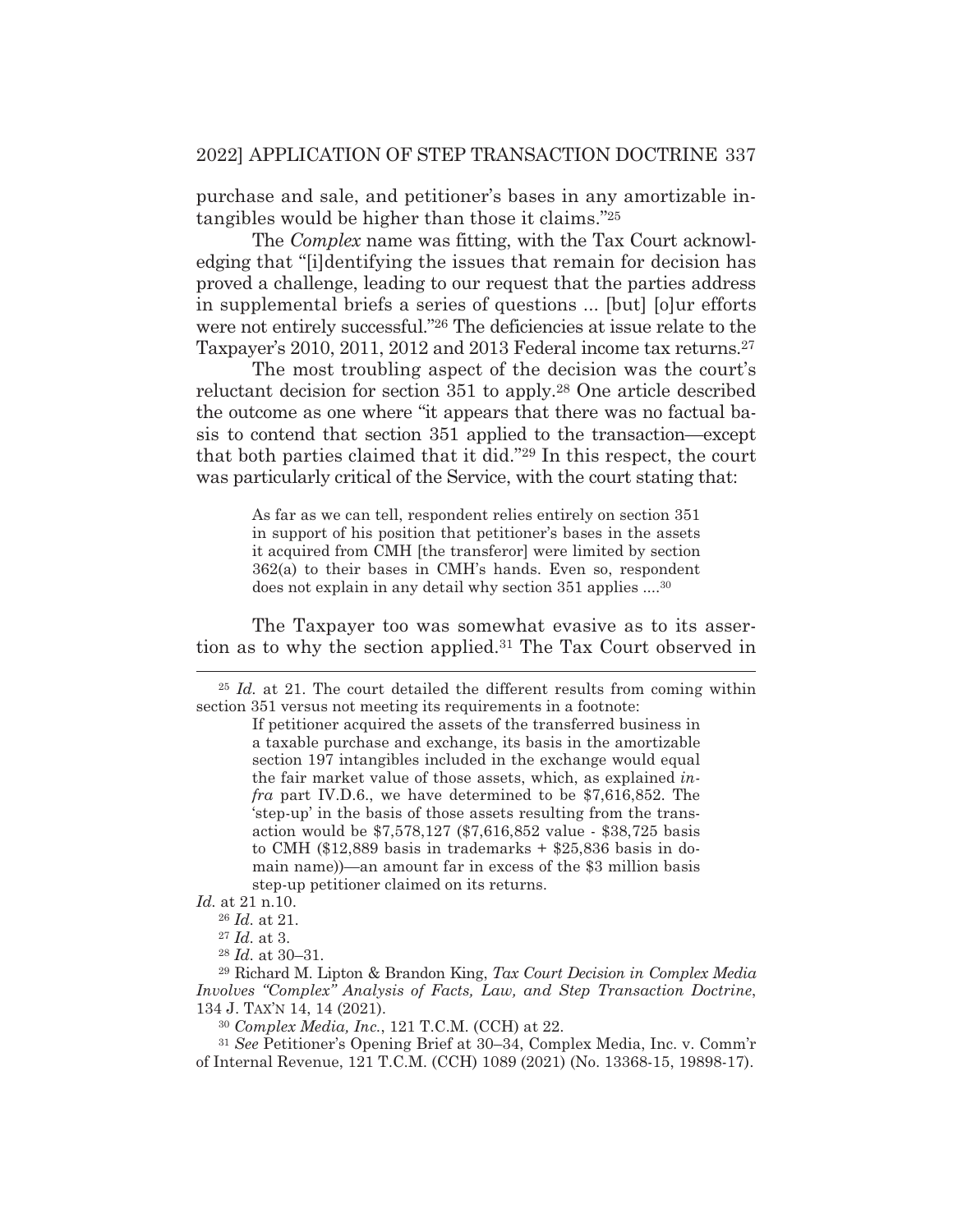purchase and sale, and petitioner's bases in any amortizable intangibles would be higher than those it claims."[25]

The *Complex* name was fitting, with the Tax Court acknowledging that "[i]dentifying the issues that remain for decision has proved a challenge, leading to our request that the parties address in supplemental briefs a series of questions ... [but] [o]ur efforts were not entirely successful."[26] The deficiencies at issue relate to the Taxpayer's 2010, 2011, 2012 and 2013 Federal income tax returns.[27]

The most troubling aspect of the decision was the court's reluctant decision for section 351 to apply.[28] One article described the outcome as one where "it appears that there was no factual basis to contend that section 351 applied to the transaction—except that both parties claimed that it did."[29] In this respect, the court was particularly critical of the Service, with the court stating that:

> As far as we can tell, respondent relies entirely on section 351 in support of his position that petitioner's bases in the assets it acquired from CMH [the transferor] were limited by section 362(a) to their bases in CMH's hands. Even so, respondent does not explain in any detail why section 351 applies ....[30]

The Taxpayer too was somewhat evasive as to its assertion as to why the section applied.[31] The Tax Court observed in

---

[25] *Id.* at 21. The court detailed the different results from coming within section 351 versus not meeting its requirements in a footnote:

> If petitioner acquired the assets of the transferred business in a taxable purchase and exchange, its basis in the amortizable section 197 intangibles included in the exchange would equal the fair market value of those assets, which, as explained *infra* part IV.D.6., we have determined to be $7,616,852. The 'step-up' in the basis of those assets resulting from the transaction would be $7,578,127 ($7,616,852 value - $38,725 basis to CMH ($12,889 basis in trademarks + $25,836 basis in domain name))—an amount far in excess of the $3 million basis step-up petitioner claimed on its returns.

*Id.* at 21 n.10.

[26] *Id.* at 21.

[27] *Id.* at 3.

[28] *Id.* at 30–31.

[29] Richard M. Lipton & Brandon King, *Tax Court Decision in Complex Media Involves "Complex" Analysis of Facts, Law, and Step Transaction Doctrine*, 134 J. TAX'N 14, 14 (2021).

[30] *Complex Media, Inc.*, 121 T.C.M. (CCH) at 22.

[31] *See* Petitioner's Opening Brief at 30–34, Complex Media, Inc. v. Comm'r of Internal Revenue, 121 T.C.M. (CCH) 1089 (2021) (No. 13368-15, 19898-17).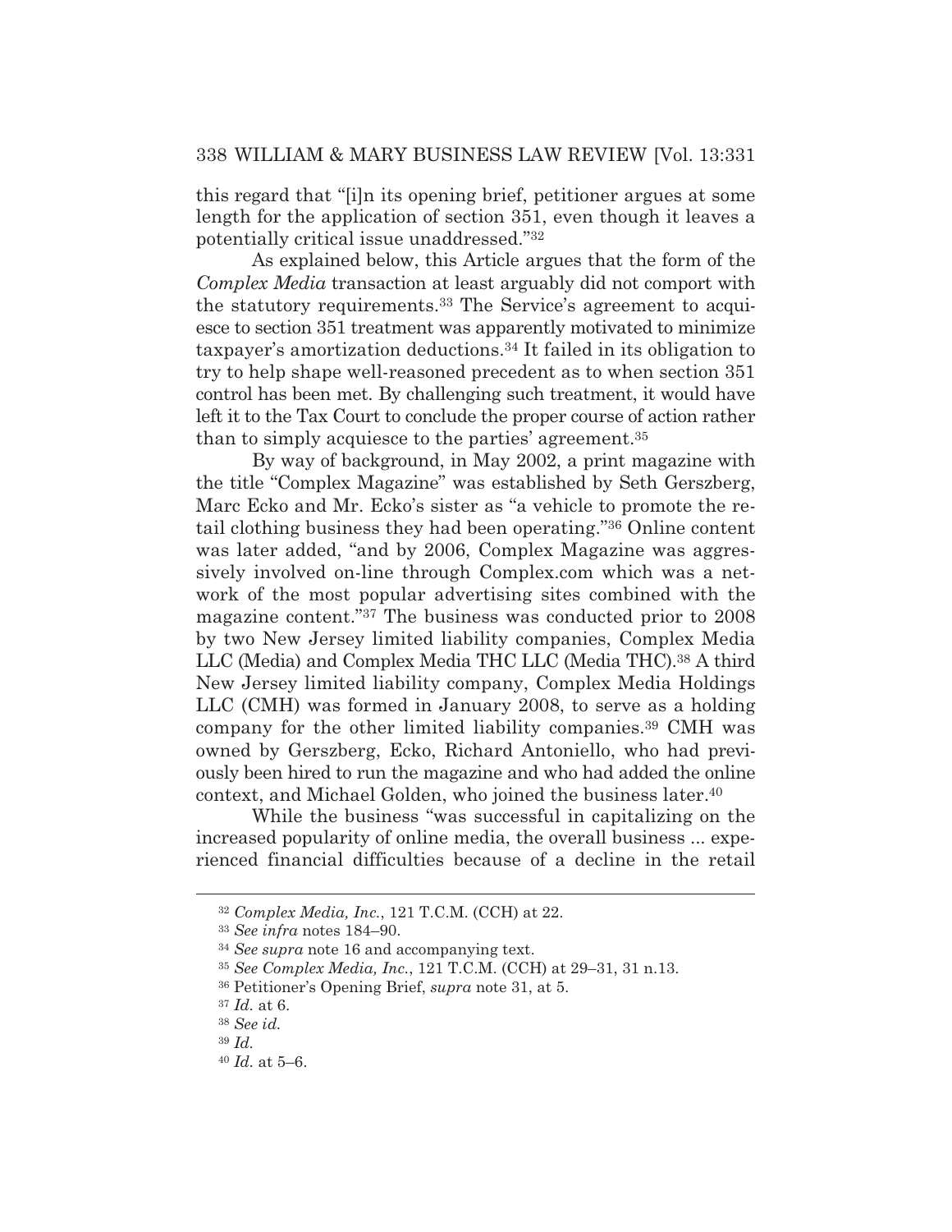this regard that "[i]n its opening brief, petitioner argues at some length for the application of section 351, even though it leaves a potentially critical issue unaddressed."[32]

As explained below, this Article argues that the form of the *Complex Media* transaction at least arguably did not comport with the statutory requirements.[33] The Service's agreement to acquiesce to section 351 treatment was apparently motivated to minimize taxpayer's amortization deductions.[34] It failed in its obligation to try to help shape well-reasoned precedent as to when section 351 control has been met. By challenging such treatment, it would have left it to the Tax Court to conclude the proper course of action rather than to simply acquiesce to the parties' agreement.[35]

By way of background, in May 2002, a print magazine with the title "Complex Magazine" was established by Seth Gerszberg, Marc Ecko and Mr. Ecko's sister as "a vehicle to promote the retail clothing business they had been operating."[36] Online content was later added, "and by 2006, Complex Magazine was aggressively involved on-line through Complex.com which was a network of the most popular advertising sites combined with the magazine content."[37] The business was conducted prior to 2008 by two New Jersey limited liability companies, Complex Media LLC (Media) and Complex Media THC LLC (Media THC).[38] A third New Jersey limited liability company, Complex Media Holdings LLC (CMH) was formed in January 2008, to serve as a holding company for the other limited liability companies.[39] CMH was owned by Gerszberg, Ecko, Richard Antoniello, who had previously been hired to run the magazine and who had added the online context, and Michael Golden, who joined the business later.[40]

While the business "was successful in capitalizing on the increased popularity of online media, the overall business ... experienced financial difficulties because of a decline in the retail

---

[32] *Complex Media, Inc.*, 121 T.C.M. (CCH) at 22.

[33] *See infra* notes 184–90.

[34] *See supra* note 16 and accompanying text.

[35] *See Complex Media, Inc.*, 121 T.C.M. (CCH) at 29–31, 31 n.13.

[36] Petitioner's Opening Brief, *supra* note 31, at 5.

[37] *Id.* at 6.

[38] *See id.*

[39] *Id.*

[40] *Id.* at 5–6.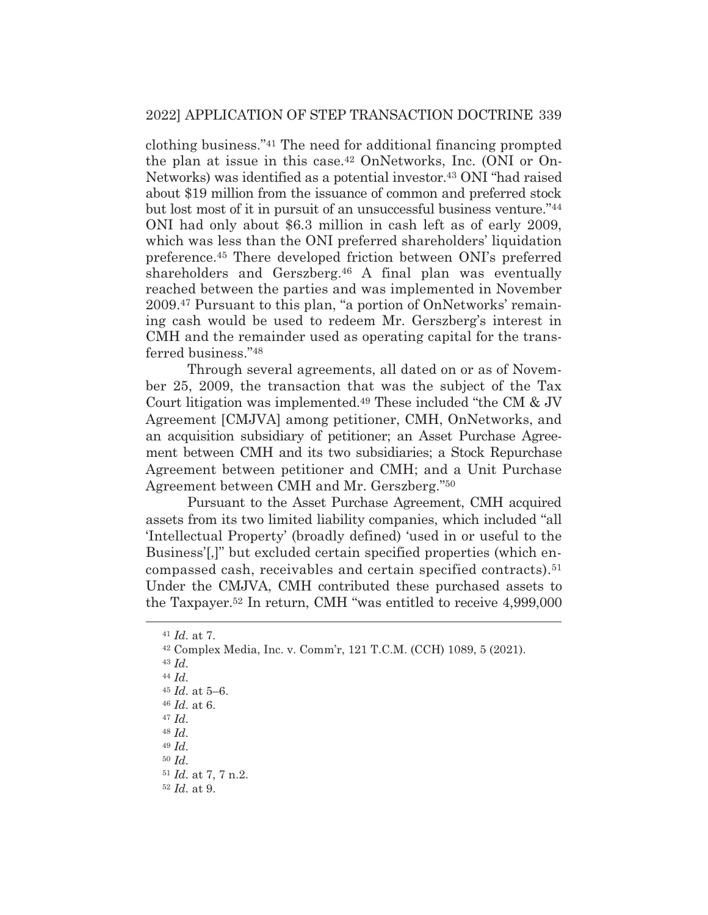clothing business."[41] The need for additional financing prompted the plan at issue in this case.[42] OnNetworks, Inc. (ONI or On-Networks) was identified as a potential investor.[43] ONI "had raised about $19 million from the issuance of common and preferred stock but lost most of it in pursuit of an unsuccessful business venture."[44] ONI had only about $6.3 million in cash left as of early 2009, which was less than the ONI preferred shareholders' liquidation preference.[45] There developed friction between ONI's preferred shareholders and Gerszberg.[46] A final plan was eventually reached between the parties and was implemented in November 2009.[47] Pursuant to this plan, "a portion of OnNetworks' remaining cash would be used to redeem Mr. Gerszberg's interest in CMH and the remainder used as operating capital for the transferred business."[48]

Through several agreements, all dated on or as of November 25, 2009, the transaction that was the subject of the Tax Court litigation was implemented.[49] These included "the CM & JV Agreement [CMJVA] among petitioner, CMH, OnNetworks, and an acquisition subsidiary of petitioner; an Asset Purchase Agreement between CMH and its two subsidiaries; a Stock Repurchase Agreement between petitioner and CMH; and a Unit Purchase Agreement between CMH and Mr. Gerszberg."[50]

Pursuant to the Asset Purchase Agreement, CMH acquired assets from its two limited liability companies, which included "all 'Intellectual Property' (broadly defined) 'used in or useful to the Business'[,]" but excluded certain specified properties (which encompassed cash, receivables and certain specified contracts).[51] Under the CMJVA, CMH contributed these purchased assets to the Taxpayer.[52] In return, CMH "was entitled to receive 4,999,000

---

[41] *Id.* at 7.

[42] Complex Media, Inc. v. Comm'r, 121 T.C.M. (CCH) 1089, 5 (2021).

[43] *Id.*

[44] *Id.*

[45] *Id.* at 5–6.

[46] *Id.* at 6.

[47] *Id.*

[48] *Id.*

[49] *Id.*

[50] *Id.*

[51] *Id.* at 7, 7 n.2.

[52] *Id.* at 9.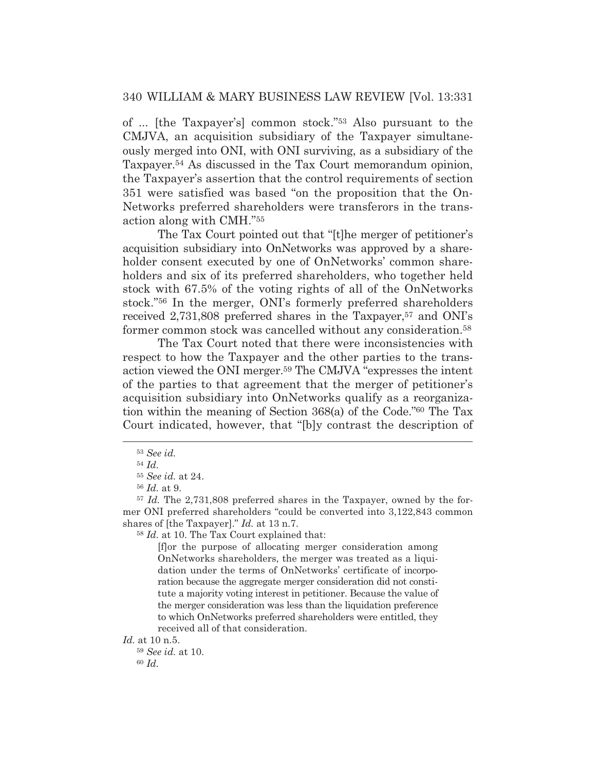of ... [the Taxpayer's] common stock."[53] Also pursuant to the CMJVA, an acquisition subsidiary of the Taxpayer simultaneously merged into ONI, with ONI surviving, as a subsidiary of the Taxpayer.[54] As discussed in the Tax Court memorandum opinion, the Taxpayer's assertion that the control requirements of section 351 were satisfied was based "on the proposition that the OnNetworks preferred shareholders were transferors in the transaction along with CMH."[55]

The Tax Court pointed out that "[t]he merger of petitioner's acquisition subsidiary into OnNetworks was approved by a shareholder consent executed by one of OnNetworks' common shareholders and six of its preferred shareholders, who together held stock with 67.5% of the voting rights of all of the OnNetworks stock."[56] In the merger, ONI's formerly preferred shareholders received 2,731,808 preferred shares in the Taxpayer,[57] and ONI's former common stock was cancelled without any consideration.[58]

The Tax Court noted that there were inconsistencies with respect to how the Taxpayer and the other parties to the transaction viewed the ONI merger.[59] The CMJVA "expresses the intent of the parties to that agreement that the merger of petitioner's acquisition subsidiary into OnNetworks qualify as a reorganization within the meaning of Section 368(a) of the Code."[60] The Tax Court indicated, however, that "[b]y contrast the description of

---

[53] *See id.*

[54] *Id.*

[55] *See id.* at 24.

[56] *Id.* at 9.

[57] *Id.* The 2,731,808 preferred shares in the Taxpayer, owned by the former ONI preferred shareholders "could be converted into 3,122,843 common shares of [the Taxpayer]." *Id.* at 13 n.7.

[58] *Id.* at 10. The Tax Court explained that:

> [f]or the purpose of allocating merger consideration among OnNetworks shareholders, the merger was treated as a liquidation under the terms of OnNetworks' certificate of incorporation because the aggregate merger consideration did not constitute a majority voting interest in petitioner. Because the value of the merger consideration was less than the liquidation preference to which OnNetworks preferred shareholders were entitled, they received all of that consideration.

*Id.* at 10 n.5.

[59] *See id.* at 10.

[60] *Id.*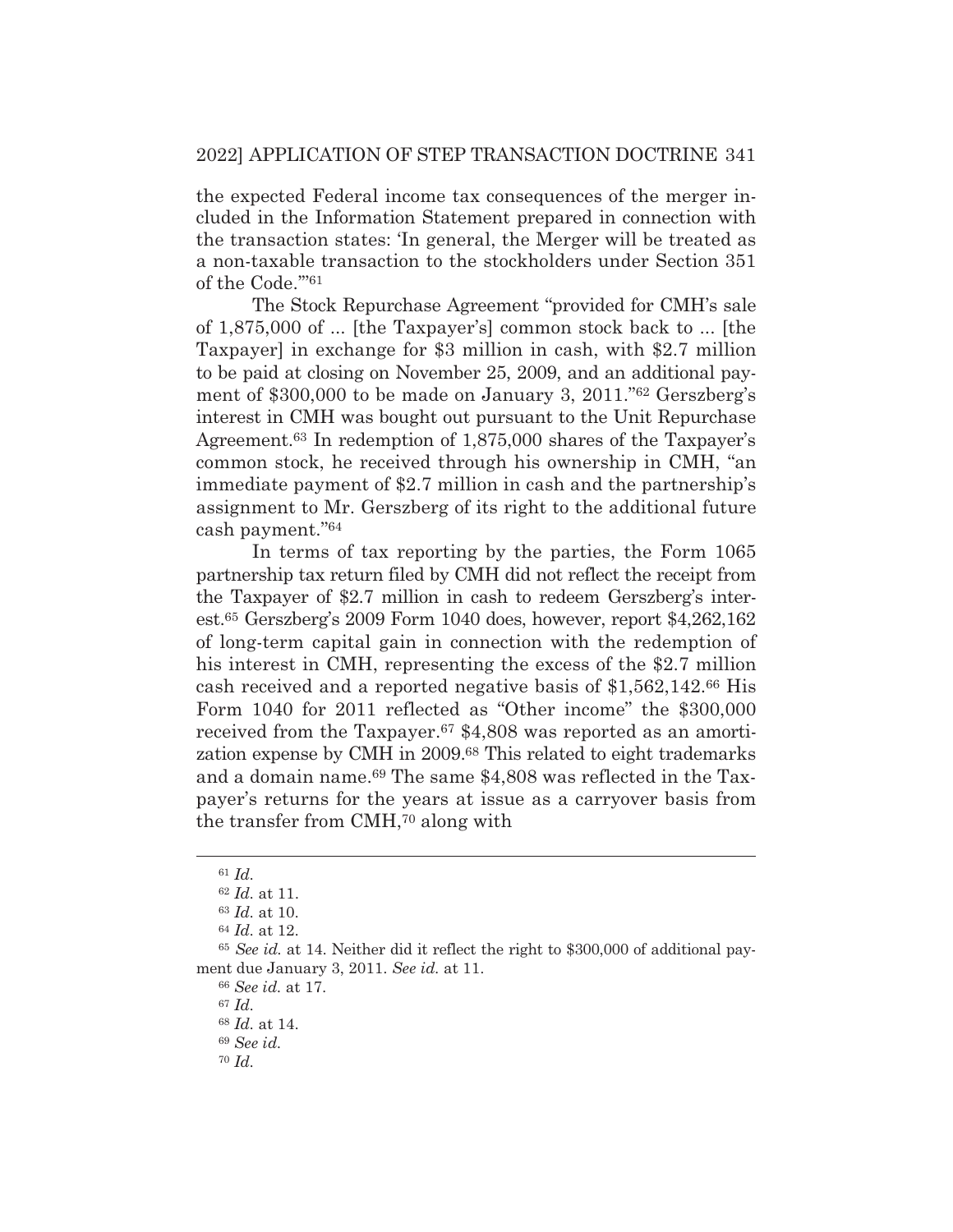the expected Federal income tax consequences of the merger included in the Information Statement prepared in connection with the transaction states: 'In general, the Merger will be treated as a non-taxable transaction to the stockholders under Section 351 of the Code.'"[61]

The Stock Repurchase Agreement "provided for CMH's sale of 1,875,000 of ... [the Taxpayer's] common stock back to ... [the Taxpayer] in exchange for $3 million in cash, with $2.7 million to be paid at closing on November 25, 2009, and an additional payment of $300,000 to be made on January 3, 2011."[62] Gerszberg's interest in CMH was bought out pursuant to the Unit Repurchase Agreement.[63] In redemption of 1,875,000 shares of the Taxpayer's common stock, he received through his ownership in CMH, "an immediate payment of $2.7 million in cash and the partnership's assignment to Mr. Gerszberg of its right to the additional future cash payment."[64]

In terms of tax reporting by the parties, the Form 1065 partnership tax return filed by CMH did not reflect the receipt from the Taxpayer of $2.7 million in cash to redeem Gerszberg's interest.[65] Gerszberg's 2009 Form 1040 does, however, report $4,262,162 of long-term capital gain in connection with the redemption of his interest in CMH, representing the excess of the $2.7 million cash received and a reported negative basis of $1,562,142.[66] His Form 1040 for 2011 reflected as "Other income" the $300,000 received from the Taxpayer.[67] $4,808 was reported as an amortization expense by CMH in 2009.[68] This related to eight trademarks and a domain name.[69] The same $4,808 was reflected in the Taxpayer's returns for the years at issue as a carryover basis from the transfer from CMH,[70] along with

---

[61] *Id.*

[62] *Id.* at 11.

[63] *Id.* at 10.

[64] *Id.* at 12.

[65] *See id.* at 14. Neither did it reflect the right to $300,000 of additional payment due January 3, 2011. *See id.* at 11.

[66] *See id.* at 17.

[67] *Id.*

[68] *Id.* at 14.

[69] *See id.*

[70] *Id.*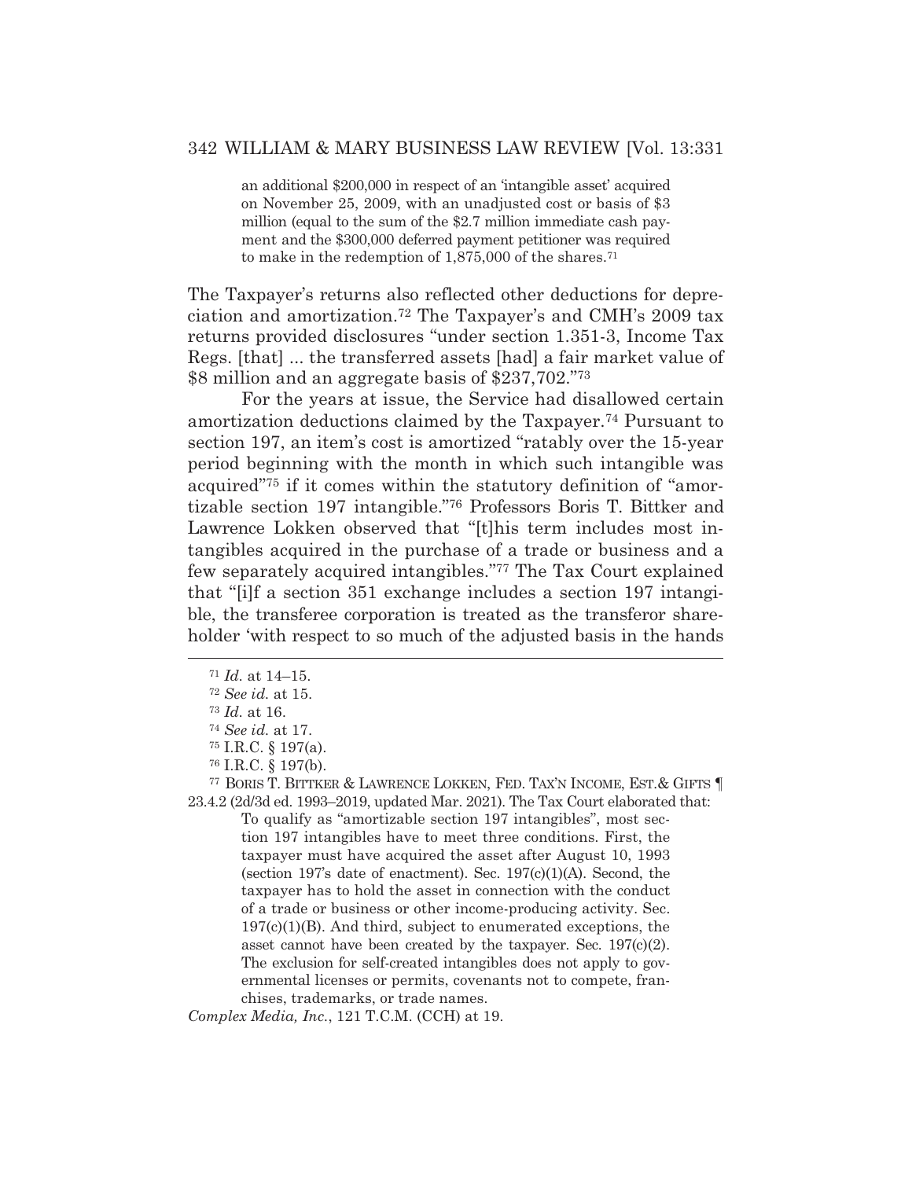> an additional $200,000 in respect of an 'intangible asset' acquired on November 25, 2009, with an unadjusted cost or basis of $3 million (equal to the sum of the $2.7 million immediate cash payment and the $300,000 deferred payment petitioner was required to make in the redemption of 1,875,000 of the shares.[71]

The Taxpayer's returns also reflected other deductions for depreciation and amortization.[72] The Taxpayer's and CMH's 2009 tax returns provided disclosures "under section 1.351-3, Income Tax Regs. [that] ... the transferred assets [had] a fair market value of $8 million and an aggregate basis of $237,702."[73]

For the years at issue, the Service had disallowed certain amortization deductions claimed by the Taxpayer.[74] Pursuant to section 197, an item's cost is amortized "ratably over the 15-year period beginning with the month in which such intangible was acquired"[75] if it comes within the statutory definition of "amortizable section 197 intangible."[76] Professors Boris T. Bittker and Lawrence Lokken observed that "[t]his term includes most intangibles acquired in the purchase of a trade or business and a few separately acquired intangibles."[77] The Tax Court explained that "[i]f a section 351 exchange includes a section 197 intangible, the transferee corporation is treated as the transferor shareholder 'with respect to so much of the adjusted basis in the hands

---

[71] *Id.* at 14–15.

[72] *See id.* at 15.

[73] *Id.* at 16.

[74] *See id.* at 17.

[75] I.R.C. § 197(a).

[76] I.R.C. § 197(b).

[77] BORIS T. BITTKER & LAWRENCE LOKKEN, FED. TAX'N INCOME, EST.& GIFTS ¶ 23.4.2 (2d/3d ed. 1993–2019, updated Mar. 2021). The Tax Court elaborated that:

> To qualify as "amortizable section 197 intangibles", most section 197 intangibles have to meet three conditions. First, the taxpayer must have acquired the asset after August 10, 1993 (section 197's date of enactment). Sec. 197(c)(1)(A). Second, the taxpayer has to hold the asset in connection with the conduct of a trade or business or other income-producing activity. Sec. 197(c)(1)(B). And third, subject to enumerated exceptions, the asset cannot have been created by the taxpayer. Sec. 197(c)(2). The exclusion for self-created intangibles does not apply to governmental licenses or permits, covenants not to compete, franchises, trademarks, or trade names.

*Complex Media, Inc.*, 121 T.C.M. (CCH) at 19.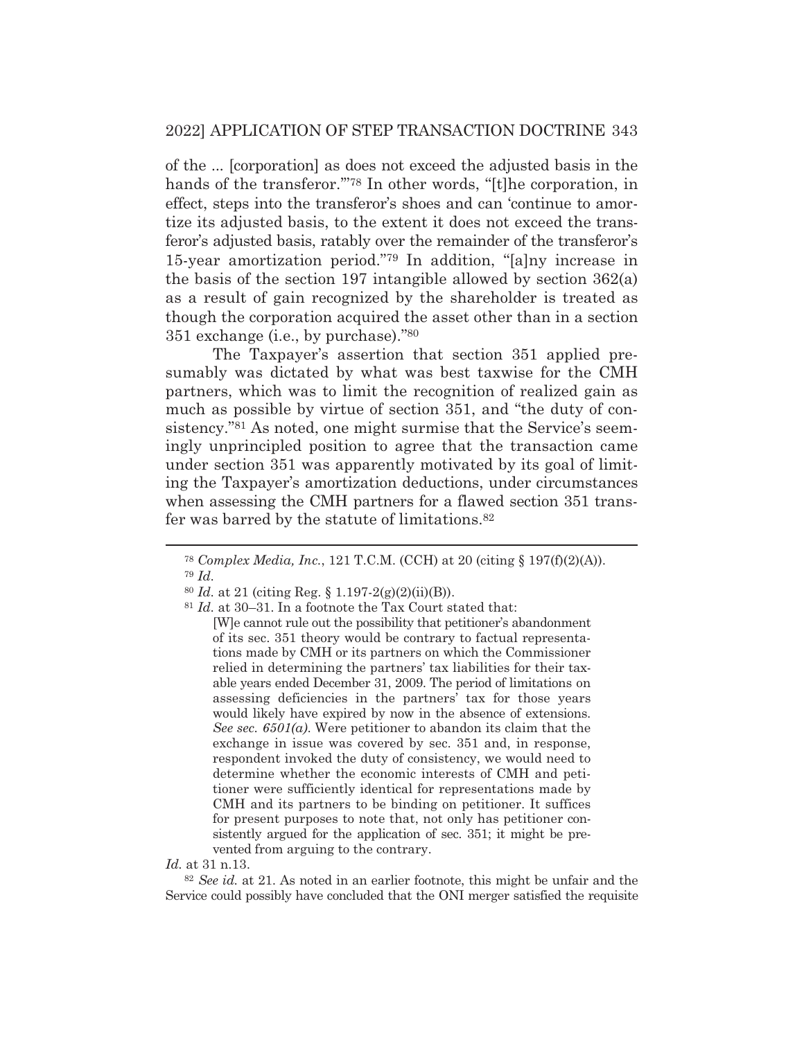of the ... [corporation] as does not exceed the adjusted basis in the hands of the transferor.'"[78] In other words, "[t]he corporation, in effect, steps into the transferor's shoes and can 'continue to amortize its adjusted basis, to the extent it does not exceed the transferor's adjusted basis, ratably over the remainder of the transferor's 15-year amortization period."[79] In addition, "[a]ny increase in the basis of the section 197 intangible allowed by section 362(a) as a result of gain recognized by the shareholder is treated as though the corporation acquired the asset other than in a section 351 exchange (i.e., by purchase)."[80]

The Taxpayer's assertion that section 351 applied presumably was dictated by what was best taxwise for the CMH partners, which was to limit the recognition of realized gain as much as possible by virtue of section 351, and "the duty of consistency."[81] As noted, one might surmise that the Service's seemingly unprincipled position to agree that the transaction came under section 351 was apparently motivated by its goal of limiting the Taxpayer's amortization deductions, under circumstances when assessing the CMH partners for a flawed section 351 transfer was barred by the statute of limitations.[82]

---

[78] *Complex Media, Inc.*, 121 T.C.M. (CCH) at 20 (citing § 197(f)(2)(A)).

[79] *Id.*

[80] *Id.* at 21 (citing Reg. § 1.197-2(g)(2)(ii)(B)).

[81] *Id.* at 30–31. In a footnote the Tax Court stated that:

> [W]e cannot rule out the possibility that petitioner's abandonment of its sec. 351 theory would be contrary to factual representations made by CMH or its partners on which the Commissioner relied in determining the partners' tax liabilities for their taxable years ended December 31, 2009. The period of limitations on assessing deficiencies in the partners' tax for those years would likely have expired by now in the absence of extensions. *See sec. 6501(a).* Were petitioner to abandon its claim that the exchange in issue was covered by sec. 351 and, in response, respondent invoked the duty of consistency, we would need to determine whether the economic interests of CMH and petitioner were sufficiently identical for representations made by CMH and its partners to be binding on petitioner. It suffices for present purposes to note that, not only has petitioner consistently argued for the application of sec. 351; it might be prevented from arguing to the contrary.

*Id.* at 31 n.13.

[82] *See id.* at 21. As noted in an earlier footnote, this might be unfair and the Service could possibly have concluded that the ONI merger satisfied the requisite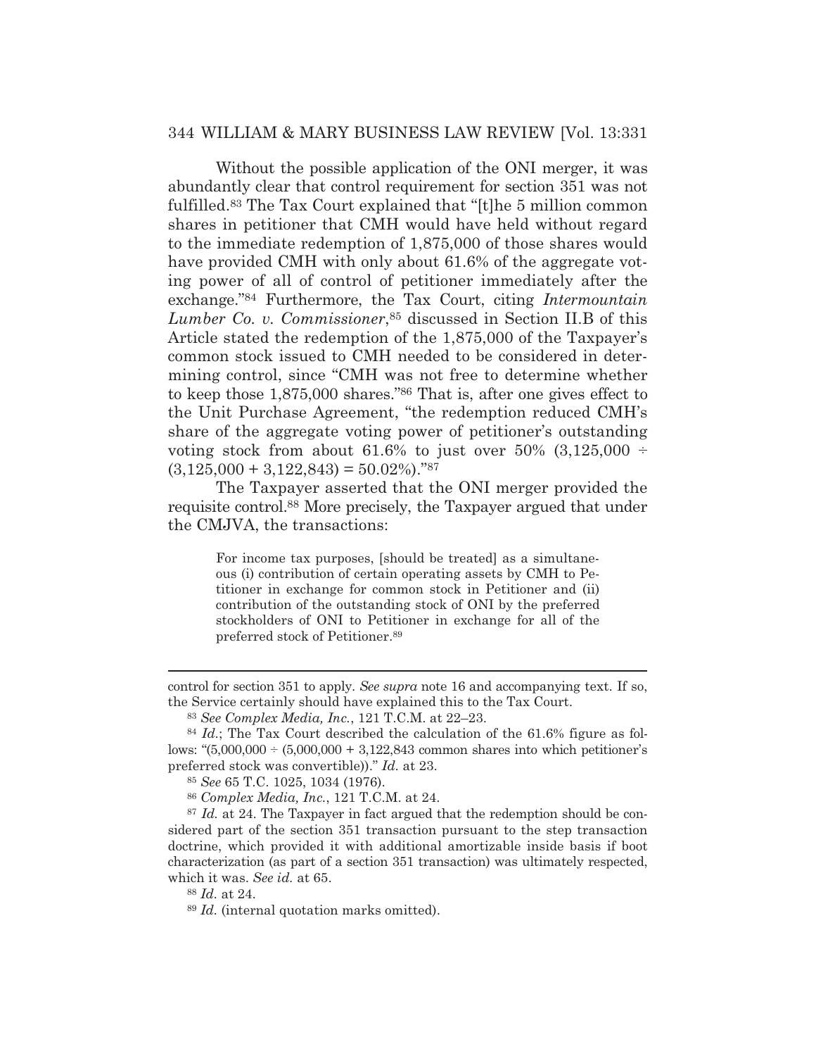Without the possible application of the ONI merger, it was abundantly clear that control requirement for section 351 was not fulfilled.[83] The Tax Court explained that "[t]he 5 million common shares in petitioner that CMH would have held without regard to the immediate redemption of 1,875,000 of those shares would have provided CMH with only about 61.6% of the aggregate voting power of all of control of petitioner immediately after the exchange."[84] Furthermore, the Tax Court, citing *Intermountain Lumber Co. v. Commissioner*,[85] discussed in Section II.B of this Article stated the redemption of the 1,875,000 of the Taxpayer's common stock issued to CMH needed to be considered in determining control, since "CMH was not free to determine whether to keep those 1,875,000 shares."[86] That is, after one gives effect to the Unit Purchase Agreement, "the redemption reduced CMH's share of the aggregate voting power of petitioner's outstanding voting stock from about 61.6% to just over 50% (3,125,000 ÷ (3,125,000 + 3,122,843) = 50.02%)."[87]

The Taxpayer asserted that the ONI merger provided the requisite control.[88] More precisely, the Taxpayer argued that under the CMJVA, the transactions:

> For income tax purposes, [should be treated] as a simultaneous (i) contribution of certain operating assets by CMH to Petitioner in exchange for common stock in Petitioner and (ii) contribution of the outstanding stock of ONI by the preferred stockholders of ONI to Petitioner in exchange for all of the preferred stock of Petitioner.[89]

---

control for section 351 to apply. *See supra* note 16 and accompanying text. If so, the Service certainly should have explained this to the Tax Court.

[83] *See Complex Media, Inc.*, 121 T.C.M. at 22–23.

[84] *Id.*; The Tax Court described the calculation of the 61.6% figure as follows: "(5,000,000 ÷ (5,000,000 + 3,122,843 common shares into which petitioner's preferred stock was convertible))." *Id.* at 23.

[85] *See* 65 T.C. 1025, 1034 (1976).

[86] *Complex Media, Inc.*, 121 T.C.M. at 24.

[87] *Id.* at 24. The Taxpayer in fact argued that the redemption should be considered part of the section 351 transaction pursuant to the step transaction doctrine, which provided it with additional amortizable inside basis if boot characterization (as part of a section 351 transaction) was ultimately respected, which it was. *See id.* at 65.

[88] *Id.* at 24.

[89] *Id.* (internal quotation marks omitted).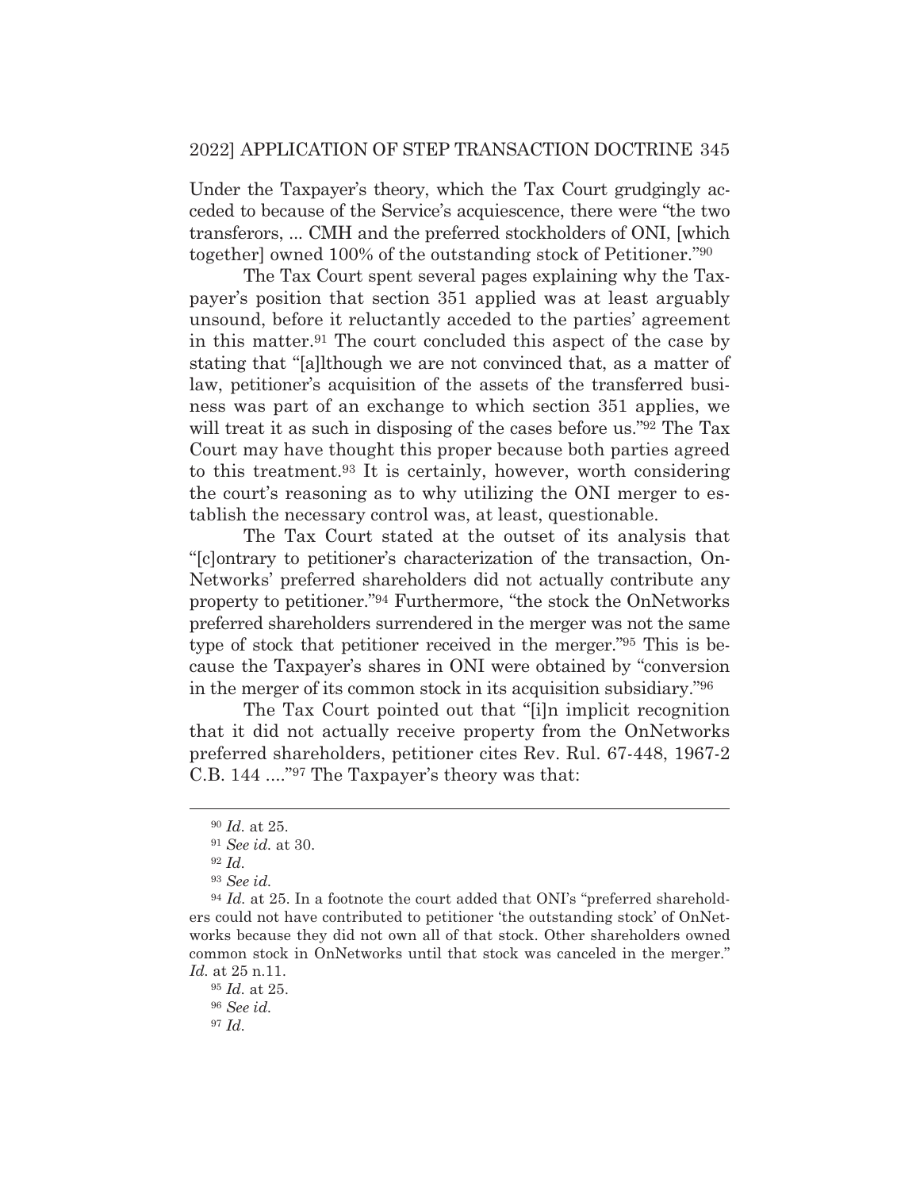Under the Taxpayer's theory, which the Tax Court grudgingly acceded to because of the Service's acquiescence, there were "the two transferors, ... CMH and the preferred stockholders of ONI, [which together] owned 100% of the outstanding stock of Petitioner."[90]

The Tax Court spent several pages explaining why the Taxpayer's position that section 351 applied was at least arguably unsound, before it reluctantly acceded to the parties' agreement in this matter.[91] The court concluded this aspect of the case by stating that "[a]lthough we are not convinced that, as a matter of law, petitioner's acquisition of the assets of the transferred business was part of an exchange to which section 351 applies, we will treat it as such in disposing of the cases before us."[92] The Tax Court may have thought this proper because both parties agreed to this treatment.[93] It is certainly, however, worth considering the court's reasoning as to why utilizing the ONI merger to establish the necessary control was, at least, questionable.

The Tax Court stated at the outset of its analysis that "[c]ontrary to petitioner's characterization of the transaction, OnNetworks' preferred shareholders did not actually contribute any property to petitioner."[94] Furthermore, "the stock the OnNetworks preferred shareholders surrendered in the merger was not the same type of stock that petitioner received in the merger."[95] This is because the Taxpayer's shares in ONI were obtained by "conversion in the merger of its common stock in its acquisition subsidiary."[96]

The Tax Court pointed out that "[i]n implicit recognition that it did not actually receive property from the OnNetworks preferred shareholders, petitioner cites Rev. Rul. 67-448, 1967-2 C.B. 144 ...."[97] The Taxpayer's theory was that:

---

[90] *Id.* at 25.

[91] *See id.* at 30.

[92] *Id.*

[93] *See id.*

[94] *Id.* at 25. In a footnote the court added that ONI's "preferred shareholders could not have contributed to petitioner 'the outstanding stock' of OnNetworks because they did not own all of that stock. Other shareholders owned common stock in OnNetworks until that stock was canceled in the merger." *Id.* at 25 n.11.

[95] *Id.* at 25.

[96] *See id.*

[97] *Id.*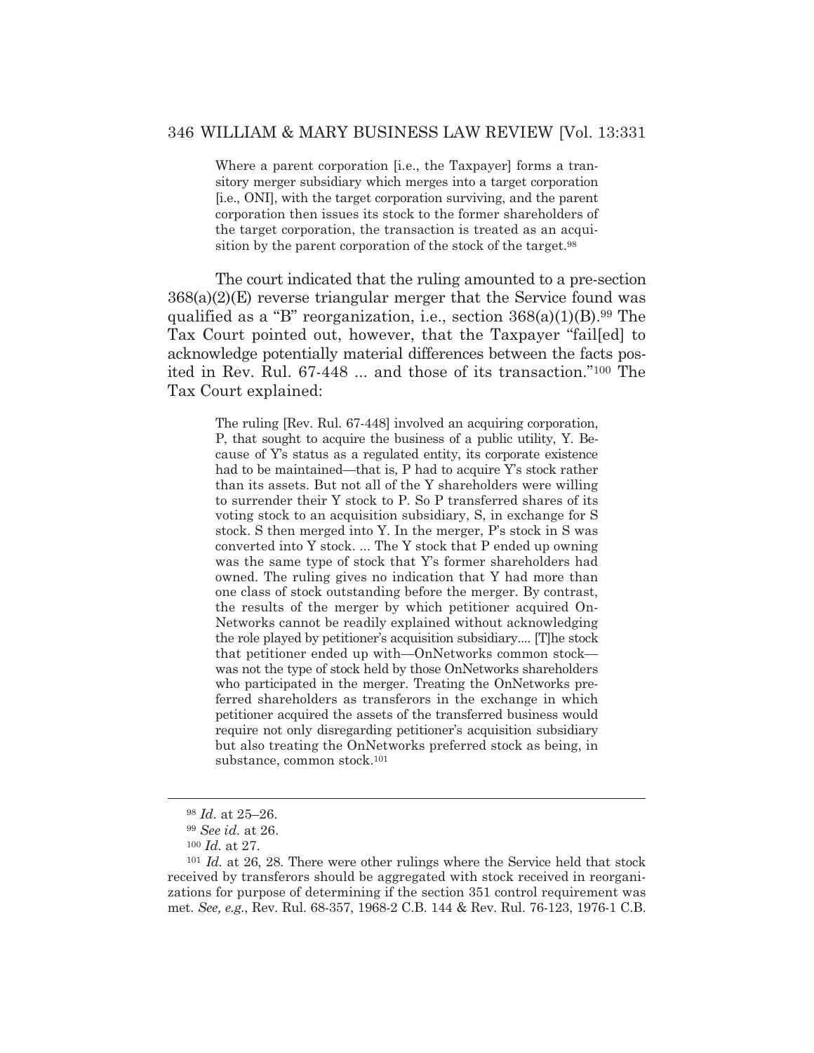> Where a parent corporation [i.e., the Taxpayer] forms a transitory merger subsidiary which merges into a target corporation [i.e., ONI], with the target corporation surviving, and the parent corporation then issues its stock to the former shareholders of the target corporation, the transaction is treated as an acquisition by the parent corporation of the stock of the target.[98]

The court indicated that the ruling amounted to a pre-section 368(a)(2)(E) reverse triangular merger that the Service found was qualified as a "B" reorganization, i.e., section 368(a)(1)(B).[99] The Tax Court pointed out, however, that the Taxpayer "fail[ed] to acknowledge potentially material differences between the facts posited in Rev. Rul. 67-448 ... and those of its transaction."[100] The Tax Court explained:

> The ruling [Rev. Rul. 67-448] involved an acquiring corporation, P, that sought to acquire the business of a public utility, Y. Because of Y's status as a regulated entity, its corporate existence had to be maintained—that is, P had to acquire Y's stock rather than its assets. But not all of the Y shareholders were willing to surrender their Y stock to P. So P transferred shares of its voting stock to an acquisition subsidiary, S, in exchange for S stock. S then merged into Y. In the merger, P's stock in S was converted into Y stock. ... The Y stock that P ended up owning was the same type of stock that Y's former shareholders had owned. The ruling gives no indication that Y had more than one class of stock outstanding before the merger. By contrast, the results of the merger by which petitioner acquired OnNetworks cannot be readily explained without acknowledging the role played by petitioner's acquisition subsidiary.... [T]he stock that petitioner ended up with—OnNetworks common stock—was not the type of stock held by those OnNetworks shareholders who participated in the merger. Treating the OnNetworks preferred shareholders as transferors in the exchange in which petitioner acquired the assets of the transferred business would require not only disregarding petitioner's acquisition subsidiary but also treating the OnNetworks preferred stock as being, in substance, common stock.[101]

---

[98] *Id.* at 25–26.

[99] *See id.* at 26.

[100] *Id.* at 27.

[101] *Id.* at 26, 28. There were other rulings where the Service held that stock received by transferors should be aggregated with stock received in reorganizations for purpose of determining if the section 351 control requirement was met. *See, e.g.*, Rev. Rul. 68-357, 1968-2 C.B. 144 & Rev. Rul. 76-123, 1976-1 C.B.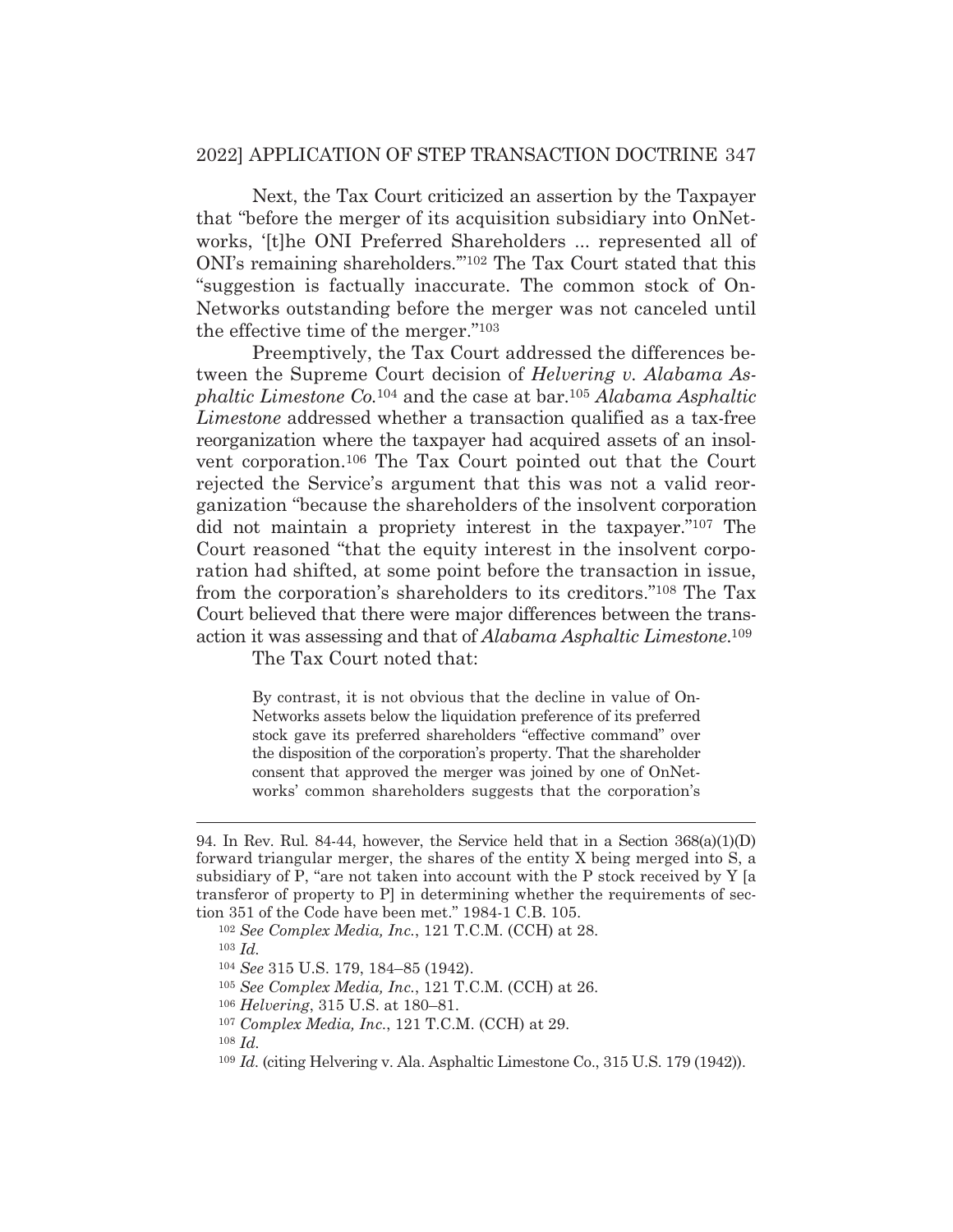Next, the Tax Court criticized an assertion by the Taxpayer that "before the merger of its acquisition subsidiary into OnNetworks, '[t]he ONI Preferred Shareholders ... represented all of ONI's remaining shareholders.'"[102] The Tax Court stated that this "suggestion is factually inaccurate. The common stock of OnNetworks outstanding before the merger was not canceled until the effective time of the merger."[103]

Preemptively, the Tax Court addressed the differences between the Supreme Court decision of *Helvering v. Alabama Asphaltic Limestone Co.*[104] and the case at bar.[105] *Alabama Asphaltic Limestone* addressed whether a transaction qualified as a tax-free reorganization where the taxpayer had acquired assets of an insolvent corporation.[106] The Tax Court pointed out that the Court rejected the Service's argument that this was not a valid reorganization "because the shareholders of the insolvent corporation did not maintain a propriety interest in the taxpayer."[107] The Court reasoned "that the equity interest in the insolvent corporation had shifted, at some point before the transaction in issue, from the corporation's shareholders to its creditors."[108] The Tax Court believed that there were major differences between the transaction it was assessing and that of *Alabama Asphaltic Limestone*.[109]

The Tax Court noted that:

> By contrast, it is not obvious that the decline in value of OnNetworks assets below the liquidation preference of its preferred stock gave its preferred shareholders "effective command" over the disposition of the corporation's property. That the shareholder consent that approved the merger was joined by one of OnNetworks' common shareholders suggests that the corporation's

---

94. In Rev. Rul. 84-44, however, the Service held that in a Section 368(a)(1)(D) forward triangular merger, the shares of the entity X being merged into S, a subsidiary of P, "are not taken into account with the P stock received by Y [a transferor of property to P] in determining whether the requirements of section 351 of the Code have been met." 1984-1 C.B. 105.

[102] *See Complex Media, Inc.*, 121 T.C.M. (CCH) at 28.

[103] *Id.*

[104] *See* 315 U.S. 179, 184–85 (1942).

[105] *See Complex Media, Inc.*, 121 T.C.M. (CCH) at 26.

[106] *Helvering*, 315 U.S. at 180–81.

[107] *Complex Media, Inc.*, 121 T.C.M. (CCH) at 29.

[108] *Id.*

[109] *Id.* (citing Helvering v. Ala. Asphaltic Limestone Co., 315 U.S. 179 (1942)).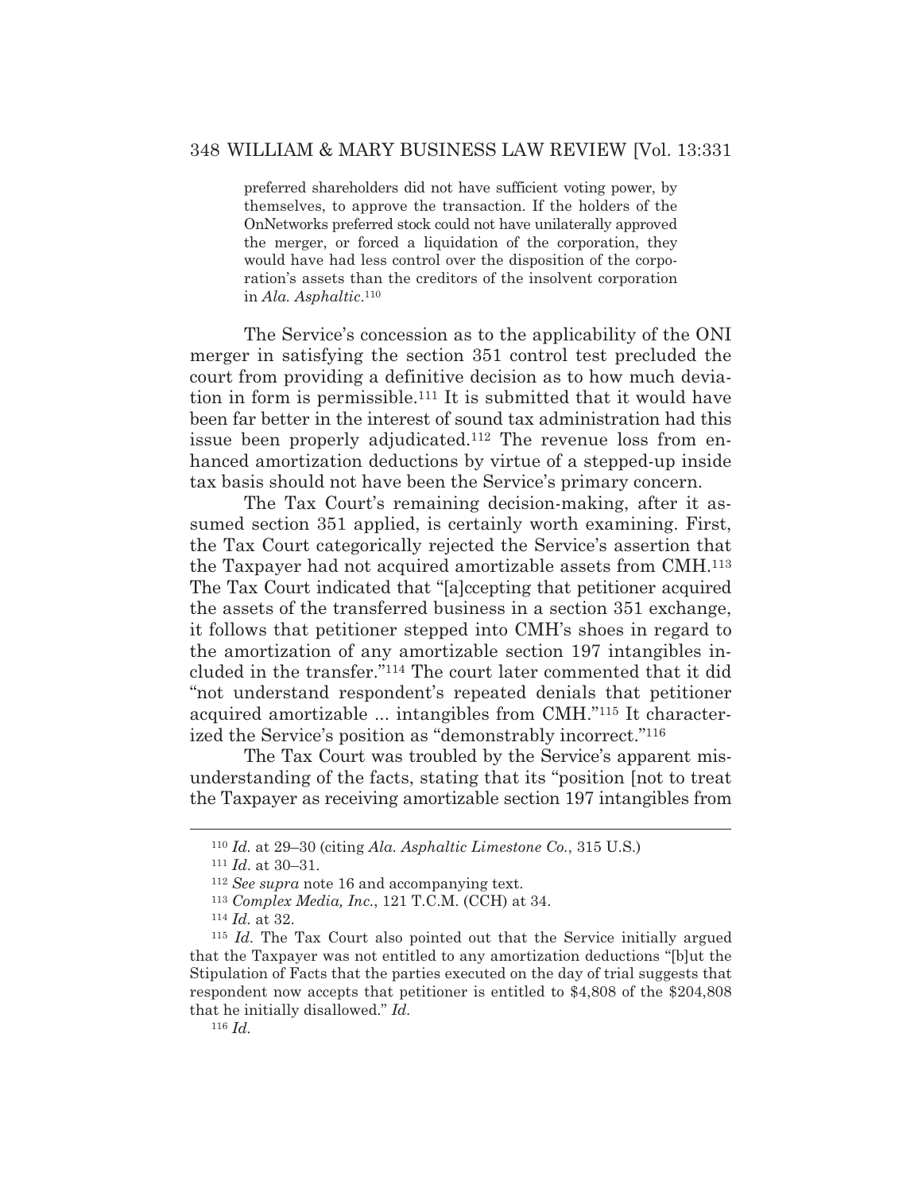> preferred shareholders did not have sufficient voting power, by themselves, to approve the transaction. If the holders of the OnNetworks preferred stock could not have unilaterally approved the merger, or forced a liquidation of the corporation, they would have had less control over the disposition of the corporation's assets than the creditors of the insolvent corporation in *Ala. Asphaltic*.[110]

The Service's concession as to the applicability of the ONI merger in satisfying the section 351 control test precluded the court from providing a definitive decision as to how much deviation in form is permissible.[111] It is submitted that it would have been far better in the interest of sound tax administration had this issue been properly adjudicated.[112] The revenue loss from enhanced amortization deductions by virtue of a stepped-up inside tax basis should not have been the Service's primary concern.

The Tax Court's remaining decision-making, after it assumed section 351 applied, is certainly worth examining. First, the Tax Court categorically rejected the Service's assertion that the Taxpayer had not acquired amortizable assets from CMH.[113] The Tax Court indicated that "[a]ccepting that petitioner acquired the assets of the transferred business in a section 351 exchange, it follows that petitioner stepped into CMH's shoes in regard to the amortization of any amortizable section 197 intangibles included in the transfer."[114] The court later commented that it did "not understand respondent's repeated denials that petitioner acquired amortizable ... intangibles from CMH."[115] It characterized the Service's position as "demonstrably incorrect."[116]

The Tax Court was troubled by the Service's apparent misunderstanding of the facts, stating that its "position [not to treat the Taxpayer as receiving amortizable section 197 intangibles from

---

[110] *Id.* at 29–30 (citing *Ala. Asphaltic Limestone Co.*, 315 U.S.)

[111] *Id*. at 30–31.

[112] *See supra* note 16 and accompanying text.

[113] *Complex Media, Inc.*, 121 T.C.M. (CCH) at 34.

[114] *Id.* at 32.

[115] *Id.* The Tax Court also pointed out that the Service initially argued that the Taxpayer was not entitled to any amortization deductions "[b]ut the Stipulation of Facts that the parties executed on the day of trial suggests that respondent now accepts that petitioner is entitled to $4,808 of the $204,808 that he initially disallowed." *Id.*

[116] *Id.*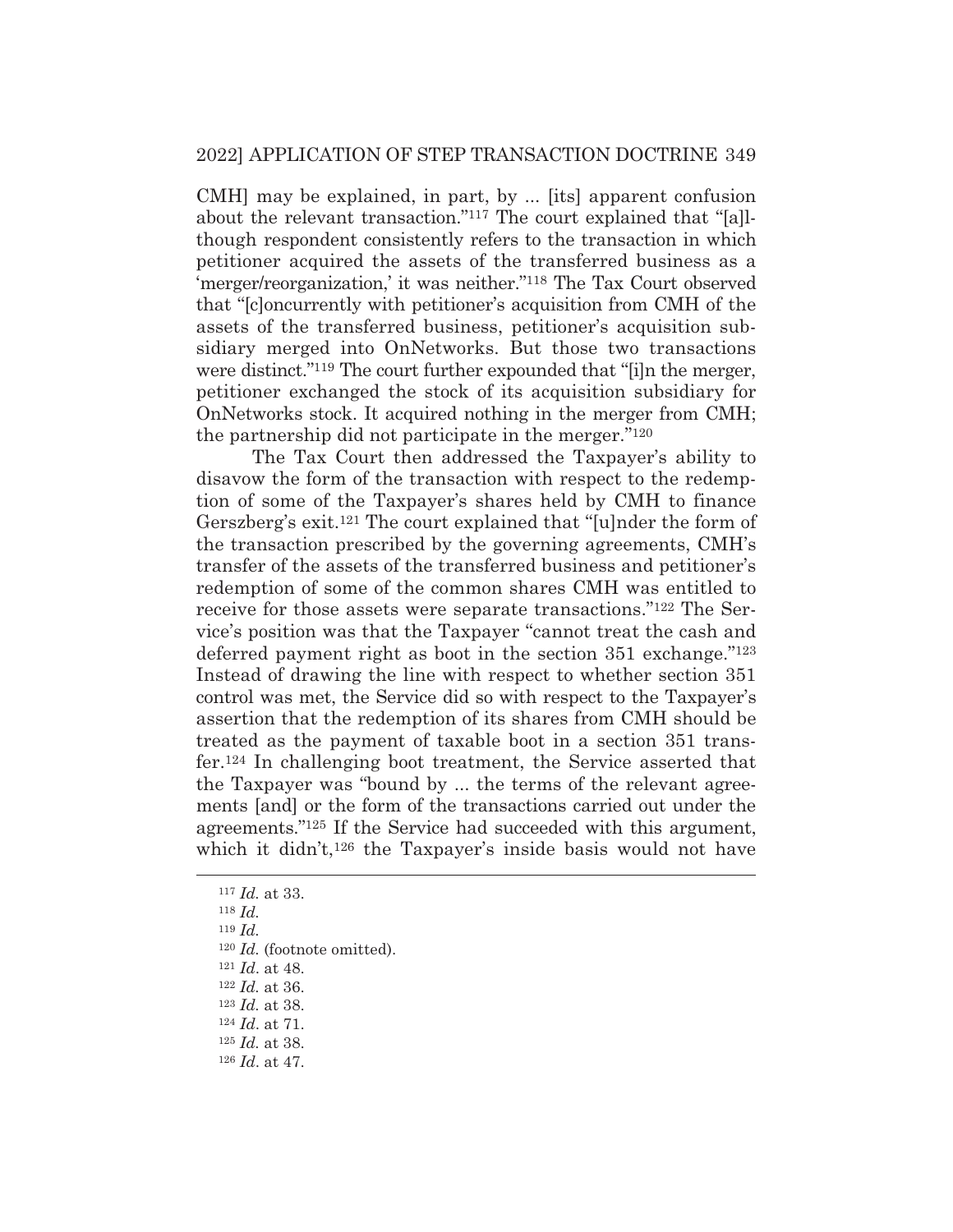CMH] may be explained, in part, by ... [its] apparent confusion about the relevant transaction."[117] The court explained that "[a]lthough respondent consistently refers to the transaction in which petitioner acquired the assets of the transferred business as a 'merger/reorganization,' it was neither."[118] The Tax Court observed that "[c]oncurrently with petitioner's acquisition from CMH of the assets of the transferred business, petitioner's acquisition subsidiary merged into OnNetworks. But those two transactions were distinct."[119] The court further expounded that "[i]n the merger, petitioner exchanged the stock of its acquisition subsidiary for OnNetworks stock. It acquired nothing in the merger from CMH; the partnership did not participate in the merger."[120]

The Tax Court then addressed the Taxpayer's ability to disavow the form of the transaction with respect to the redemption of some of the Taxpayer's shares held by CMH to finance Gerszberg's exit.[121] The court explained that "[u]nder the form of the transaction prescribed by the governing agreements, CMH's transfer of the assets of the transferred business and petitioner's redemption of some of the common shares CMH was entitled to receive for those assets were separate transactions."[122] The Service's position was that the Taxpayer "cannot treat the cash and deferred payment right as boot in the section 351 exchange."[123] Instead of drawing the line with respect to whether section 351 control was met, the Service did so with respect to the Taxpayer's assertion that the redemption of its shares from CMH should be treated as the payment of taxable boot in a section 351 transfer.[124] In challenging boot treatment, the Service asserted that the Taxpayer was "bound by ... the terms of the relevant agreements [and] or the form of the transactions carried out under the agreements."[125] If the Service had succeeded with this argument, which it didn't,[126] the Taxpayer's inside basis would not have

---

[117] *Id.* at 33.

[118] *Id.*

[119] *Id.*

[120] *Id.* (footnote omitted).

[121] *Id*. at 48.

[122] *Id*. at 36.

[123] *Id.* at 38.

[124] *Id*. at 71.

[125] *Id.* at 38.

[126] *Id*. at 47.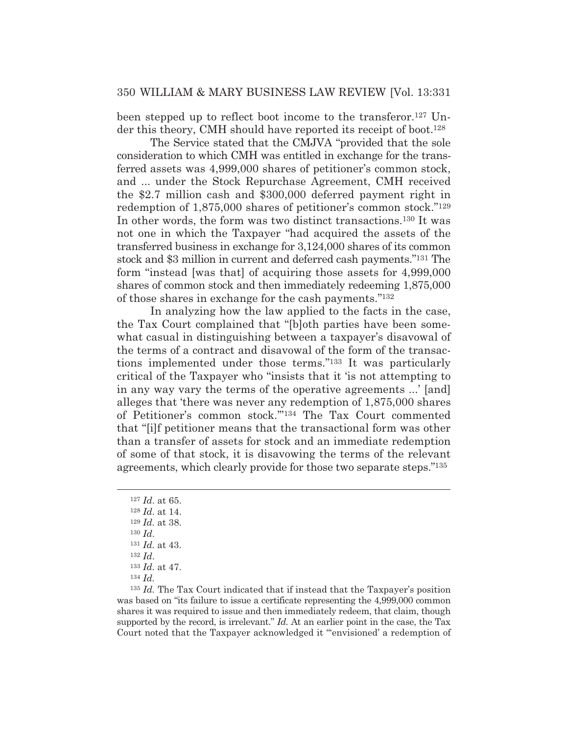been stepped up to reflect boot income to the transferor.[127] Under this theory, CMH should have reported its receipt of boot.[128]

The Service stated that the CMJVA "provided that the sole consideration to which CMH was entitled in exchange for the transferred assets was 4,999,000 shares of petitioner's common stock, and ... under the Stock Repurchase Agreement, CMH received the $2.7 million cash and $300,000 deferred payment right in redemption of 1,875,000 shares of petitioner's common stock."[129] In other words, the form was two distinct transactions.[130] It was not one in which the Taxpayer "had acquired the assets of the transferred business in exchange for 3,124,000 shares of its common stock and $3 million in current and deferred cash payments."[131] The form "instead [was that] of acquiring those assets for 4,999,000 shares of common stock and then immediately redeeming 1,875,000 of those shares in exchange for the cash payments."[132]

In analyzing how the law applied to the facts in the case, the Tax Court complained that "[b]oth parties have been somewhat casual in distinguishing between a taxpayer's disavowal of the terms of a contract and disavowal of the form of the transactions implemented under those terms."[133] It was particularly critical of the Taxpayer who "insists that it 'is not attempting to in any way vary the terms of the operative agreements ...' [and] alleges that 'there was never any redemption of 1,875,000 shares of Petitioner's common stock.'"[134] The Tax Court commented that "[i]f petitioner means that the transactional form was other than a transfer of assets for stock and an immediate redemption of some of that stock, it is disavowing the terms of the relevant agreements, which clearly provide for those two separate steps."[135]

---

[127] *Id*. at 65.

[128] *Id*. at 14.

[129] *Id.* at 38.

[130] *Id*.

[131] *Id.* at 43.

[132] *Id*.

[133] *Id.* at 47.

[134] *Id.*

[135] *Id.* The Tax Court indicated that if instead that the Taxpayer's position was based on "its failure to issue a certificate representing the 4,999,000 common shares it was required to issue and then immediately redeem, that claim, though supported by the record, is irrelevant." *Id.* At an earlier point in the case, the Tax Court noted that the Taxpayer acknowledged it "'envisioned' a redemption of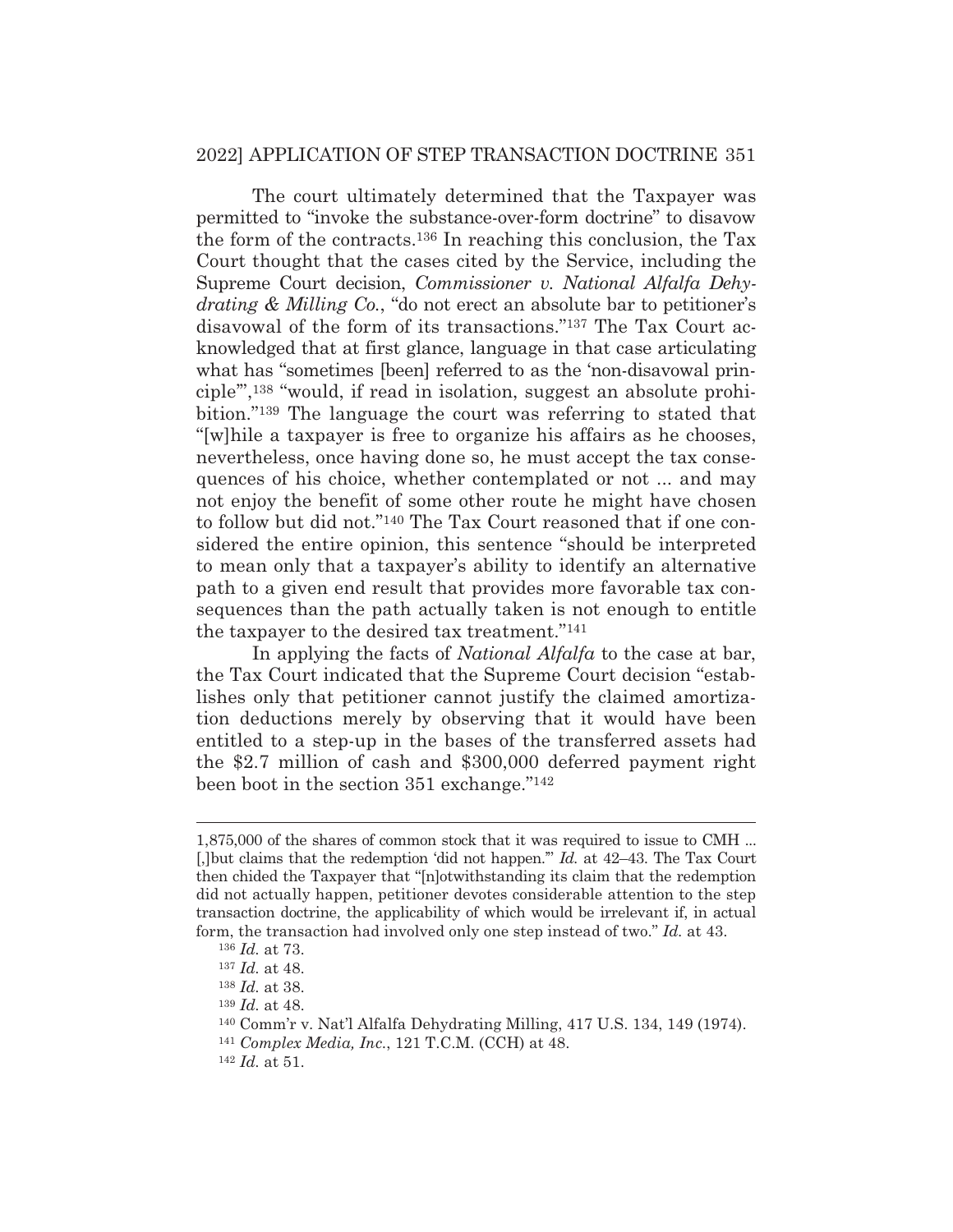The court ultimately determined that the Taxpayer was permitted to "invoke the substance-over-form doctrine" to disavow the form of the contracts.[136] In reaching this conclusion, the Tax Court thought that the cases cited by the Service, including the Supreme Court decision, *Commissioner v. National Alfalfa Dehydrating & Milling Co.*, "do not erect an absolute bar to petitioner's disavowal of the form of its transactions."[137] The Tax Court acknowledged that at first glance, language in that case articulating what has "sometimes [been] referred to as the 'non-disavowal principle'",[138] "would, if read in isolation, suggest an absolute prohibition."[139] The language the court was referring to stated that "[w]hile a taxpayer is free to organize his affairs as he chooses, nevertheless, once having done so, he must accept the tax consequences of his choice, whether contemplated or not ... and may not enjoy the benefit of some other route he might have chosen to follow but did not."[140] The Tax Court reasoned that if one considered the entire opinion, this sentence "should be interpreted to mean only that a taxpayer's ability to identify an alternative path to a given end result that provides more favorable tax consequences than the path actually taken is not enough to entitle the taxpayer to the desired tax treatment."[141]

In applying the facts of *National Alfalfa* to the case at bar, the Tax Court indicated that the Supreme Court decision "establishes only that petitioner cannot justify the claimed amortization deductions merely by observing that it would have been entitled to a step-up in the bases of the transferred assets had the $2.7 million of cash and $300,000 deferred payment right been boot in the section 351 exchange."[142]

---

1,875,000 of the shares of common stock that it was required to issue to CMH ... [,]but claims that the redemption 'did not happen.'" *Id.* at 42–43. The Tax Court then chided the Taxpayer that "[n]otwithstanding its claim that the redemption did not actually happen, petitioner devotes considerable attention to the step transaction doctrine, the applicability of which would be irrelevant if, in actual form, the transaction had involved only one step instead of two." *Id.* at 43.

[136] *Id.* at 73.

[137] *Id.* at 48.

[138] *Id.* at 38.

[139] *Id.* at 48.

[140] Comm'r v. Nat'l Alfalfa Dehydrating Milling, 417 U.S. 134, 149 (1974).

[141] *Complex Media, Inc.*, 121 T.C.M. (CCH) at 48.

[142] *Id.* at 51.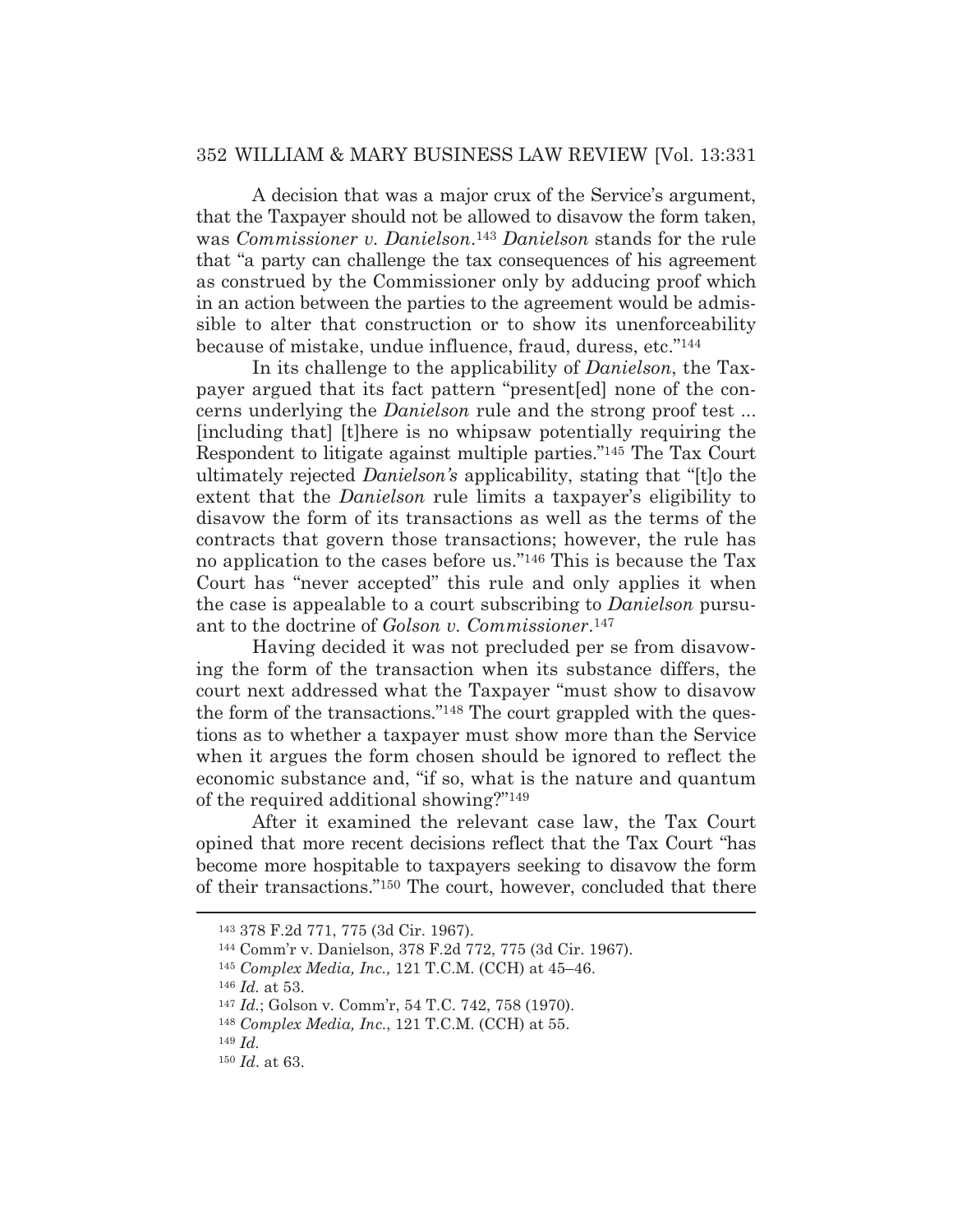A decision that was a major crux of the Service's argument, that the Taxpayer should not be allowed to disavow the form taken, was *Commissioner v. Danielson*.[143] *Danielson* stands for the rule that "a party can challenge the tax consequences of his agreement as construed by the Commissioner only by adducing proof which in an action between the parties to the agreement would be admissible to alter that construction or to show its unenforceability because of mistake, undue influence, fraud, duress, etc."[144]

In its challenge to the applicability of *Danielson*, the Taxpayer argued that its fact pattern "present[ed] none of the concerns underlying the *Danielson* rule and the strong proof test ... [including that] [t]here is no whipsaw potentially requiring the Respondent to litigate against multiple parties."[145] The Tax Court ultimately rejected *Danielson's* applicability, stating that "[t]o the extent that the *Danielson* rule limits a taxpayer's eligibility to disavow the form of its transactions as well as the terms of the contracts that govern those transactions; however, the rule has no application to the cases before us."[146] This is because the Tax Court has "never accepted" this rule and only applies it when the case is appealable to a court subscribing to *Danielson* pursuant to the doctrine of *Golson v. Commissioner*.[147]

Having decided it was not precluded per se from disavowing the form of the transaction when its substance differs, the court next addressed what the Taxpayer "must show to disavow the form of the transactions."[148] The court grappled with the questions as to whether a taxpayer must show more than the Service when it argues the form chosen should be ignored to reflect the economic substance and, "if so, what is the nature and quantum of the required additional showing?"[149]

After it examined the relevant case law, the Tax Court opined that more recent decisions reflect that the Tax Court "has become more hospitable to taxpayers seeking to disavow the form of their transactions."[150] The court, however, concluded that there

---

[143] 378 F.2d 771, 775 (3d Cir. 1967).

[144] Comm'r v. Danielson, 378 F.2d 772, 775 (3d Cir. 1967).

[145] *Complex Media, Inc.,* 121 T.C.M. (CCH) at 45–46.

[146] *Id.* at 53.

[147] *Id.*; Golson v. Comm'r, 54 T.C. 742, 758 (1970).

[148] *Complex Media, Inc.*, 121 T.C.M. (CCH) at 55.

[149] *Id.*

[150] *Id.* at 63.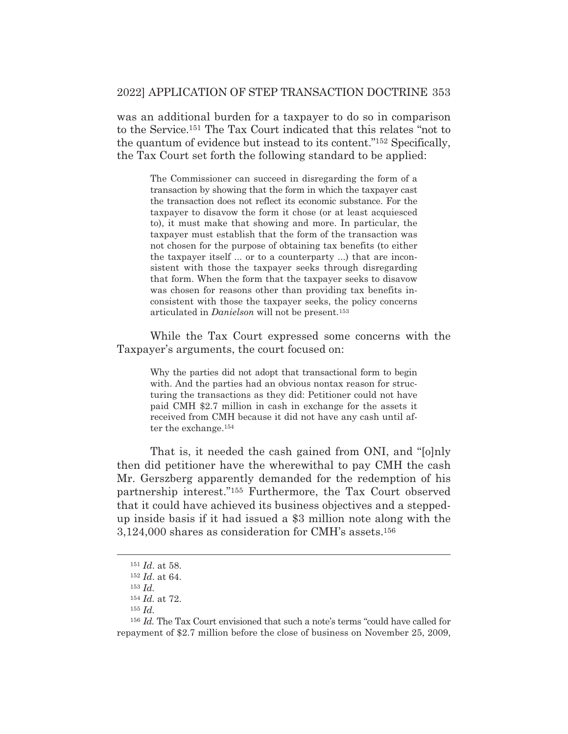was an additional burden for a taxpayer to do so in comparison to the Service.[151] The Tax Court indicated that this relates "not to the quantum of evidence but instead to its content."[152] Specifically, the Tax Court set forth the following standard to be applied:

> The Commissioner can succeed in disregarding the form of a transaction by showing that the form in which the taxpayer cast the transaction does not reflect its economic substance. For the taxpayer to disavow the form it chose (or at least acquiesced to), it must make that showing and more. In particular, the taxpayer must establish that the form of the transaction was not chosen for the purpose of obtaining tax benefits (to either the taxpayer itself ... or to a counterparty ...) that are inconsistent with those the taxpayer seeks through disregarding that form. When the form that the taxpayer seeks to disavow was chosen for reasons other than providing tax benefits inconsistent with those the taxpayer seeks, the policy concerns articulated in *Danielson* will not be present.[153]

While the Tax Court expressed some concerns with the Taxpayer's arguments, the court focused on:

> Why the parties did not adopt that transactional form to begin with. And the parties had an obvious nontax reason for structuring the transactions as they did: Petitioner could not have paid CMH $2.7 million in cash in exchange for the assets it received from CMH because it did not have any cash until after the exchange.[154]

That is, it needed the cash gained from ONI, and "[o]nly then did petitioner have the wherewithal to pay CMH the cash Mr. Gerszberg apparently demanded for the redemption of his partnership interest."[155] Furthermore, the Tax Court observed that it could have achieved its business objectives and a stepped-up inside basis if it had issued a $3 million note along with the 3,124,000 shares as consideration for CMH's assets.[156]

---

[151] *Id*. at 58.

[152] *Id*. at 64.

[153] *Id*.

[154] *Id.* at 72.

[155] *Id.*

[156] *Id.* The Tax Court envisioned that such a note's terms "could have called for repayment of $2.7 million before the close of business on November 25, 2009,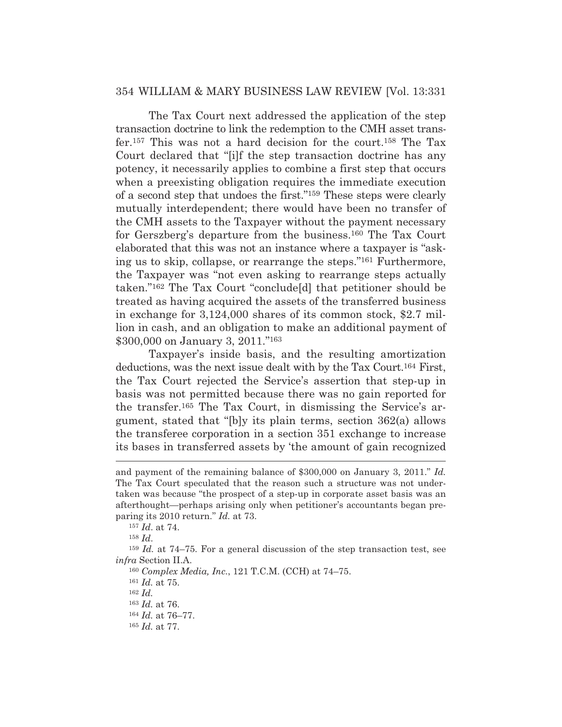The Tax Court next addressed the application of the step transaction doctrine to link the redemption to the CMH asset transfer.[157] This was not a hard decision for the court.[158] The Tax Court declared that "[i]f the step transaction doctrine has any potency, it necessarily applies to combine a first step that occurs when a preexisting obligation requires the immediate execution of a second step that undoes the first."[159] These steps were clearly mutually interdependent; there would have been no transfer of the CMH assets to the Taxpayer without the payment necessary for Gerszberg's departure from the business.[160] The Tax Court elaborated that this was not an instance where a taxpayer is "asking us to skip, collapse, or rearrange the steps."[161] Furthermore, the Taxpayer was "not even asking to rearrange steps actually taken."[162] The Tax Court "conclude[d] that petitioner should be treated as having acquired the assets of the transferred business in exchange for 3,124,000 shares of its common stock, $2.7 million in cash, and an obligation to make an additional payment of $300,000 on January 3, 2011."[163]

Taxpayer's inside basis, and the resulting amortization deductions, was the next issue dealt with by the Tax Court.[164] First, the Tax Court rejected the Service's assertion that step-up in basis was not permitted because there was no gain reported for the transfer.[165] The Tax Court, in dismissing the Service's argument, stated that "[b]y its plain terms, section 362(a) allows the transferee corporation in a section 351 exchange to increase its bases in transferred assets by 'the amount of gain recognized

---

and payment of the remaining balance of $300,000 on January 3, 2011." *Id.* The Tax Court speculated that the reason such a structure was not undertaken was because "the prospect of a step-up in corporate asset basis was an afterthought—perhaps arising only when petitioner's accountants began preparing its 2010 return." *Id.* at 73.

[157] *Id*. at 74.

[158] *Id*.

[159] *Id.* at 74–75. For a general discussion of the step transaction test, see *infra* Section II.A.

[160] *Complex Media, Inc.*, 121 T.C.M. (CCH) at 74–75.

[161] *Id.* at 75.

[162] *Id.*

[163] *Id.* at 76.

[164] *Id.* at 76–77.

[165] *Id.* at 77.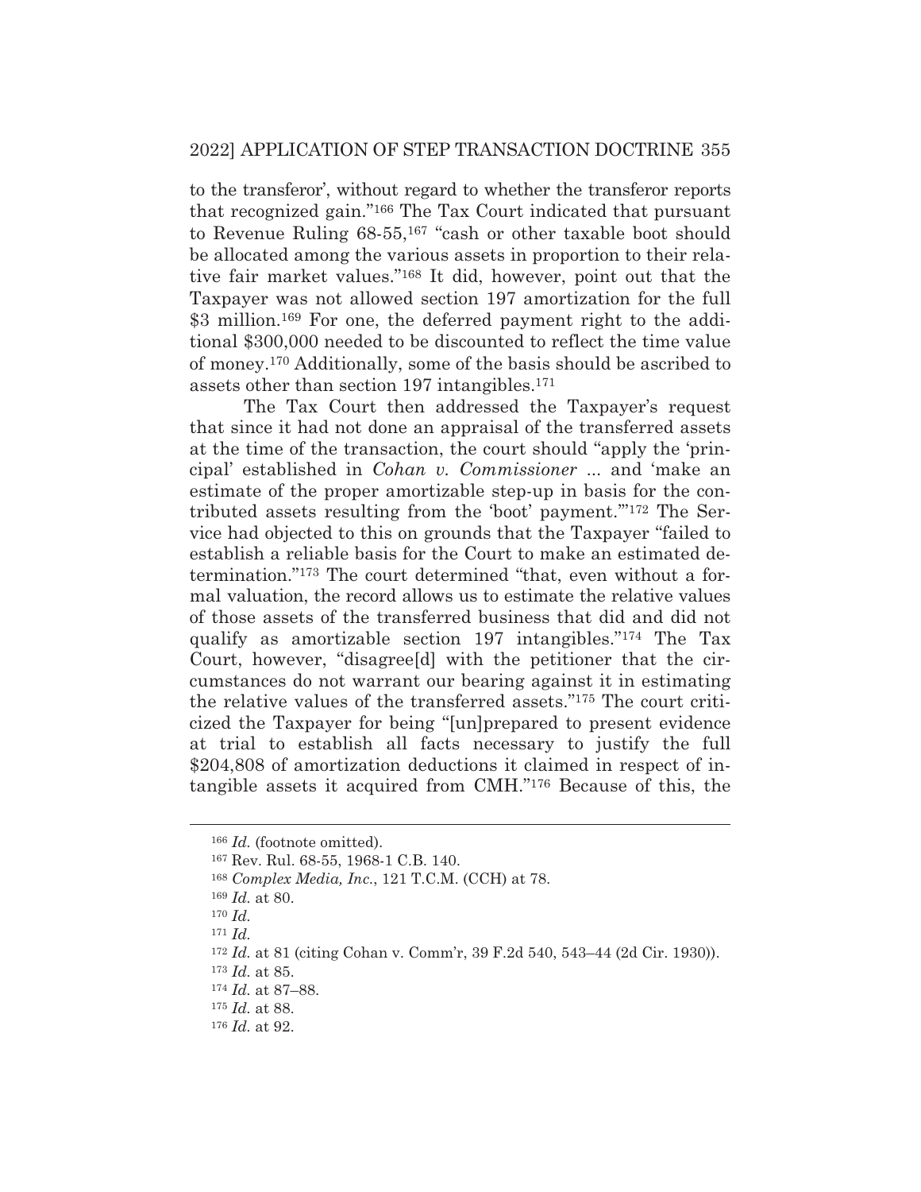to the transferor', without regard to whether the transferor reports that recognized gain."[166] The Tax Court indicated that pursuant to Revenue Ruling 68-55,[167] "cash or other taxable boot should be allocated among the various assets in proportion to their relative fair market values."[168] It did, however, point out that the Taxpayer was not allowed section 197 amortization for the full $3 million.[169] For one, the deferred payment right to the additional $300,000 needed to be discounted to reflect the time value of money.[170] Additionally, some of the basis should be ascribed to assets other than section 197 intangibles.[171]

The Tax Court then addressed the Taxpayer's request that since it had not done an appraisal of the transferred assets at the time of the transaction, the court should "apply the 'principal' established in *Cohan v. Commissioner* ... and 'make an estimate of the proper amortizable step-up in basis for the contributed assets resulting from the 'boot' payment.'"[172] The Service had objected to this on grounds that the Taxpayer "failed to establish a reliable basis for the Court to make an estimated determination."[173] The court determined "that, even without a formal valuation, the record allows us to estimate the relative values of those assets of the transferred business that did and did not qualify as amortizable section 197 intangibles."[174] The Tax Court, however, "disagree[d] with the petitioner that the circumstances do not warrant our bearing against it in estimating the relative values of the transferred assets."[175] The court criticized the Taxpayer for being "[un]prepared to present evidence at trial to establish all facts necessary to justify the full $204,808 of amortization deductions it claimed in respect of intangible assets it acquired from CMH."[176] Because of this, the

---

[166] *Id.* (footnote omitted).

[167] Rev. Rul. 68-55, 1968-1 C.B. 140.

[168] *Complex Media, Inc.*, 121 T.C.M. (CCH) at 78.

[169] *Id.* at 80.

[170] *Id.*

[171] *Id.*

[172] *Id.* at 81 (citing Cohan v. Comm'r, 39 F.2d 540, 543–44 (2d Cir. 1930)).

[173] *Id.* at 85.

[174] *Id.* at 87–88.

[175] *Id.* at 88.

[176] *Id.* at 92.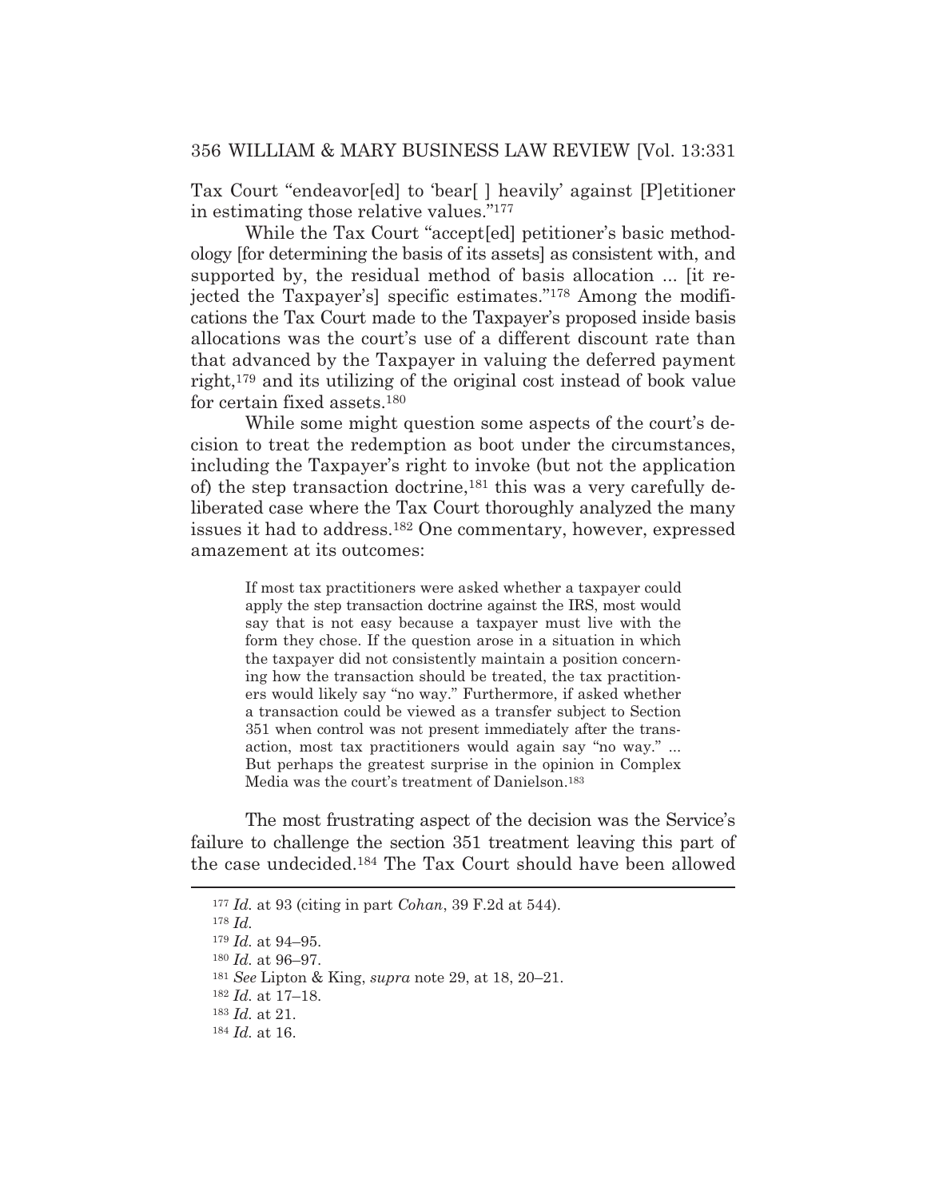Tax Court "endeavor[ed] to 'bear[ ] heavily' against [P]etitioner in estimating those relative values."[177]

While the Tax Court "accept[ed] petitioner's basic methodology [for determining the basis of its assets] as consistent with, and supported by, the residual method of basis allocation ... [it rejected the Taxpayer's] specific estimates."[178] Among the modifications the Tax Court made to the Taxpayer's proposed inside basis allocations was the court's use of a different discount rate than that advanced by the Taxpayer in valuing the deferred payment right,[179] and its utilizing of the original cost instead of book value for certain fixed assets.[180]

While some might question some aspects of the court's decision to treat the redemption as boot under the circumstances, including the Taxpayer's right to invoke (but not the application of) the step transaction doctrine,[181] this was a very carefully deliberated case where the Tax Court thoroughly analyzed the many issues it had to address.[182] One commentary, however, expressed amazement at its outcomes:

> If most tax practitioners were asked whether a taxpayer could apply the step transaction doctrine against the IRS, most would say that is not easy because a taxpayer must live with the form they chose. If the question arose in a situation in which the taxpayer did not consistently maintain a position concerning how the transaction should be treated, the tax practitioners would likely say "no way." Furthermore, if asked whether a transaction could be viewed as a transfer subject to Section 351 when control was not present immediately after the transaction, most tax practitioners would again say "no way." ... But perhaps the greatest surprise in the opinion in Complex Media was the court's treatment of Danielson.[183]

The most frustrating aspect of the decision was the Service's failure to challenge the section 351 treatment leaving this part of the case undecided.[184] The Tax Court should have been allowed

---

[177] *Id.* at 93 (citing in part *Cohan*, 39 F.2d at 544).

[178] *Id.*

[179] *Id.* at 94–95.

[180] *Id.* at 96–97.

[181] *See* Lipton & King, *supra* note 29, at 18, 20–21.

[182] *Id.* at 17–18.

[183] *Id.* at 21.

[184] *Id.* at 16.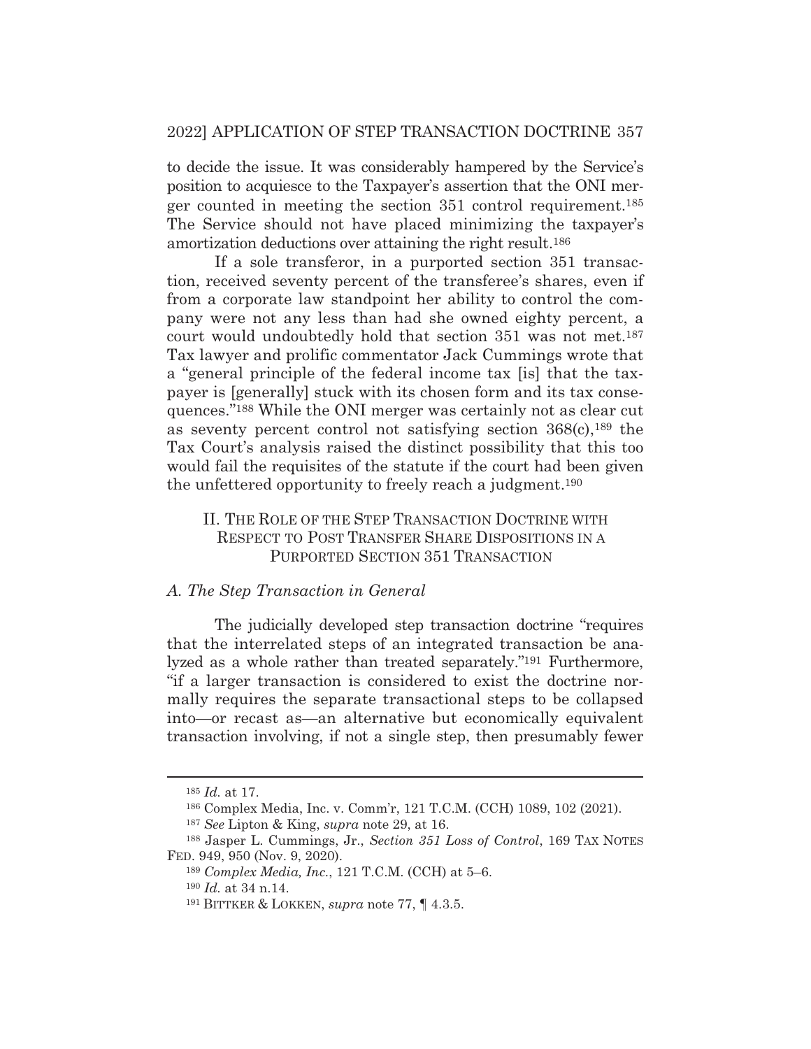to decide the issue. It was considerably hampered by the Service's position to acquiesce to the Taxpayer's assertion that the ONI merger counted in meeting the section 351 control requirement.[185] The Service should not have placed minimizing the taxpayer's amortization deductions over attaining the right result.[186]

If a sole transferor, in a purported section 351 transaction, received seventy percent of the transferee's shares, even if from a corporate law standpoint her ability to control the company were not any less than had she owned eighty percent, a court would undoubtedly hold that section 351 was not met.[187] Tax lawyer and prolific commentator Jack Cummings wrote that a "general principle of the federal income tax [is] that the taxpayer is [generally] stuck with its chosen form and its tax consequences."[188] While the ONI merger was certainly not as clear cut as seventy percent control not satisfying section 368(c),[189] the Tax Court's analysis raised the distinct possibility that this too would fail the requisites of the statute if the court had been given the unfettered opportunity to freely reach a judgment.[190]

## II. The Role of the Step Transaction Doctrine with Respect to Post Transfer Share Dispositions in a Purported Section 351 Transaction

### *A. The Step Transaction in General*

The judicially developed step transaction doctrine "requires that the interrelated steps of an integrated transaction be analyzed as a whole rather than treated separately."[191] Furthermore, "if a larger transaction is considered to exist the doctrine normally requires the separate transactional steps to be collapsed into—or recast as—an alternative but economically equivalent transaction involving, if not a single step, then presumably fewer

---

[185] *Id.* at 17.

[186] Complex Media, Inc. v. Comm'r, 121 T.C.M. (CCH) 1089, 102 (2021).

[187] *See* Lipton & King, *supra* note 29, at 16.

[188] Jasper L. Cummings, Jr., *Section 351 Loss of Control*, 169 Tax Notes Fed. 949, 950 (Nov. 9, 2020).

[189] *Complex Media, Inc.*, 121 T.C.M. (CCH) at 5–6.

[190] *Id.* at 34 n.14.

[191] Bittker & Lokken, *supra* note 77, ¶ 4.3.5.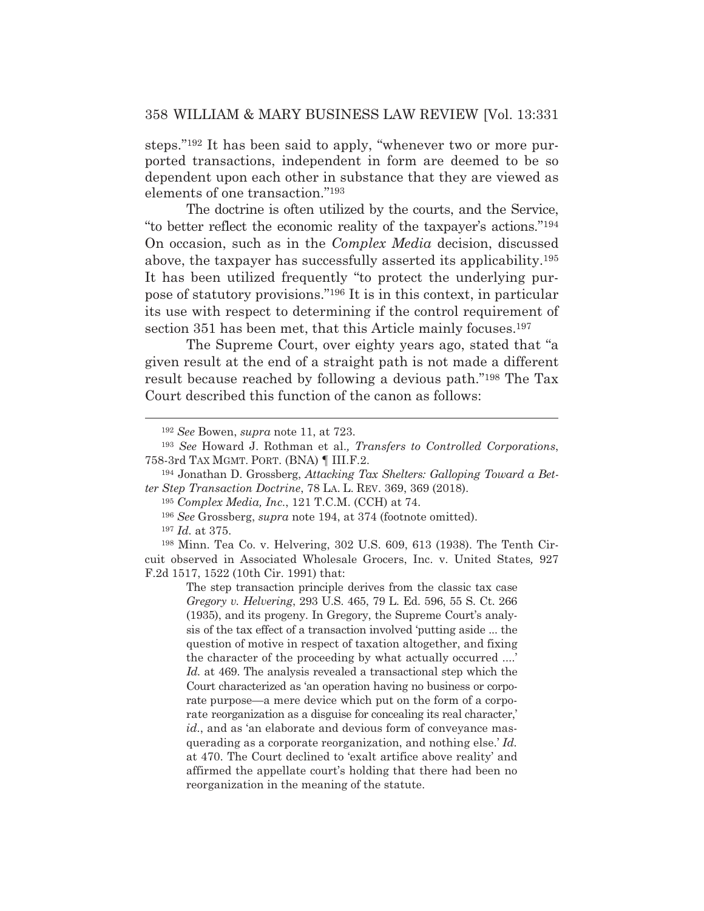steps."[192] It has been said to apply, "whenever two or more purported transactions, independent in form are deemed to be so dependent upon each other in substance that they are viewed as elements of one transaction."[193]

The doctrine is often utilized by the courts, and the Service, "to better reflect the economic reality of the taxpayer's actions."[194] On occasion, such as in the *Complex Media* decision, discussed above, the taxpayer has successfully asserted its applicability.[195] It has been utilized frequently "to protect the underlying purpose of statutory provisions."[196] It is in this context, in particular its use with respect to determining if the control requirement of section 351 has been met, that this Article mainly focuses.[197]

The Supreme Court, over eighty years ago, stated that "a given result at the end of a straight path is not made a different result because reached by following a devious path."[198] The Tax Court described this function of the canon as follows:

---

[192] *See* Bowen, *supra* note 11, at 723.

[193] *See* Howard J. Rothman et al., *Transfers to Controlled Corporations*, 758-3rd TAX MGMT. PORT. (BNA) ¶ III.F.2.

[194] Jonathan D. Grossberg, *Attacking Tax Shelters: Galloping Toward a Better Step Transaction Doctrine*, 78 LA. L. REV. 369, 369 (2018).

[195] *Complex Media, Inc.*, 121 T.C.M. (CCH) at 74.

[196] *See* Grossberg, *supra* note 194, at 374 (footnote omitted).

[197] *Id.* at 375.

[198] Minn. Tea Co. v. Helvering, 302 U.S. 609, 613 (1938). The Tenth Circuit observed in Associated Wholesale Grocers, Inc. v. United States*,* 927 F.2d 1517, 1522 (10th Cir. 1991) that:

> The step transaction principle derives from the classic tax case *Gregory v. Helvering*, 293 U.S. 465, 79 L. Ed. 596, 55 S. Ct. 266 (1935), and its progeny. In Gregory, the Supreme Court's analysis of the tax effect of a transaction involved 'putting aside ... the question of motive in respect of taxation altogether, and fixing the character of the proceeding by what actually occurred ....' *Id.* at 469. The analysis revealed a transactional step which the Court characterized as 'an operation having no business or corporate purpose—a mere device which put on the form of a corporate reorganization as a disguise for concealing its real character,' *id.*, and as 'an elaborate and devious form of conveyance masquerading as a corporate reorganization, and nothing else.' *Id.* at 470. The Court declined to 'exalt artifice above reality' and affirmed the appellate court's holding that there had been no reorganization in the meaning of the statute.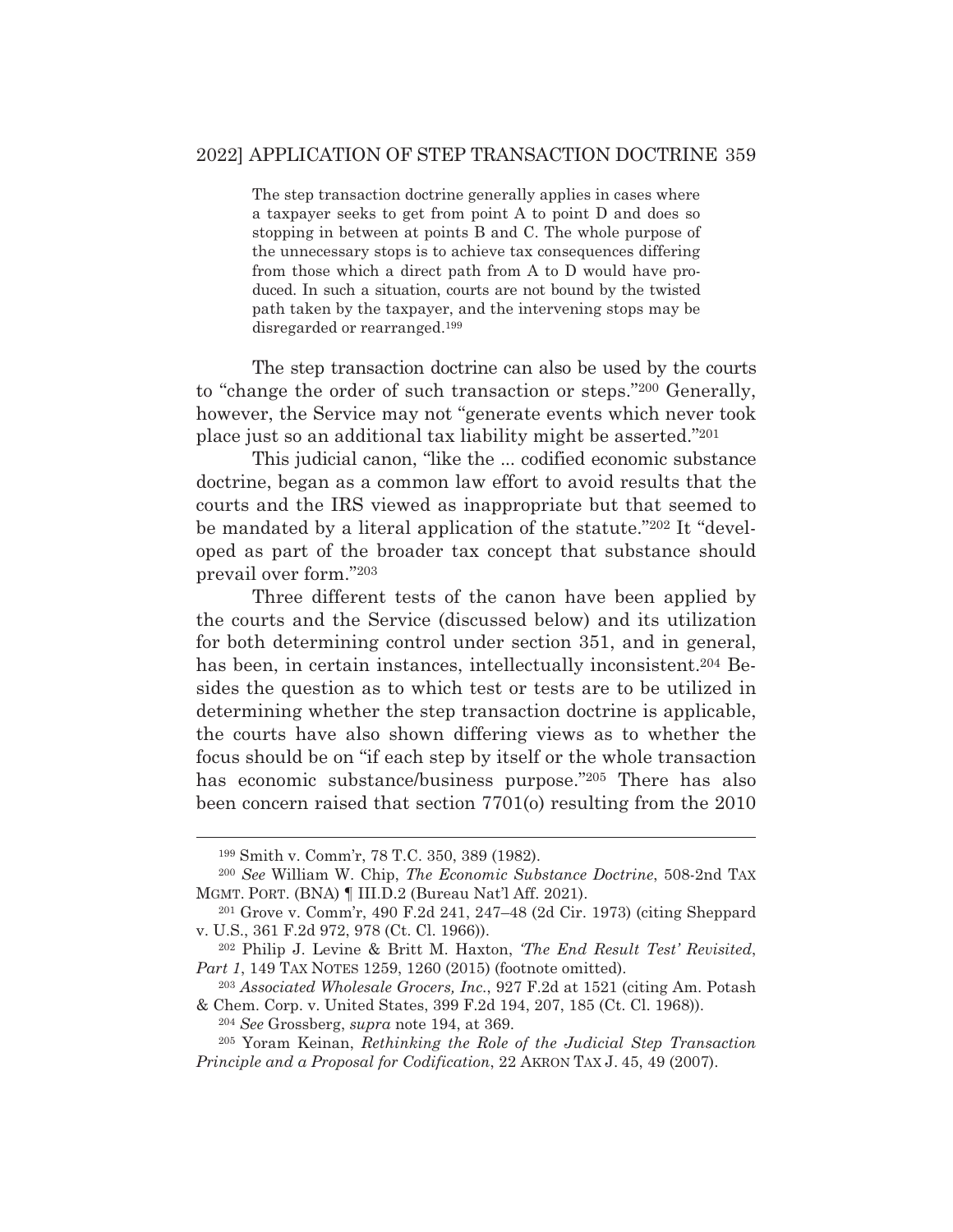> The step transaction doctrine generally applies in cases where a taxpayer seeks to get from point A to point D and does so stopping in between at points B and C. The whole purpose of the unnecessary stops is to achieve tax consequences differing from those which a direct path from A to D would have produced. In such a situation, courts are not bound by the twisted path taken by the taxpayer, and the intervening stops may be disregarded or rearranged.[199]

The step transaction doctrine can also be used by the courts to "change the order of such transaction or steps."[200] Generally, however, the Service may not "generate events which never took place just so an additional tax liability might be asserted."[201]

This judicial canon, "like the ... codified economic substance doctrine, began as a common law effort to avoid results that the courts and the IRS viewed as inappropriate but that seemed to be mandated by a literal application of the statute."[202] It "developed as part of the broader tax concept that substance should prevail over form."[203]

Three different tests of the canon have been applied by the courts and the Service (discussed below) and its utilization for both determining control under section 351, and in general, has been, in certain instances, intellectually inconsistent.[204] Besides the question as to which test or tests are to be utilized in determining whether the step transaction doctrine is applicable, the courts have also shown differing views as to whether the focus should be on "if each step by itself or the whole transaction has economic substance/business purpose."[205] There has also been concern raised that section 7701(o) resulting from the 2010

---

[199] Smith v. Comm'r, 78 T.C. 350, 389 (1982).

[200] *See* William W. Chip, *The Economic Substance Doctrine*, 508-2nd TAX MGMT. PORT. (BNA) ¶ III.D.2 (Bureau Nat'l Aff. 2021).

[201] Grove v. Comm'r, 490 F.2d 241, 247–48 (2d Cir. 1973) (citing Sheppard v. U.S., 361 F.2d 972, 978 (Ct. Cl. 1966)).

[202] Philip J. Levine & Britt M. Haxton, *'The End Result Test' Revisited, Part 1*, 149 TAX NOTES 1259, 1260 (2015) (footnote omitted).

[203] *Associated Wholesale Grocers, Inc.*, 927 F.2d at 1521 (citing Am. Potash & Chem. Corp. v. United States, 399 F.2d 194, 207, 185 (Ct. Cl. 1968)).

[204] *See* Grossberg, *supra* note 194, at 369.

[205] Yoram Keinan, *Rethinking the Role of the Judicial Step Transaction Principle and a Proposal for Codification*, 22 AKRON TAX J. 45, 49 (2007).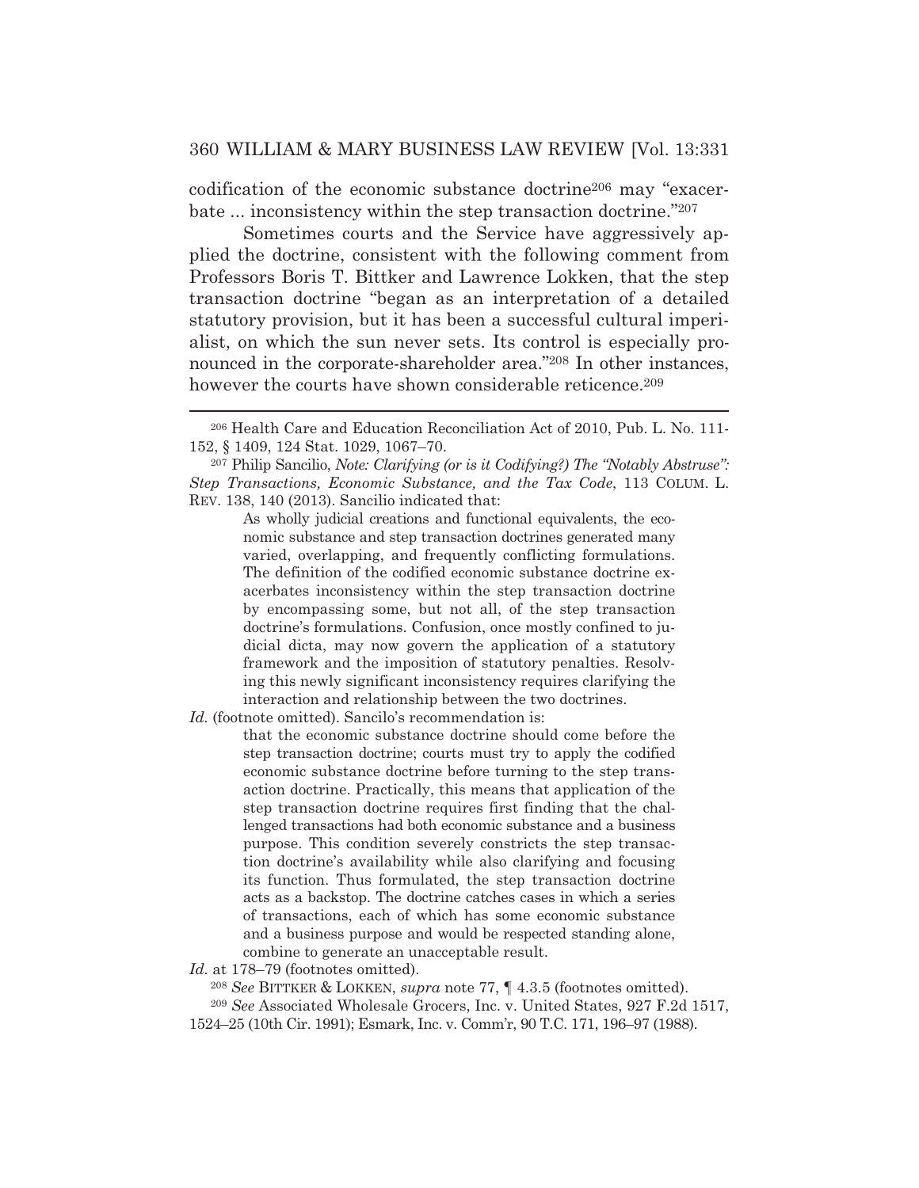codification of the economic substance doctrine[206] may "exacerbate ... inconsistency within the step transaction doctrine."[207]

Sometimes courts and the Service have aggressively applied the doctrine, consistent with the following comment from Professors Boris T. Bittker and Lawrence Lokken, that the step transaction doctrine "began as an interpretation of a detailed statutory provision, but it has been a successful cultural imperialist, on which the sun never sets. Its control is especially pronounced in the corporate-shareholder area."[208] In other instances, however the courts have shown considerable reticence.[209]

---

[206] Health Care and Education Reconciliation Act of 2010, Pub. L. No. 111-152, § 1409, 124 Stat. 1029, 1067–70.

[207] Philip Sancilio, *Note: Clarifying (or is it Codifying?) The "Notably Abstruse": Step Transactions, Economic Substance, and the Tax Code*, 113 COLUM. L. REV. 138, 140 (2013). Sancilio indicated that:

> As wholly judicial creations and functional equivalents, the economic substance and step transaction doctrines generated many varied, overlapping, and frequently conflicting formulations. The definition of the codified economic substance doctrine exacerbates inconsistency within the step transaction doctrine by encompassing some, but not all, of the step transaction doctrine's formulations. Confusion, once mostly confined to judicial dicta, may now govern the application of a statutory framework and the imposition of statutory penalties. Resolving this newly significant inconsistency requires clarifying the interaction and relationship between the two doctrines.

*Id.* (footnote omitted). Sancilo's recommendation is:

> that the economic substance doctrine should come before the step transaction doctrine; courts must try to apply the codified economic substance doctrine before turning to the step transaction doctrine. Practically, this means that application of the step transaction doctrine requires first finding that the challenged transactions had both economic substance and a business purpose. This condition severely constricts the step transaction doctrine's availability while also clarifying and focusing its function. Thus formulated, the step transaction doctrine acts as a backstop. The doctrine catches cases in which a series of transactions, each of which has some economic substance and a business purpose and would be respected standing alone, combine to generate an unacceptable result.

*Id.* at 178–79 (footnotes omitted).

[208] *See* BITTKER & LOKKEN, *supra* note 77, ¶ 4.3.5 (footnotes omitted).

[209] *See* Associated Wholesale Grocers, Inc. v. United States, 927 F.2d 1517, 1524–25 (10th Cir. 1991); Esmark, Inc. v. Comm'r, 90 T.C. 171, 196–97 (1988).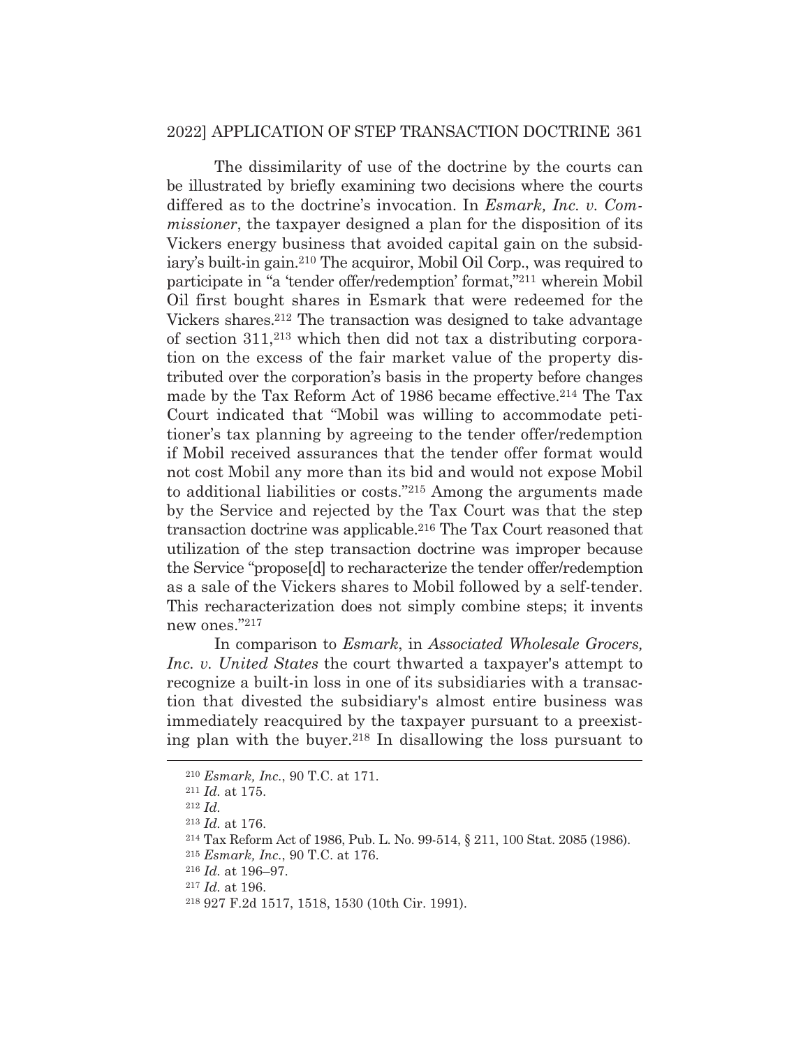The dissimilarity of use of the doctrine by the courts can be illustrated by briefly examining two decisions where the courts differed as to the doctrine's invocation. In *Esmark, Inc. v. Commissioner*, the taxpayer designed a plan for the disposition of its Vickers energy business that avoided capital gain on the subsidiary's built-in gain.[210] The acquiror, Mobil Oil Corp., was required to participate in "a 'tender offer/redemption' format,"[211] wherein Mobil Oil first bought shares in Esmark that were redeemed for the Vickers shares.[212] The transaction was designed to take advantage of section 311,[213] which then did not tax a distributing corporation on the excess of the fair market value of the property distributed over the corporation's basis in the property before changes made by the Tax Reform Act of 1986 became effective.[214] The Tax Court indicated that "Mobil was willing to accommodate petitioner's tax planning by agreeing to the tender offer/redemption if Mobil received assurances that the tender offer format would not cost Mobil any more than its bid and would not expose Mobil to additional liabilities or costs."[215] Among the arguments made by the Service and rejected by the Tax Court was that the step transaction doctrine was applicable.[216] The Tax Court reasoned that utilization of the step transaction doctrine was improper because the Service "propose[d] to recharacterize the tender offer/redemption as a sale of the Vickers shares to Mobil followed by a self-tender. This recharacterization does not simply combine steps; it invents new ones."[217]

In comparison to *Esmark*, in *Associated Wholesale Grocers, Inc. v. United States* the court thwarted a taxpayer's attempt to recognize a built-in loss in one of its subsidiaries with a transaction that divested the subsidiary's almost entire business was immediately reacquired by the taxpayer pursuant to a preexisting plan with the buyer.[218] In disallowing the loss pursuant to

---

[210] *Esmark, Inc.*, 90 T.C. at 171.

[211] *Id.* at 175.

[212] *Id.*

[213] *Id.* at 176.

[214] Tax Reform Act of 1986, Pub. L. No. 99-514, § 211, 100 Stat. 2085 (1986).

[215] *Esmark, Inc.*, 90 T.C. at 176.

[216] *Id.* at 196–97.

[217] *Id.* at 196.

[218] 927 F.2d 1517, 1518, 1530 (10th Cir. 1991).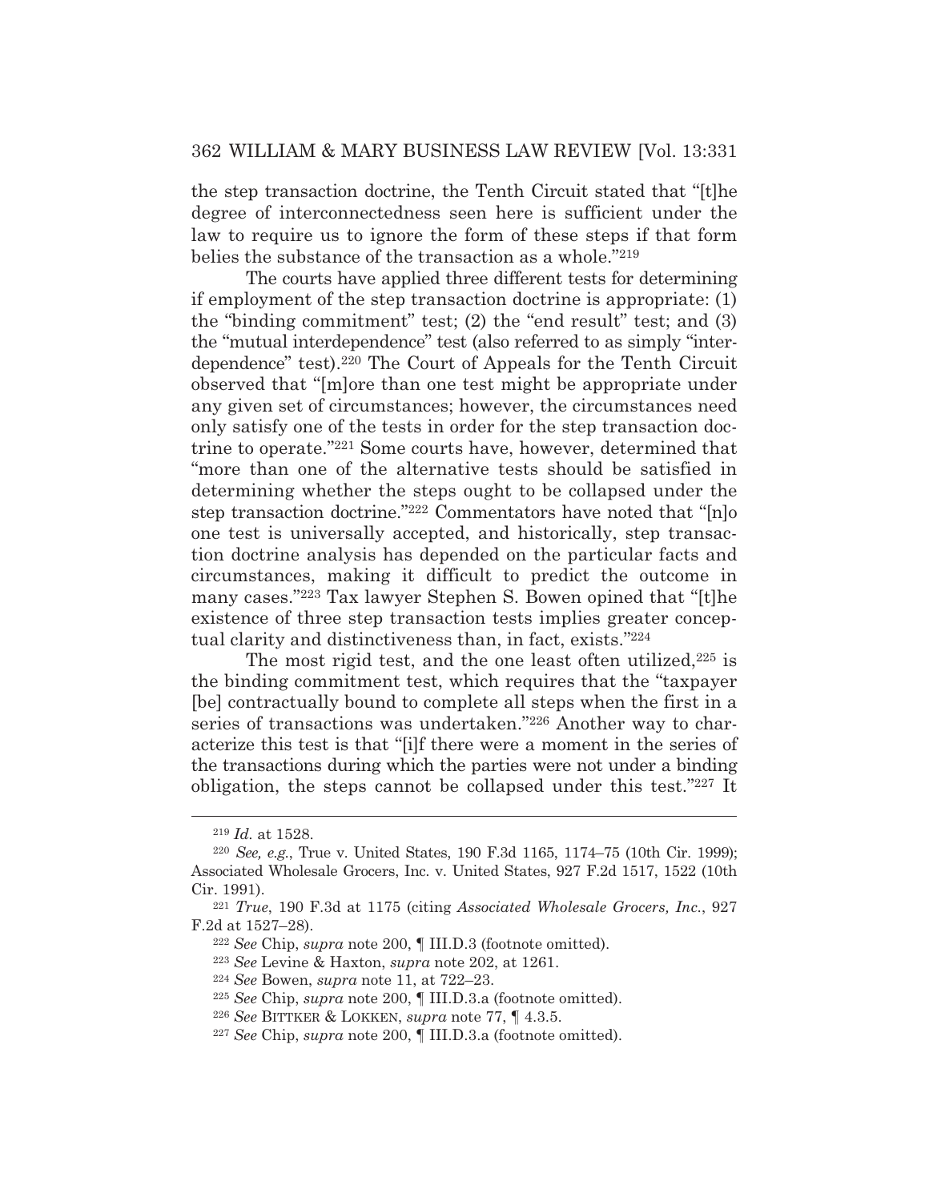the step transaction doctrine, the Tenth Circuit stated that "[t]he degree of interconnectedness seen here is sufficient under the law to require us to ignore the form of these steps if that form belies the substance of the transaction as a whole."[219]

The courts have applied three different tests for determining if employment of the step transaction doctrine is appropriate: (1) the "binding commitment" test; (2) the "end result" test; and (3) the "mutual interdependence" test (also referred to as simply "interdependence" test).[220] The Court of Appeals for the Tenth Circuit observed that "[m]ore than one test might be appropriate under any given set of circumstances; however, the circumstances need only satisfy one of the tests in order for the step transaction doctrine to operate."[221] Some courts have, however, determined that "more than one of the alternative tests should be satisfied in determining whether the steps ought to be collapsed under the step transaction doctrine."[222] Commentators have noted that "[n]o one test is universally accepted, and historically, step transaction doctrine analysis has depended on the particular facts and circumstances, making it difficult to predict the outcome in many cases."[223] Tax lawyer Stephen S. Bowen opined that "[t]he existence of three step transaction tests implies greater conceptual clarity and distinctiveness than, in fact, exists."[224]

The most rigid test, and the one least often utilized,[225] is the binding commitment test, which requires that the "taxpayer [be] contractually bound to complete all steps when the first in a series of transactions was undertaken."[226] Another way to characterize this test is that "[i]f there were a moment in the series of the transactions during which the parties were not under a binding obligation, the steps cannot be collapsed under this test."[227] It

---

[219] *Id.* at 1528.

[220] *See, e.g.*, True v. United States, 190 F.3d 1165, 1174–75 (10th Cir. 1999); Associated Wholesale Grocers, Inc. v. United States, 927 F.2d 1517, 1522 (10th Cir. 1991).

[221] *True*, 190 F.3d at 1175 (citing *Associated Wholesale Grocers, Inc.*, 927 F.2d at 1527–28).

[222] *See* Chip, *supra* note 200, ¶ III.D.3 (footnote omitted).

[223] *See* Levine & Haxton, *supra* note 202, at 1261.

[224] *See* Bowen, *supra* note 11, at 722–23.

[225] *See* Chip, *supra* note 200, ¶ III.D.3.a (footnote omitted).

[226] *See* BITTKER & LOKKEN, *supra* note 77, ¶ 4.3.5.

[227] *See* Chip, *supra* note 200, ¶ III.D.3.a (footnote omitted).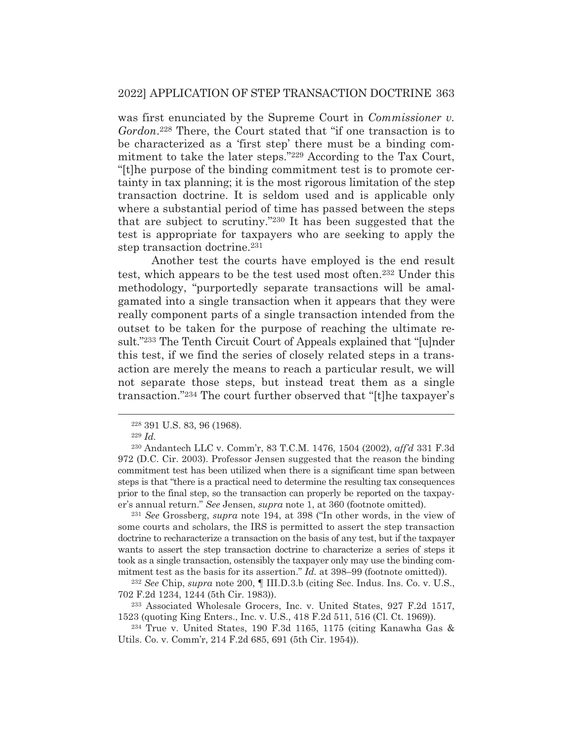was first enunciated by the Supreme Court in *Commissioner v. Gordon*.[228] There, the Court stated that "if one transaction is to be characterized as a 'first step' there must be a binding commitment to take the later steps."[229] According to the Tax Court, "[t]he purpose of the binding commitment test is to promote certainty in tax planning; it is the most rigorous limitation of the step transaction doctrine. It is seldom used and is applicable only where a substantial period of time has passed between the steps that are subject to scrutiny."[230] It has been suggested that the test is appropriate for taxpayers who are seeking to apply the step transaction doctrine.[231]

Another test the courts have employed is the end result test, which appears to be the test used most often.[232] Under this methodology, "purportedly separate transactions will be amalgamated into a single transaction when it appears that they were really component parts of a single transaction intended from the outset to be taken for the purpose of reaching the ultimate result."[233] The Tenth Circuit Court of Appeals explained that "[u]nder this test, if we find the series of closely related steps in a transaction are merely the means to reach a particular result, we will not separate those steps, but instead treat them as a single transaction."[234] The court further observed that "[t]he taxpayer's

---

[228] 391 U.S. 83, 96 (1968).

[229] *Id.*

[230] Andantech LLC v. Comm'r, 83 T.C.M. 1476, 1504 (2002), *aff'd* 331 F.3d 972 (D.C. Cir. 2003). Professor Jensen suggested that the reason the binding commitment test has been utilized when there is a significant time span between steps is that "there is a practical need to determine the resulting tax consequences prior to the final step, so the transaction can properly be reported on the taxpayer's annual return." *See* Jensen, *supra* note 1, at 360 (footnote omitted).

[231] *See* Grossberg, *supra* note 194, at 398 ("In other words, in the view of some courts and scholars, the IRS is permitted to assert the step transaction doctrine to recharacterize a transaction on the basis of any test, but if the taxpayer wants to assert the step transaction doctrine to characterize a series of steps it took as a single transaction, ostensibly the taxpayer only may use the binding commitment test as the basis for its assertion." *Id.* at 398–99 (footnote omitted)).

[232] *See* Chip, *supra* note 200, ¶ III.D.3.b (citing Sec. Indus. Ins. Co. v. U.S., 702 F.2d 1234, 1244 (5th Cir. 1983)).

[233] Associated Wholesale Grocers, Inc. v. United States, 927 F.2d 1517, 1523 (quoting King Enters., Inc. v. U.S., 418 F.2d 511, 516 (Cl. Ct. 1969)).

[234] True v. United States, 190 F.3d 1165, 1175 (citing Kanawha Gas & Utils. Co. v. Comm'r, 214 F.2d 685, 691 (5th Cir. 1954)).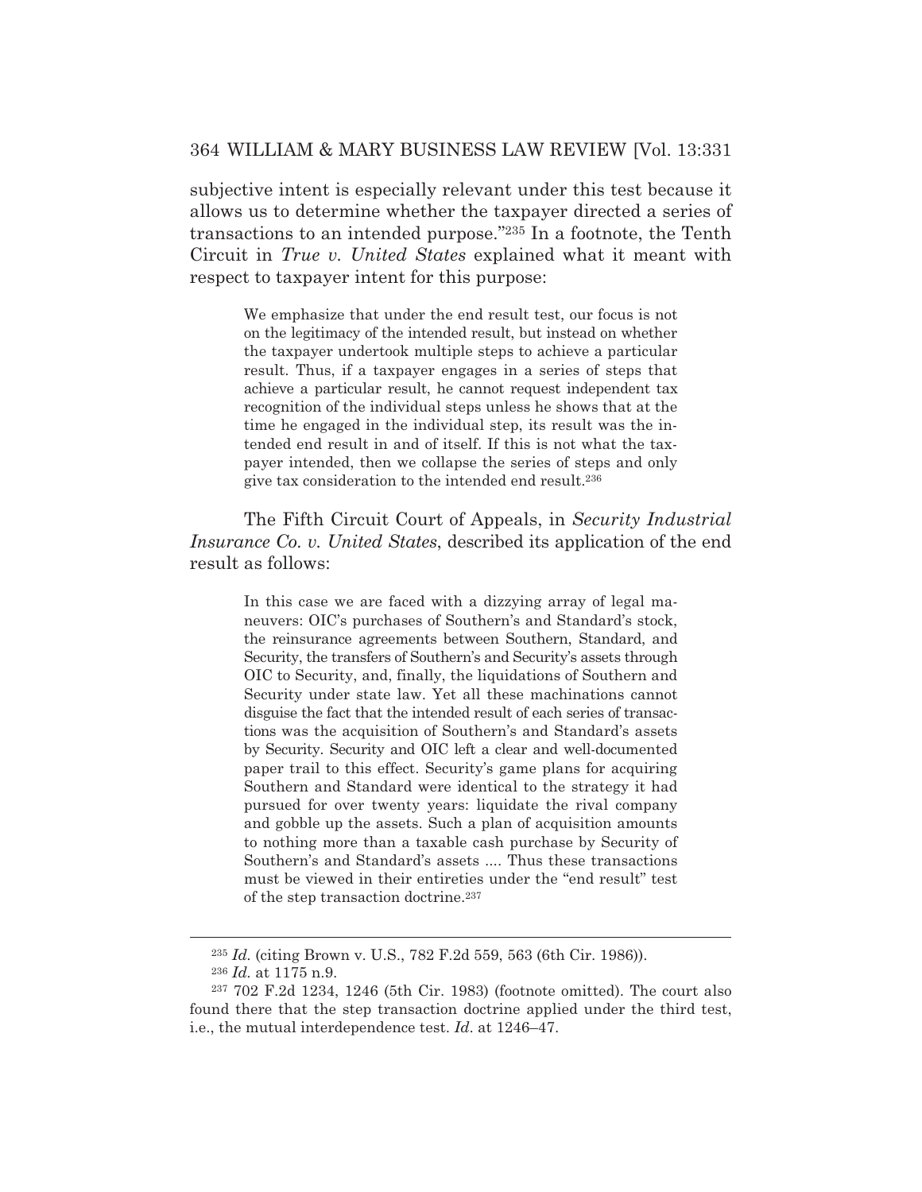subjective intent is especially relevant under this test because it allows us to determine whether the taxpayer directed a series of transactions to an intended purpose."[235] In a footnote, the Tenth Circuit in *True v. United States* explained what it meant with respect to taxpayer intent for this purpose:

> We emphasize that under the end result test, our focus is not on the legitimacy of the intended result, but instead on whether the taxpayer undertook multiple steps to achieve a particular result. Thus, if a taxpayer engages in a series of steps that achieve a particular result, he cannot request independent tax recognition of the individual steps unless he shows that at the time he engaged in the individual step, its result was the intended end result in and of itself. If this is not what the taxpayer intended, then we collapse the series of steps and only give tax consideration to the intended end result.[236]

The Fifth Circuit Court of Appeals, in *Security Industrial Insurance Co. v. United States*, described its application of the end result as follows:

> In this case we are faced with a dizzying array of legal maneuvers: OIC's purchases of Southern's and Standard's stock, the reinsurance agreements between Southern, Standard, and Security, the transfers of Southern's and Security's assets through OIC to Security, and, finally, the liquidations of Southern and Security under state law. Yet all these machinations cannot disguise the fact that the intended result of each series of transactions was the acquisition of Southern's and Standard's assets by Security. Security and OIC left a clear and well-documented paper trail to this effect. Security's game plans for acquiring Southern and Standard were identical to the strategy it had pursued for over twenty years: liquidate the rival company and gobble up the assets. Such a plan of acquisition amounts to nothing more than a taxable cash purchase by Security of Southern's and Standard's assets .... Thus these transactions must be viewed in their entireties under the "end result" test of the step transaction doctrine.[237]

---

[235] *Id.* (citing Brown v. U.S., 782 F.2d 559, 563 (6th Cir. 1986)).

[236] *Id.* at 1175 n.9.

[237] 702 F.2d 1234, 1246 (5th Cir. 1983) (footnote omitted). The court also found there that the step transaction doctrine applied under the third test, i.e., the mutual interdependence test. *Id.* at 1246–47.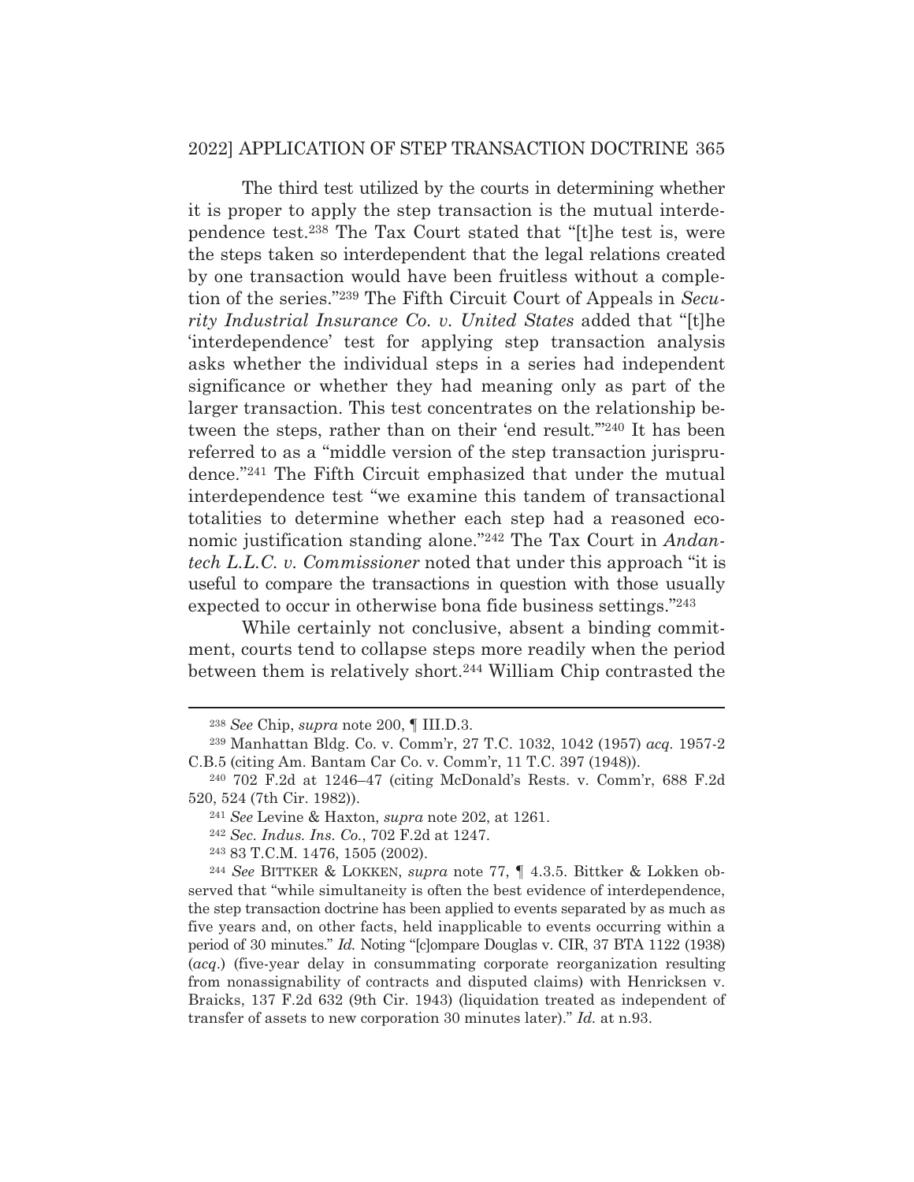The third test utilized by the courts in determining whether it is proper to apply the step transaction is the mutual interdependence test.[238] The Tax Court stated that "[t]he test is, were the steps taken so interdependent that the legal relations created by one transaction would have been fruitless without a completion of the series."[239] The Fifth Circuit Court of Appeals in *Security Industrial Insurance Co. v. United States* added that "[t]he 'interdependence' test for applying step transaction analysis asks whether the individual steps in a series had independent significance or whether they had meaning only as part of the larger transaction. This test concentrates on the relationship between the steps, rather than on their 'end result.'"[240] It has been referred to as a "middle version of the step transaction jurisprudence."[241] The Fifth Circuit emphasized that under the mutual interdependence test "we examine this tandem of transactional totalities to determine whether each step had a reasoned economic justification standing alone."[242] The Tax Court in *Andantech L.L.C. v. Commissioner* noted that under this approach "it is useful to compare the transactions in question with those usually expected to occur in otherwise bona fide business settings."[243]

While certainly not conclusive, absent a binding commitment, courts tend to collapse steps more readily when the period between them is relatively short.[244] William Chip contrasted the

---

[238] *See* Chip, *supra* note 200, ¶ III.D.3.

[239] Manhattan Bldg. Co. v. Comm'r, 27 T.C. 1032, 1042 (1957) *acq.* 1957-2 C.B.5 (citing Am. Bantam Car Co. v. Comm'r, 11 T.C. 397 (1948)).

[240] 702 F.2d at 1246–47 (citing McDonald's Rests. v. Comm'r, 688 F.2d 520, 524 (7th Cir. 1982)).

[241] *See* Levine & Haxton, *supra* note 202, at 1261.

[242] *Sec. Indus. Ins. Co.*, 702 F.2d at 1247.

[243] 83 T.C.M. 1476, 1505 (2002).

[244] *See* BITTKER & LOKKEN, *supra* note 77, ¶ 4.3.5. Bittker & Lokken observed that "while simultaneity is often the best evidence of interdependence, the step transaction doctrine has been applied to events separated by as much as five years and, on other facts, held inapplicable to events occurring within a period of 30 minutes." *Id.* Noting "[c]ompare Douglas v. CIR, 37 BTA 1122 (1938) (*acq.*) (five-year delay in consummating corporate reorganization resulting from nonassignability of contracts and disputed claims) with Henricksen v. Braicks, 137 F.2d 632 (9th Cir. 1943) (liquidation treated as independent of transfer of assets to new corporation 30 minutes later)." *Id.* at n.93.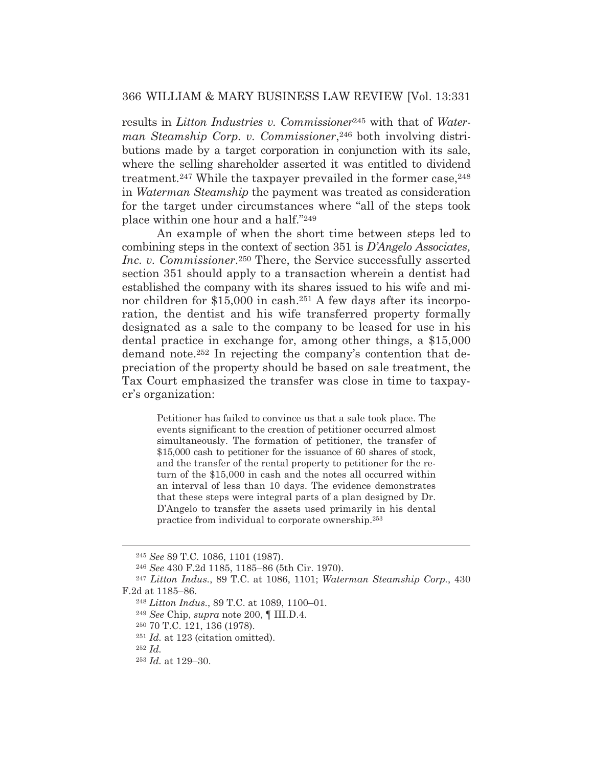results in *Litton Industries v. Commissioner*[245] with that of *Waterman Steamship Corp. v. Commissioner*,[246] both involving distributions made by a target corporation in conjunction with its sale, where the selling shareholder asserted it was entitled to dividend treatment.[247] While the taxpayer prevailed in the former case,[248] in *Waterman Steamship* the payment was treated as consideration for the target under circumstances where "all of the steps took place within one hour and a half."[249]

An example of when the short time between steps led to combining steps in the context of section 351 is *D'Angelo Associates, Inc. v. Commissioner*.[250] There, the Service successfully asserted section 351 should apply to a transaction wherein a dentist had established the company with its shares issued to his wife and minor children for $15,000 in cash.[251] A few days after its incorporation, the dentist and his wife transferred property formally designated as a sale to the company to be leased for use in his dental practice in exchange for, among other things, a $15,000 demand note.[252] In rejecting the company's contention that depreciation of the property should be based on sale treatment, the Tax Court emphasized the transfer was close in time to taxpayer's organization:

> Petitioner has failed to convince us that a sale took place. The events significant to the creation of petitioner occurred almost simultaneously. The formation of petitioner, the transfer of $15,000 cash to petitioner for the issuance of 60 shares of stock, and the transfer of the rental property to petitioner for the return of the $15,000 in cash and the notes all occurred within an interval of less than 10 days. The evidence demonstrates that these steps were integral parts of a plan designed by Dr. D'Angelo to transfer the assets used primarily in his dental practice from individual to corporate ownership.[253]

---

[245] *See* 89 T.C. 1086, 1101 (1987).

[246] *See* 430 F.2d 1185, 1185–86 (5th Cir. 1970).

[247] *Litton Indus.*, 89 T.C. at 1086, 1101; *Waterman Steamship Corp.*, 430 F.2d at 1185–86.

[248] *Litton Indus.*, 89 T.C. at 1089, 1100–01.

[249] *See* Chip, *supra* note 200, ¶ III.D.4.

[250] 70 T.C. 121, 136 (1978).

[251] *Id.* at 123 (citation omitted).

[252] *Id.*

[253] *Id.* at 129–30.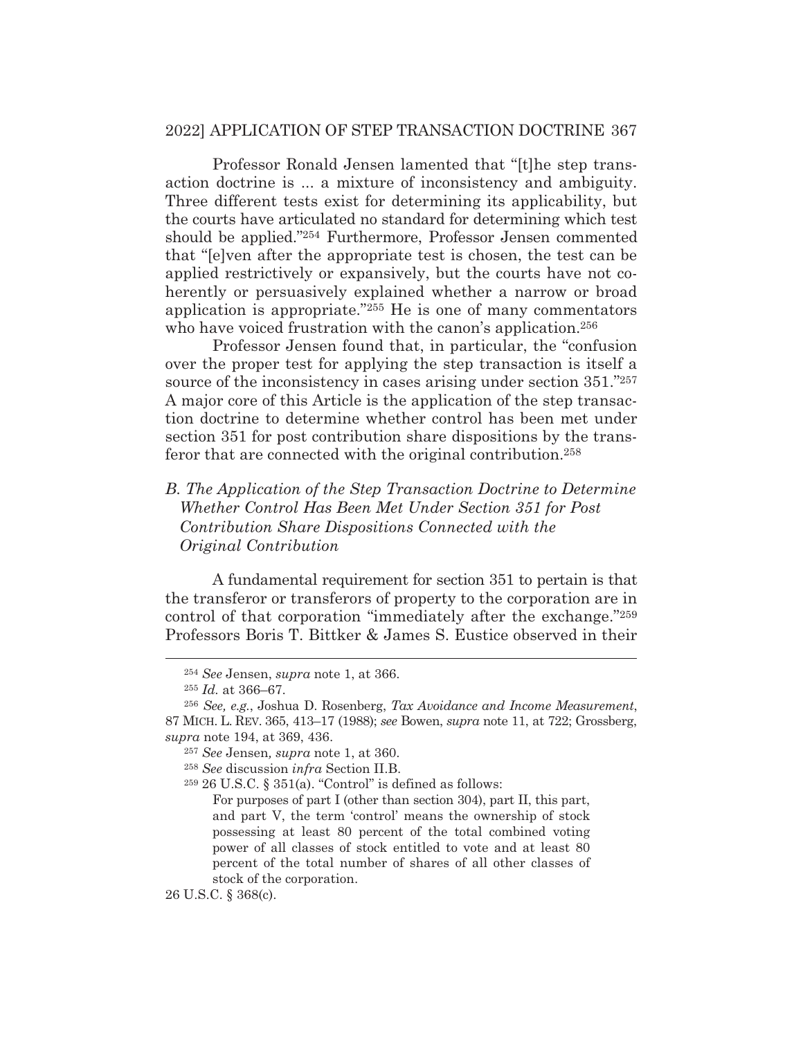Professor Ronald Jensen lamented that "[t]he step transaction doctrine is ... a mixture of inconsistency and ambiguity. Three different tests exist for determining its applicability, but the courts have articulated no standard for determining which test should be applied."[254] Furthermore, Professor Jensen commented that "[e]ven after the appropriate test is chosen, the test can be applied restrictively or expansively, but the courts have not coherently or persuasively explained whether a narrow or broad application is appropriate."[255] He is one of many commentators who have voiced frustration with the canon's application.[256]

Professor Jensen found that, in particular, the "confusion over the proper test for applying the step transaction is itself a source of the inconsistency in cases arising under section 351."[257] A major core of this Article is the application of the step transaction doctrine to determine whether control has been met under section 351 for post contribution share dispositions by the transferor that are connected with the original contribution.[258]

### *B. The Application of the Step Transaction Doctrine to Determine Whether Control Has Been Met Under Section 351 for Post Contribution Share Dispositions Connected with the Original Contribution*

A fundamental requirement for section 351 to pertain is that the transferor or transferors of property to the corporation are in control of that corporation "immediately after the exchange."[259] Professors Boris T. Bittker & James S. Eustice observed in their

---

[254] *See* Jensen, *supra* note 1, at 366.

[255] *Id.* at 366–67.

[256] *See, e.g.*, Joshua D. Rosenberg, *Tax Avoidance and Income Measurement*, 87 MICH. L. REV. 365, 413–17 (1988); *see* Bowen, *supra* note 11, at 722; Grossberg, *supra* note 194, at 369, 436.

[257] *See* Jensen*, supra* note 1, at 360.

[258] *See* discussion *infra* Section II.B.

[259] 26 U.S.C. § 351(a). "Control" is defined as follows:

> For purposes of part I (other than section 304), part II, this part, and part V, the term 'control' means the ownership of stock possessing at least 80 percent of the total combined voting power of all classes of stock entitled to vote and at least 80 percent of the total number of shares of all other classes of stock of the corporation.

26 U.S.C. § 368(c).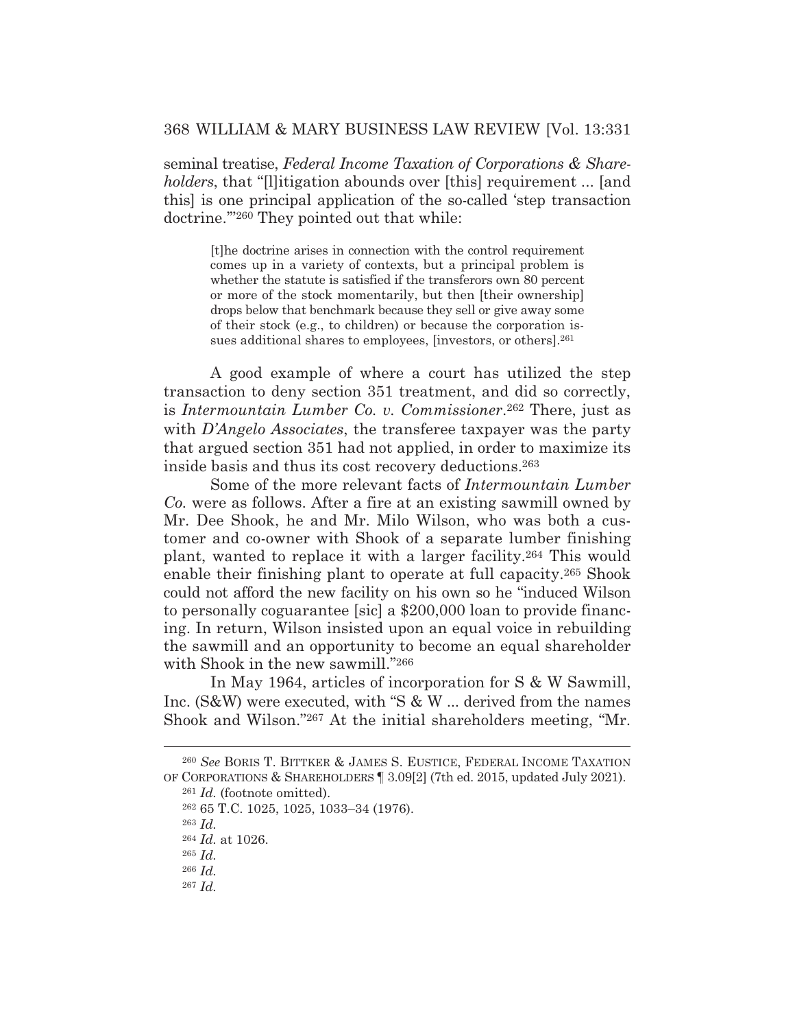seminal treatise, *Federal Income Taxation of Corporations & Shareholders*, that "[l]itigation abounds over [this] requirement ... [and this] is one principal application of the so-called 'step transaction doctrine.'"[260] They pointed out that while:

> [t]he doctrine arises in connection with the control requirement comes up in a variety of contexts, but a principal problem is whether the statute is satisfied if the transferors own 80 percent or more of the stock momentarily, but then [their ownership] drops below that benchmark because they sell or give away some of their stock (e.g., to children) or because the corporation issues additional shares to employees, [investors, or others].[261]

A good example of where a court has utilized the step transaction to deny section 351 treatment, and did so correctly, is *Intermountain Lumber Co. v. Commissioner*.[262] There, just as with *D'Angelo Associates*, the transferee taxpayer was the party that argued section 351 had not applied, in order to maximize its inside basis and thus its cost recovery deductions.[263]

Some of the more relevant facts of *Intermountain Lumber Co.* were as follows. After a fire at an existing sawmill owned by Mr. Dee Shook, he and Mr. Milo Wilson, who was both a customer and co-owner with Shook of a separate lumber finishing plant, wanted to replace it with a larger facility.[264] This would enable their finishing plant to operate at full capacity.[265] Shook could not afford the new facility on his own so he "induced Wilson to personally coguarantee [sic] a $200,000 loan to provide financing. In return, Wilson insisted upon an equal voice in rebuilding the sawmill and an opportunity to become an equal shareholder with Shook in the new sawmill."[266]

In May 1964, articles of incorporation for S & W Sawmill, Inc. (S&W) were executed, with "S & W ... derived from the names Shook and Wilson."[267] At the initial shareholders meeting, "Mr.

---

[260] *See* BORIS T. BITTKER & JAMES S. EUSTICE, FEDERAL INCOME TAXATION OF CORPORATIONS & SHAREHOLDERS ¶ 3.09[2] (7th ed. 2015, updated July 2021).

[261] *Id.* (footnote omitted).

[262] 65 T.C. 1025, 1025, 1033–34 (1976).

[263] *Id.*

[264] *Id.* at 1026.

[265] *Id.*

[266] *Id.*

[267] *Id.*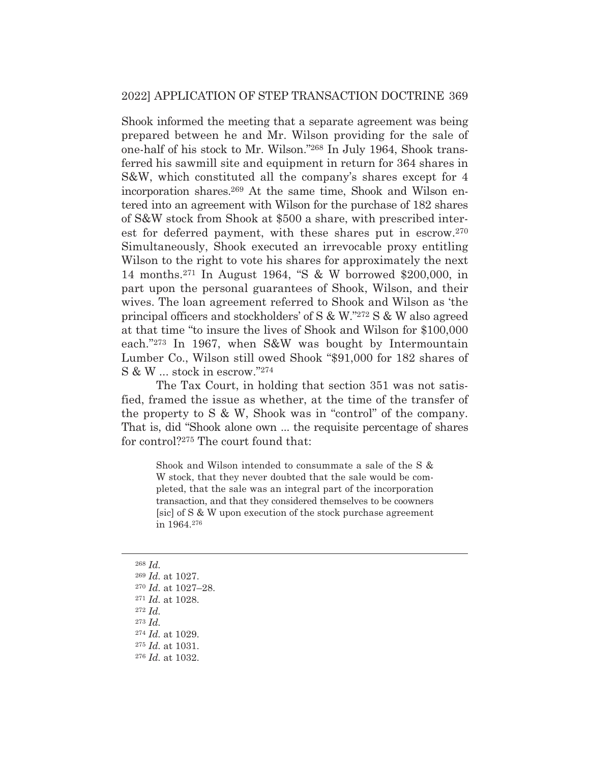Shook informed the meeting that a separate agreement was being prepared between he and Mr. Wilson providing for the sale of one-half of his stock to Mr. Wilson."[268] In July 1964, Shook transferred his sawmill site and equipment in return for 364 shares in S&W, which constituted all the company's shares except for 4 incorporation shares.[269] At the same time, Shook and Wilson entered into an agreement with Wilson for the purchase of 182 shares of S&W stock from Shook at $500 a share, with prescribed interest for deferred payment, with these shares put in escrow.[270] Simultaneously, Shook executed an irrevocable proxy entitling Wilson to the right to vote his shares for approximately the next 14 months.[271] In August 1964, "S & W borrowed $200,000, in part upon the personal guarantees of Shook, Wilson, and their wives. The loan agreement referred to Shook and Wilson as 'the principal officers and stockholders' of S & W."[272] S & W also agreed at that time "to insure the lives of Shook and Wilson for $100,000 each."[273] In 1967, when S&W was bought by Intermountain Lumber Co., Wilson still owed Shook "$91,000 for 182 shares of S & W ... stock in escrow."[274]

The Tax Court, in holding that section 351 was not satisfied, framed the issue as whether, at the time of the transfer of the property to S & W, Shook was in "control" of the company. That is, did "Shook alone own ... the requisite percentage of shares for control?[275] The court found that:

> Shook and Wilson intended to consummate a sale of the S & W stock, that they never doubted that the sale would be completed, that the sale was an integral part of the incorporation transaction, and that they considered themselves to be coowners [sic] of S & W upon execution of the stock purchase agreement in 1964.[276]

---

[268] *Id.*
[269] *Id.* at 1027.
[270] *Id.* at 1027–28.
[271] *Id.* at 1028.
[272] *Id.*
[273] *Id.*
[274] *Id.* at 1029.
[275] *Id.* at 1031.
[276] *Id.* at 1032.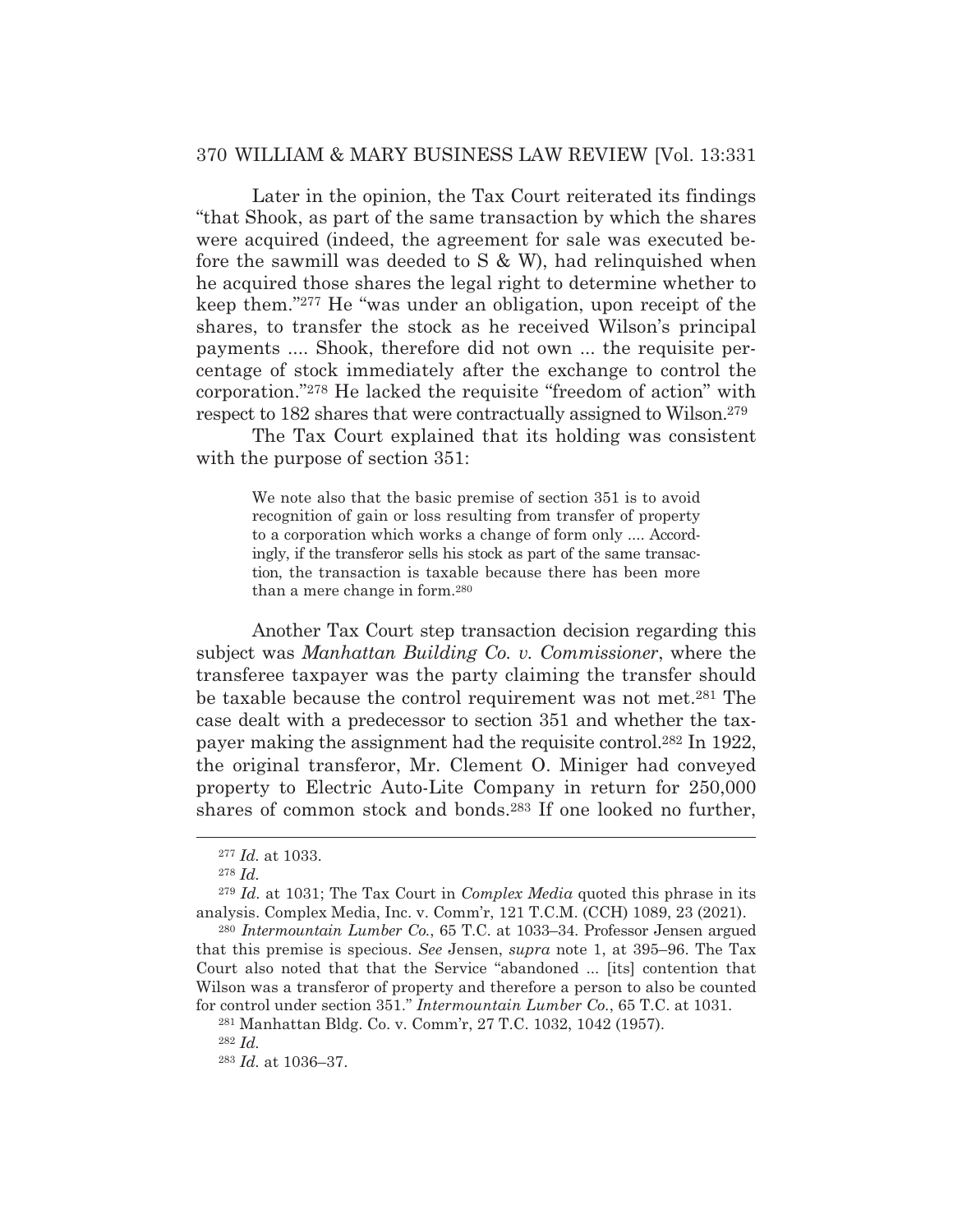Later in the opinion, the Tax Court reiterated its findings "that Shook, as part of the same transaction by which the shares were acquired (indeed, the agreement for sale was executed before the sawmill was deeded to S & W), had relinquished when he acquired those shares the legal right to determine whether to keep them."[277] He "was under an obligation, upon receipt of the shares, to transfer the stock as he received Wilson's principal payments .... Shook, therefore did not own ... the requisite percentage of stock immediately after the exchange to control the corporation."[278] He lacked the requisite "freedom of action" with respect to 182 shares that were contractually assigned to Wilson.[279]

The Tax Court explained that its holding was consistent with the purpose of section 351:

> We note also that the basic premise of section 351 is to avoid recognition of gain or loss resulting from transfer of property to a corporation which works a change of form only .... Accordingly, if the transferor sells his stock as part of the same transaction, the transaction is taxable because there has been more than a mere change in form.[280]

Another Tax Court step transaction decision regarding this subject was *Manhattan Building Co. v. Commissioner*, where the transferee taxpayer was the party claiming the transfer should be taxable because the control requirement was not met.[281] The case dealt with a predecessor to section 351 and whether the taxpayer making the assignment had the requisite control.[282] In 1922, the original transferor, Mr. Clement O. Miniger had conveyed property to Electric Auto-Lite Company in return for 250,000 shares of common stock and bonds.[283] If one looked no further,

---

[277] *Id.* at 1033.

[278] *Id.*

[279] *Id.* at 1031; The Tax Court in *Complex Media* quoted this phrase in its analysis. Complex Media, Inc. v. Comm'r, 121 T.C.M. (CCH) 1089, 23 (2021).

[280] *Intermountain Lumber Co.*, 65 T.C. at 1033–34. Professor Jensen argued that this premise is specious. *See* Jensen, *supra* note 1, at 395–96. The Tax Court also noted that that the Service "abandoned ... [its] contention that Wilson was a transferor of property and therefore a person to also be counted for control under section 351." *Intermountain Lumber Co.*, 65 T.C. at 1031.

[281] Manhattan Bldg. Co. v. Comm'r, 27 T.C. 1032, 1042 (1957).

[282] *Id.*

[283] *Id.* at 1036–37.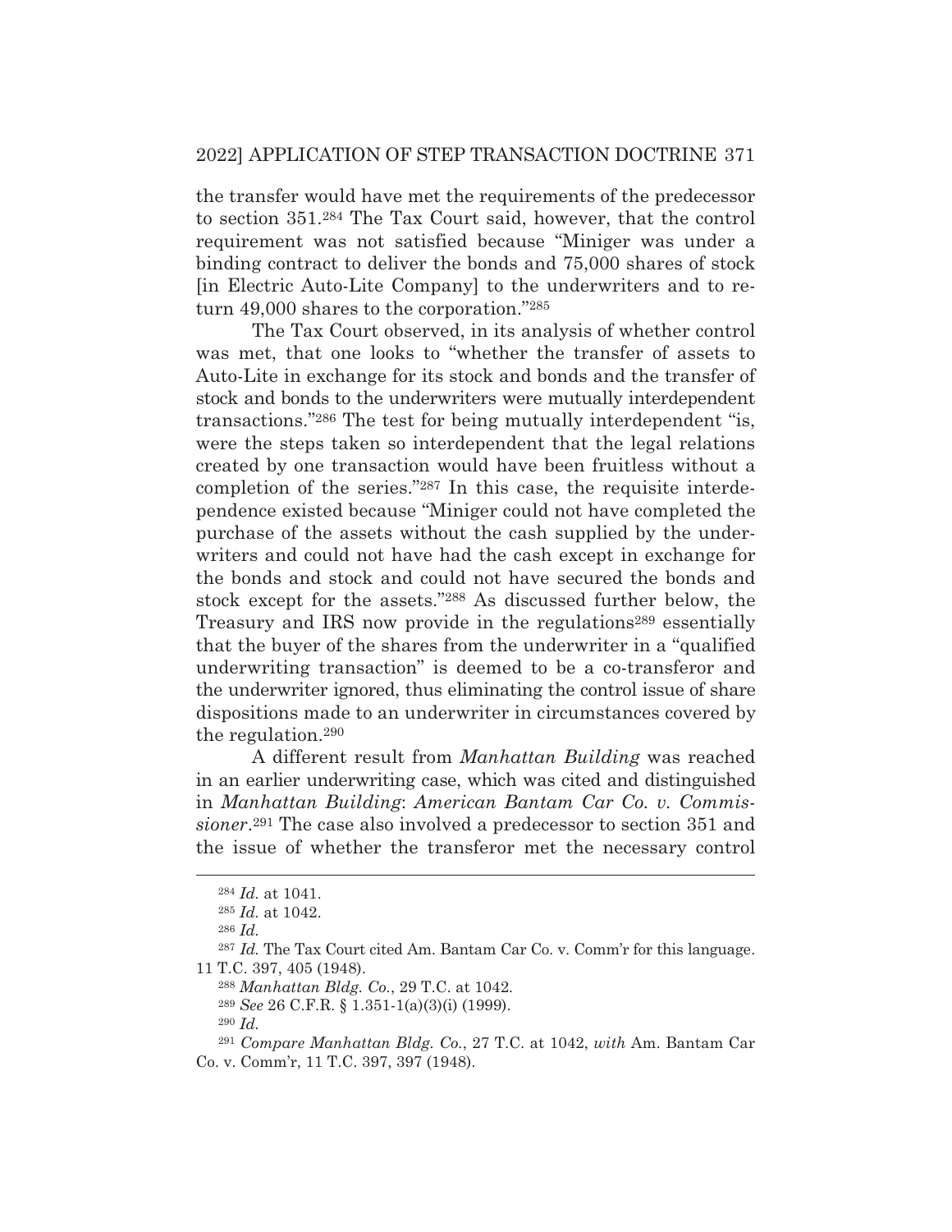the transfer would have met the requirements of the predecessor to section 351.[284] The Tax Court said, however, that the control requirement was not satisfied because "Miniger was under a binding contract to deliver the bonds and 75,000 shares of stock [in Electric Auto-Lite Company] to the underwriters and to return 49,000 shares to the corporation."[285]

The Tax Court observed, in its analysis of whether control was met, that one looks to "whether the transfer of assets to Auto-Lite in exchange for its stock and bonds and the transfer of stock and bonds to the underwriters were mutually interdependent transactions."[286] The test for being mutually interdependent "is, were the steps taken so interdependent that the legal relations created by one transaction would have been fruitless without a completion of the series."[287] In this case, the requisite interdependence existed because "Miniger could not have completed the purchase of the assets without the cash supplied by the underwriters and could not have had the cash except in exchange for the bonds and stock and could not have secured the bonds and stock except for the assets."[288] As discussed further below, the Treasury and IRS now provide in the regulations[289] essentially that the buyer of the shares from the underwriter in a "qualified underwriting transaction" is deemed to be a co-transferor and the underwriter ignored, thus eliminating the control issue of share dispositions made to an underwriter in circumstances covered by the regulation.[290]

A different result from *Manhattan Building* was reached in an earlier underwriting case, which was cited and distinguished in *Manhattan Building*: *American Bantam Car Co. v. Commissioner*.[291] The case also involved a predecessor to section 351 and the issue of whether the transferor met the necessary control

---

[284] *Id.* at 1041.

[285] *Id.* at 1042.

[286] *Id.*

[287] *Id.* The Tax Court cited Am. Bantam Car Co. v. Comm'r for this language. 11 T.C. 397, 405 (1948).

[288] *Manhattan Bldg. Co.*, 29 T.C. at 1042.

[289] *See* 26 C.F.R. § 1.351-1(a)(3)(i) (1999).

[290] *Id.*

[291] *Compare Manhattan Bldg. Co.*, 27 T.C. at 1042, *with* Am. Bantam Car Co. v. Comm'r, 11 T.C. 397, 397 (1948).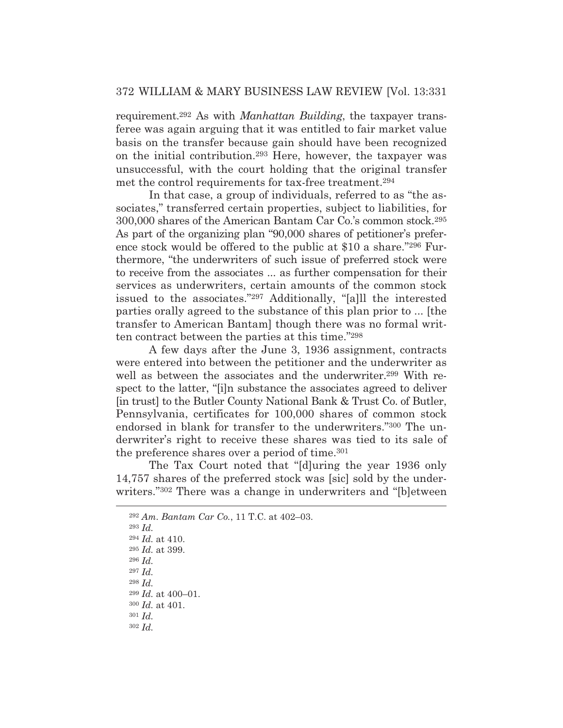requirement.[292] As with *Manhattan Building*, the taxpayer transferee was again arguing that it was entitled to fair market value basis on the transfer because gain should have been recognized on the initial contribution.[293] Here, however, the taxpayer was unsuccessful, with the court holding that the original transfer met the control requirements for tax-free treatment.[294]

In that case, a group of individuals, referred to as "the associates," transferred certain properties, subject to liabilities, for 300,000 shares of the American Bantam Car Co.'s common stock.[295] As part of the organizing plan "90,000 shares of petitioner's preference stock would be offered to the public at $10 a share."[296] Furthermore, "the underwriters of such issue of preferred stock were to receive from the associates ... as further compensation for their services as underwriters, certain amounts of the common stock issued to the associates."[297] Additionally, "[a]ll the interested parties orally agreed to the substance of this plan prior to ... [the transfer to American Bantam] though there was no formal written contract between the parties at this time."[298]

A few days after the June 3, 1936 assignment, contracts were entered into between the petitioner and the underwriter as well as between the associates and the underwriter.[299] With respect to the latter, "[i]n substance the associates agreed to deliver [in trust] to the Butler County National Bank & Trust Co. of Butler, Pennsylvania, certificates for 100,000 shares of common stock endorsed in blank for transfer to the underwriters."[300] The underwriter's right to receive these shares was tied to its sale of the preference shares over a period of time.[301]

The Tax Court noted that "[d]uring the year 1936 only 14,757 shares of the preferred stock was [sic] sold by the underwriters."[302] There was a change in underwriters and "[b]etween

[292] *Am. Bantam Car Co.*, 11 T.C. at 402–03.
[293] *Id.*
[294] *Id.* at 410.
[295] *Id.* at 399.
[296] *Id.*
[297] *Id.*
[298] *Id.*
[299] *Id.* at 400–01.
[300] *Id.* at 401.
[301] *Id.*
[302] *Id.*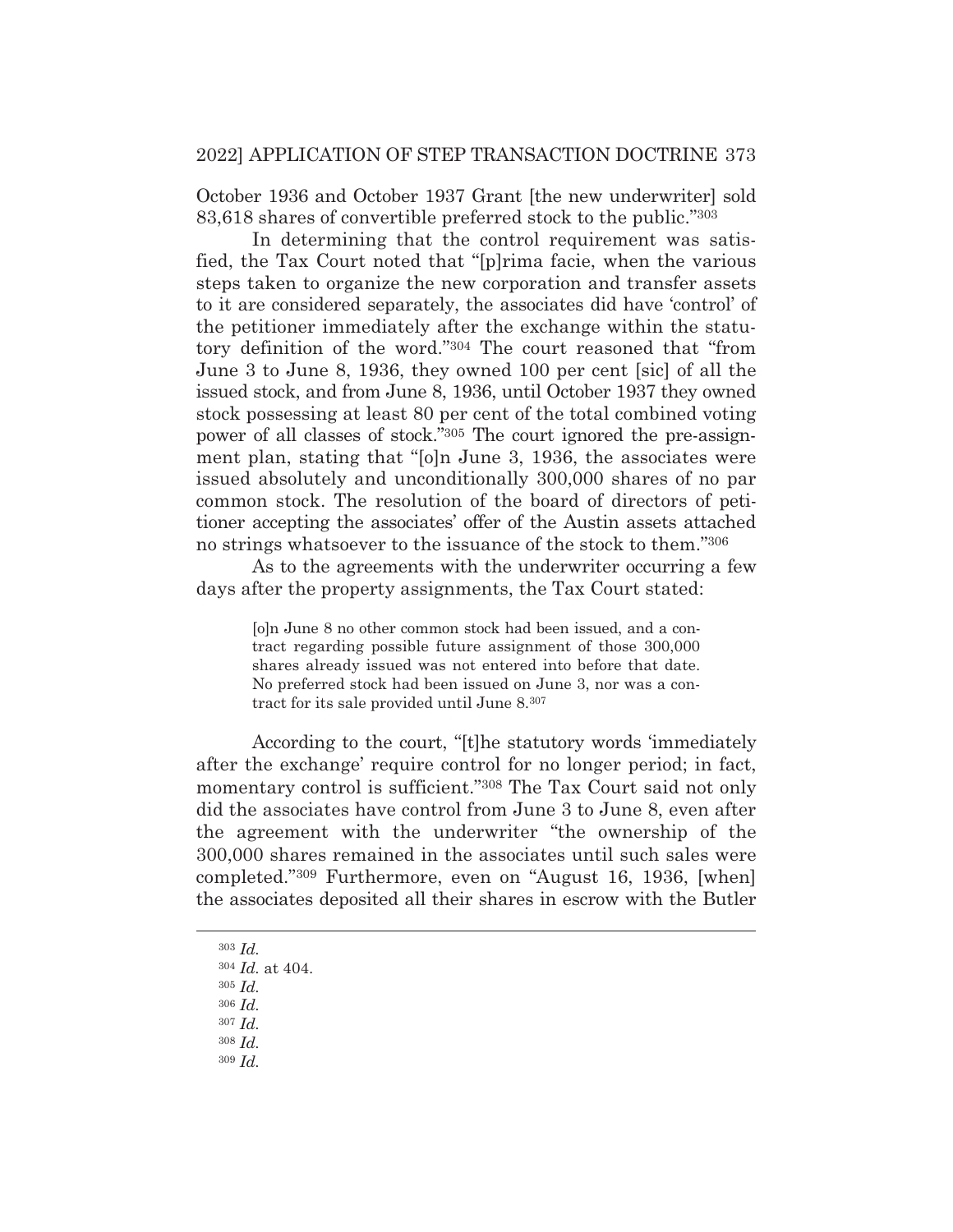October 1936 and October 1937 Grant [the new underwriter] sold 83,618 shares of convertible preferred stock to the public."[303]

In determining that the control requirement was satisfied, the Tax Court noted that "[p]rima facie, when the various steps taken to organize the new corporation and transfer assets to it are considered separately, the associates did have 'control' of the petitioner immediately after the exchange within the statutory definition of the word."[304] The court reasoned that "from June 3 to June 8, 1936, they owned 100 per cent [sic] of all the issued stock, and from June 8, 1936, until October 1937 they owned stock possessing at least 80 per cent of the total combined voting power of all classes of stock."[305] The court ignored the pre-assignment plan, stating that "[o]n June 3, 1936, the associates were issued absolutely and unconditionally 300,000 shares of no par common stock. The resolution of the board of directors of petitioner accepting the associates' offer of the Austin assets attached no strings whatsoever to the issuance of the stock to them."[306]

As to the agreements with the underwriter occurring a few days after the property assignments, the Tax Court stated:

> [o]n June 8 no other common stock had been issued, and a contract regarding possible future assignment of those 300,000 shares already issued was not entered into before that date. No preferred stock had been issued on June 3, nor was a contract for its sale provided until June 8.[307]

According to the court, "[t]he statutory words 'immediately after the exchange' require control for no longer period; in fact, momentary control is sufficient."[308] The Tax Court said not only did the associates have control from June 3 to June 8, even after the agreement with the underwriter "the ownership of the 300,000 shares remained in the associates until such sales were completed."[309] Furthermore, even on "August 16, 1936, [when] the associates deposited all their shares in escrow with the Butler

---

[303] *Id.*
[304] *Id.* at 404.
[305] *Id.*
[306] *Id.*
[307] *Id.*
[308] *Id.*
[309] *Id.*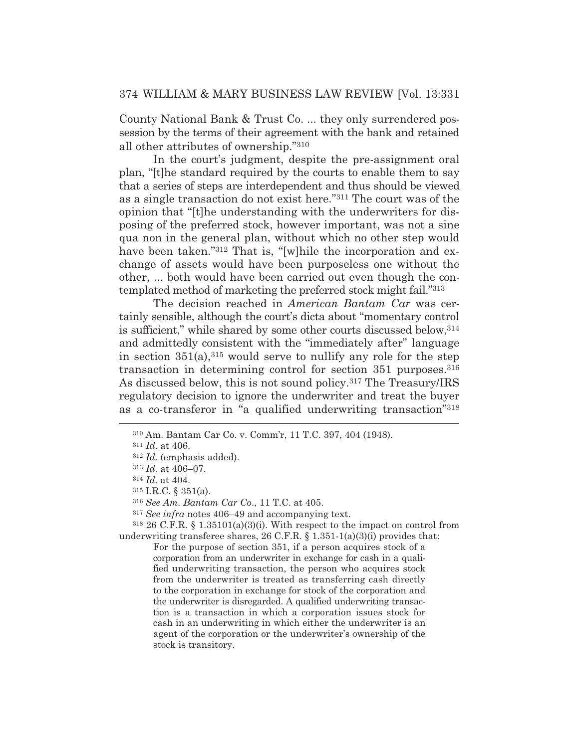County National Bank & Trust Co. ... they only surrendered possession by the terms of their agreement with the bank and retained all other attributes of ownership."[310]

In the court's judgment, despite the pre-assignment oral plan, "[t]he standard required by the courts to enable them to say that a series of steps are interdependent and thus should be viewed as a single transaction do not exist here."[311] The court was of the opinion that "[t]he understanding with the underwriters for disposing of the preferred stock, however important, was not a sine qua non in the general plan, without which no other step would have been taken."[312] That is, "[w]hile the incorporation and exchange of assets would have been purposeless one without the other, ... both would have been carried out even though the contemplated method of marketing the preferred stock might fail."[313]

The decision reached in *American Bantam Car* was certainly sensible, although the court's dicta about "momentary control is sufficient," while shared by some other courts discussed below,[314] and admittedly consistent with the "immediately after" language in section 351(a),[315] would serve to nullify any role for the step transaction in determining control for section 351 purposes.[316] As discussed below, this is not sound policy.[317] The Treasury/IRS regulatory decision to ignore the underwriter and treat the buyer as a co-transferor in "a qualified underwriting transaction"[318]

---

[310] Am. Bantam Car Co. v. Comm'r, 11 T.C. 397, 404 (1948).

[311] *Id.* at 406.

[312] *Id.* (emphasis added).

[313] *Id.* at 406–07.

[314] *Id.* at 404.

[315] I.R.C. § 351(a).

[316] *See Am. Bantam Car Co.*, 11 T.C. at 405.

[317] *See infra* notes 406–49 and accompanying text.

[318] 26 C.F.R. § 1.35101(a)(3)(i). With respect to the impact on control from underwriting transferee shares, 26 C.F.R. § 1.351-1(a)(3)(i) provides that:

> For the purpose of section 351, if a person acquires stock of a corporation from an underwriter in exchange for cash in a qualified underwriting transaction, the person who acquires stock from the underwriter is treated as transferring cash directly to the corporation in exchange for stock of the corporation and the underwriter is disregarded. A qualified underwriting transaction is a transaction in which a corporation issues stock for cash in an underwriting in which either the underwriter is an agent of the corporation or the underwriter's ownership of the stock is transitory.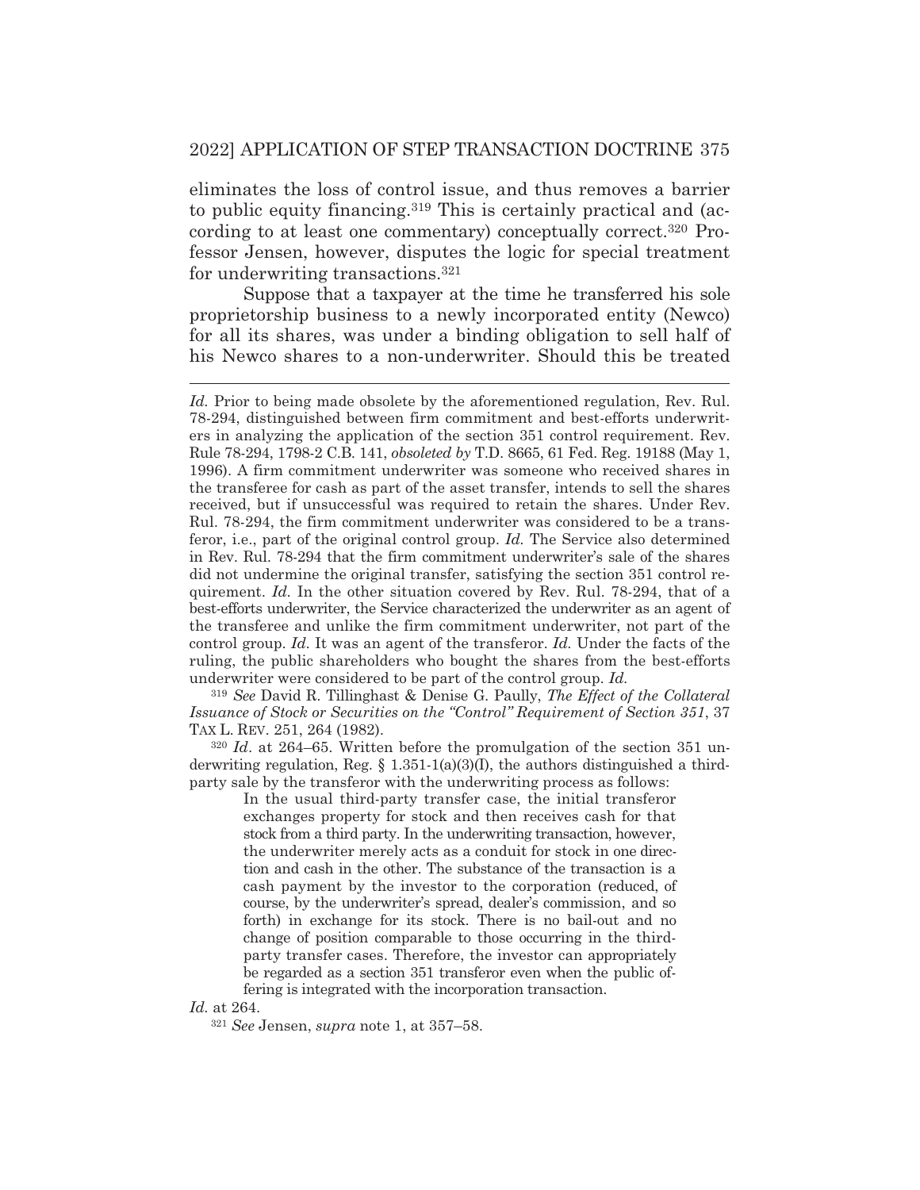eliminates the loss of control issue, and thus removes a barrier to public equity financing.[319] This is certainly practical and (according to at least one commentary) conceptually correct.[320] Professor Jensen, however, disputes the logic for special treatment for underwriting transactions.[321]

Suppose that a taxpayer at the time he transferred his sole proprietorship business to a newly incorporated entity (Newco) for all its shares, was under a binding obligation to sell half of his Newco shares to a non-underwriter. Should this be treated

---

*Id.* Prior to being made obsolete by the aforementioned regulation, Rev. Rul. 78-294, distinguished between firm commitment and best-efforts underwriters in analyzing the application of the section 351 control requirement. Rev. Rule 78-294, 1798-2 C.B. 141, *obsoleted by* T.D. 8665, 61 Fed. Reg. 19188 (May 1, 1996). A firm commitment underwriter was someone who received shares in the transferee for cash as part of the asset transfer, intends to sell the shares received, but if unsuccessful was required to retain the shares. Under Rev. Rul. 78-294, the firm commitment underwriter was considered to be a transferor, i.e., part of the original control group. *Id.* The Service also determined in Rev. Rul. 78-294 that the firm commitment underwriter's sale of the shares did not undermine the original transfer, satisfying the section 351 control requirement. *Id.* In the other situation covered by Rev. Rul. 78-294, that of a best-efforts underwriter, the Service characterized the underwriter as an agent of the transferee and unlike the firm commitment underwriter, not part of the control group. *Id.* It was an agent of the transferor. *Id.* Under the facts of the ruling, the public shareholders who bought the shares from the best-efforts underwriter were considered to be part of the control group. *Id.*

[319] *See* David R. Tillinghast & Denise G. Paully, *The Effect of the Collateral Issuance of Stock or Securities on the "Control" Requirement of Section 351*, 37 TAX L. REV. 251, 264 (1982).

[320] *Id*. at 264–65. Written before the promulgation of the section 351 underwriting regulation, Reg. § 1.351-1(a)(3)(I), the authors distinguished a third-party sale by the transferor with the underwriting process as follows:

> In the usual third-party transfer case, the initial transferor exchanges property for stock and then receives cash for that stock from a third party. In the underwriting transaction, however, the underwriter merely acts as a conduit for stock in one direction and cash in the other. The substance of the transaction is a cash payment by the investor to the corporation (reduced, of course, by the underwriter's spread, dealer's commission, and so forth) in exchange for its stock. There is no bail-out and no change of position comparable to those occurring in the third-party transfer cases. Therefore, the investor can appropriately be regarded as a section 351 transferor even when the public offering is integrated with the incorporation transaction.

*Id.* at 264.

[321] *See* Jensen, *supra* note 1, at 357–58.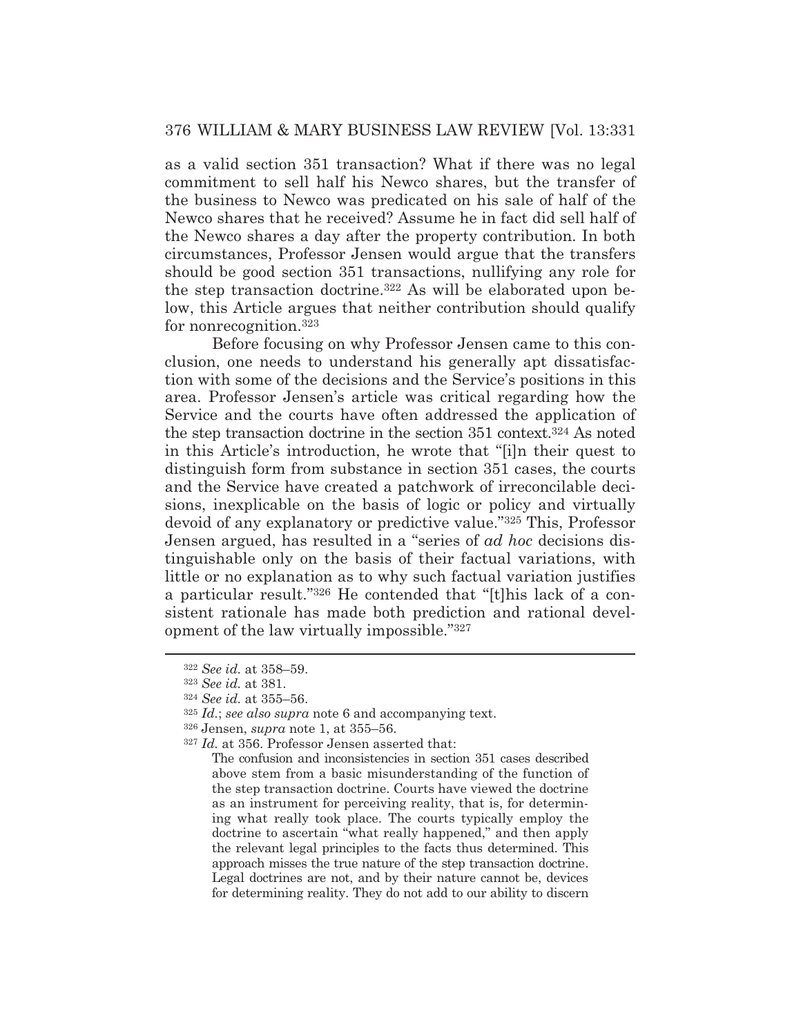as a valid section 351 transaction? What if there was no legal commitment to sell half his Newco shares, but the transfer of the business to Newco was predicated on his sale of half of the Newco shares that he received? Assume he in fact did sell half of the Newco shares a day after the property contribution. In both circumstances, Professor Jensen would argue that the transfers should be good section 351 transactions, nullifying any role for the step transaction doctrine.[322] As will be elaborated upon below, this Article argues that neither contribution should qualify for nonrecognition.[323]

Before focusing on why Professor Jensen came to this conclusion, one needs to understand his generally apt dissatisfaction with some of the decisions and the Service's positions in this area. Professor Jensen's article was critical regarding how the Service and the courts have often addressed the application of the step transaction doctrine in the section 351 context.[324] As noted in this Article's introduction, he wrote that "[i]n their quest to distinguish form from substance in section 351 cases, the courts and the Service have created a patchwork of irreconcilable decisions, inexplicable on the basis of logic or policy and virtually devoid of any explanatory or predictive value."[325] This, Professor Jensen argued, has resulted in a "series of *ad hoc* decisions distinguishable only on the basis of their factual variations, with little or no explanation as to why such factual variation justifies a particular result."[326] He contended that "[t]his lack of a consistent rationale has made both prediction and rational development of the law virtually impossible."[327]

---

[322] *See id.* at 358–59.

[323] *See id.* at 381.

[324] *See id.* at 355–56.

[325] *Id.*; *see also supra* note 6 and accompanying text.

[326] Jensen, *supra* note 1, at 355–56.

[327] *Id.* at 356. Professor Jensen asserted that:

> The confusion and inconsistencies in section 351 cases described above stem from a basic misunderstanding of the function of the step transaction doctrine. Courts have viewed the doctrine as an instrument for perceiving reality, that is, for determining what really took place. The courts typically employ the doctrine to ascertain "what really happened," and then apply the relevant legal principles to the facts thus determined. This approach misses the true nature of the step transaction doctrine. Legal doctrines are not, and by their nature cannot be, devices for determining reality. They do not add to our ability to discern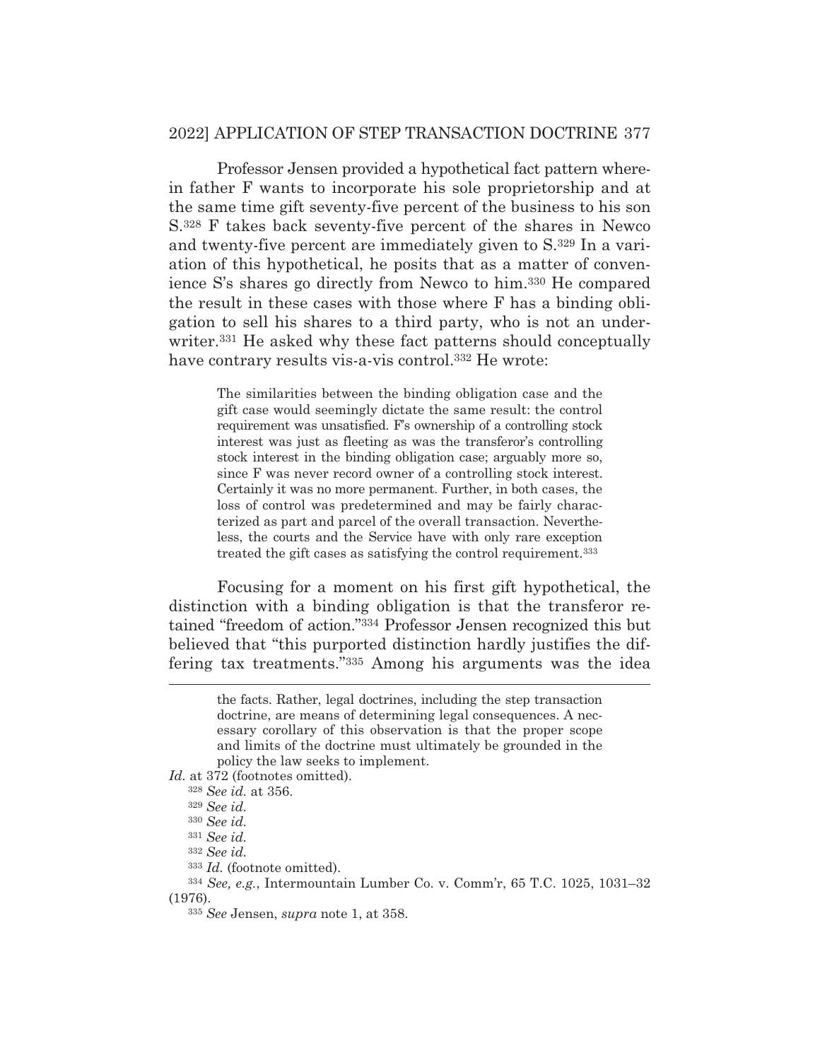Professor Jensen provided a hypothetical fact pattern wherein father F wants to incorporate his sole proprietorship and at the same time gift seventy-five percent of the business to his son S.[328] F takes back seventy-five percent of the shares in Newco and twenty-five percent are immediately given to S.[329] In a variation of this hypothetical, he posits that as a matter of convenience S's shares go directly from Newco to him.[330] He compared the result in these cases with those where F has a binding obligation to sell his shares to a third party, who is not an underwriter.[331] He asked why these fact patterns should conceptually have contrary results vis-a-vis control.[332] He wrote:

> The similarities between the binding obligation case and the gift case would seemingly dictate the same result: the control requirement was unsatisfied. F's ownership of a controlling stock interest was just as fleeting as was the transferor's controlling stock interest in the binding obligation case; arguably more so, since F was never record owner of a controlling stock interest. Certainly it was no more permanent. Further, in both cases, the loss of control was predetermined and may be fairly characterized as part and parcel of the overall transaction. Nevertheless, the courts and the Service have with only rare exception treated the gift cases as satisfying the control requirement.[333]

Focusing for a moment on his first gift hypothetical, the distinction with a binding obligation is that the transferor retained "freedom of action."[334] Professor Jensen recognized this but believed that "this purported distinction hardly justifies the differing tax treatments."[335] Among his arguments was the idea

---

> the facts. Rather, legal doctrines, including the step transaction doctrine, are means of determining legal consequences. A necessary corollary of this observation is that the proper scope and limits of the doctrine must ultimately be grounded in the policy the law seeks to implement.

*Id.* at 372 (footnotes omitted).

[328] *See id.* at 356.

[329] *See id.*

[330] *See id.*

[331] *See id.*

[332] *See id.*

[333] *Id.* (footnote omitted).

[334] *See, e.g.*, Intermountain Lumber Co. v. Comm'r, 65 T.C. 1025, 1031–32 (1976).

[335] *See* Jensen, *supra* note 1, at 358.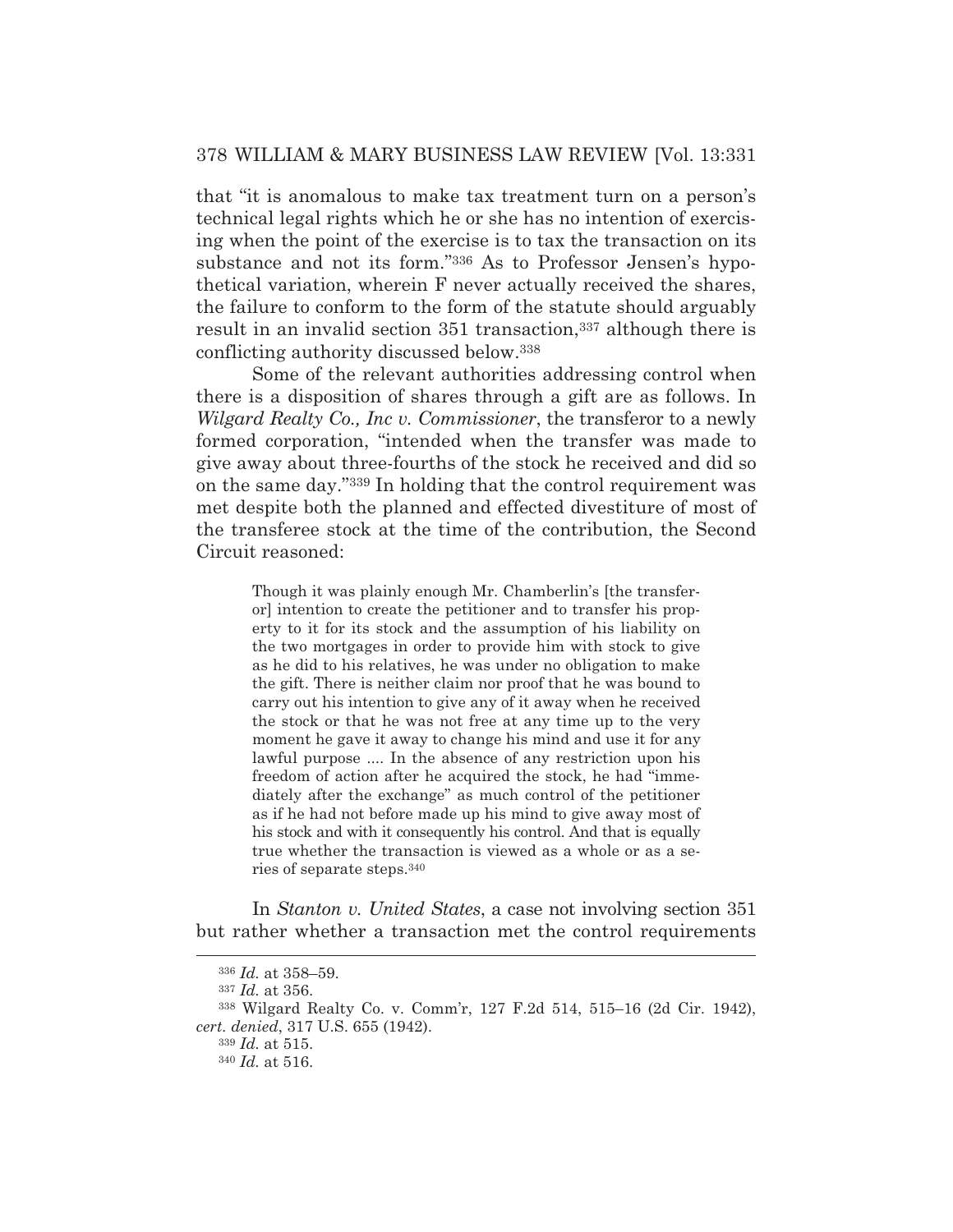that "it is anomalous to make tax treatment turn on a person's technical legal rights which he or she has no intention of exercising when the point of the exercise is to tax the transaction on its substance and not its form."[336] As to Professor Jensen's hypothetical variation, wherein F never actually received the shares, the failure to conform to the form of the statute should arguably result in an invalid section 351 transaction,[337] although there is conflicting authority discussed below.[338]

Some of the relevant authorities addressing control when there is a disposition of shares through a gift are as follows. In *Wilgard Realty Co., Inc v. Commissioner*, the transferor to a newly formed corporation, "intended when the transfer was made to give away about three-fourths of the stock he received and did so on the same day."[339] In holding that the control requirement was met despite both the planned and effected divestiture of most of the transferee stock at the time of the contribution, the Second Circuit reasoned:

> Though it was plainly enough Mr. Chamberlin's [the transferor] intention to create the petitioner and to transfer his property to it for its stock and the assumption of his liability on the two mortgages in order to provide him with stock to give as he did to his relatives, he was under no obligation to make the gift. There is neither claim nor proof that he was bound to carry out his intention to give any of it away when he received the stock or that he was not free at any time up to the very moment he gave it away to change his mind and use it for any lawful purpose .... In the absence of any restriction upon his freedom of action after he acquired the stock, he had "immediately after the exchange" as much control of the petitioner as if he had not before made up his mind to give away most of his stock and with it consequently his control. And that is equally true whether the transaction is viewed as a whole or as a series of separate steps.[340]

In *Stanton v. United States*, a case not involving section 351 but rather whether a transaction met the control requirements

---

[336] *Id.* at 358–59.

[337] *Id.* at 356.

[338] Wilgard Realty Co. v. Comm'r, 127 F.2d 514, 515–16 (2d Cir. 1942), *cert. denied*, 317 U.S. 655 (1942).

[339] *Id.* at 515.

[340] *Id.* at 516.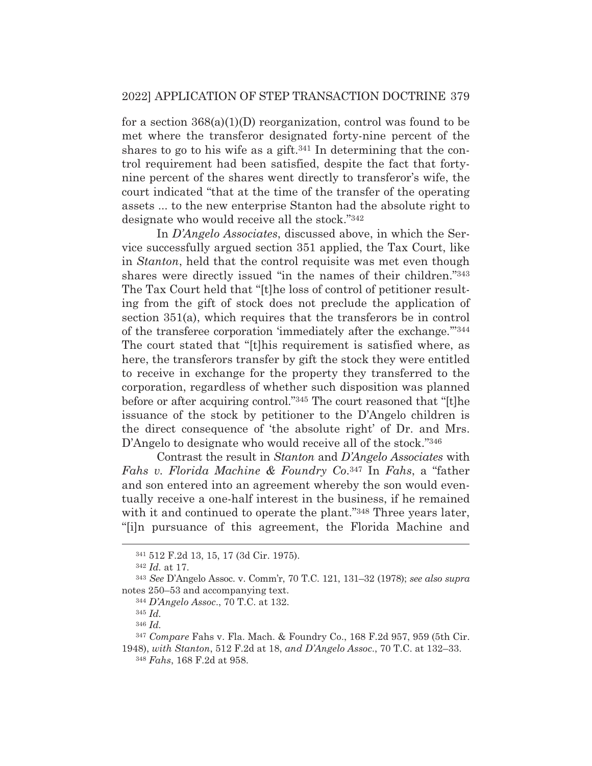for a section 368(a)(1)(D) reorganization, control was found to be met where the transferor designated forty-nine percent of the shares to go to his wife as a gift.[341] In determining that the control requirement had been satisfied, despite the fact that forty-nine percent of the shares went directly to transferor's wife, the court indicated "that at the time of the transfer of the operating assets ... to the new enterprise Stanton had the absolute right to designate who would receive all the stock."[342]

In *D'Angelo Associates*, discussed above, in which the Service successfully argued section 351 applied, the Tax Court, like in *Stanton*, held that the control requisite was met even though shares were directly issued "in the names of their children."[343] The Tax Court held that "[t]he loss of control of petitioner resulting from the gift of stock does not preclude the application of section 351(a), which requires that the transferors be in control of the transferee corporation 'immediately after the exchange.'"[344] The court stated that "[t]his requirement is satisfied where, as here, the transferors transfer by gift the stock they were entitled to receive in exchange for the property they transferred to the corporation, regardless of whether such disposition was planned before or after acquiring control."[345] The court reasoned that "[t]he issuance of the stock by petitioner to the D'Angelo children is the direct consequence of 'the absolute right' of Dr. and Mrs. D'Angelo to designate who would receive all of the stock."[346]

Contrast the result in *Stanton* and *D'Angelo Associates* with *Fahs v. Florida Machine & Foundry Co*.[347] In *Fahs*, a "father and son entered into an agreement whereby the son would eventually receive a one-half interest in the business, if he remained with it and continued to operate the plant."[348] Three years later, "[i]n pursuance of this agreement, the Florida Machine and

---

[341] 512 F.2d 13, 15, 17 (3d Cir. 1975).

[342] *Id.* at 17.

[343] *See* D'Angelo Assoc. v. Comm'r, 70 T.C. 121, 131–32 (1978); *see also supra* notes 250–53 and accompanying text.

[344] *D'Angelo Assoc*., 70 T.C. at 132.

[345] *Id.*

[346] *Id.*

[347] *Compare* Fahs v. Fla. Mach. & Foundry Co., 168 F.2d 957, 959 (5th Cir. 1948), *with Stanton*, 512 F.2d at 18, *and D'Angelo Assoc*., 70 T.C. at 132–33.

[348] *Fahs*, 168 F.2d at 958.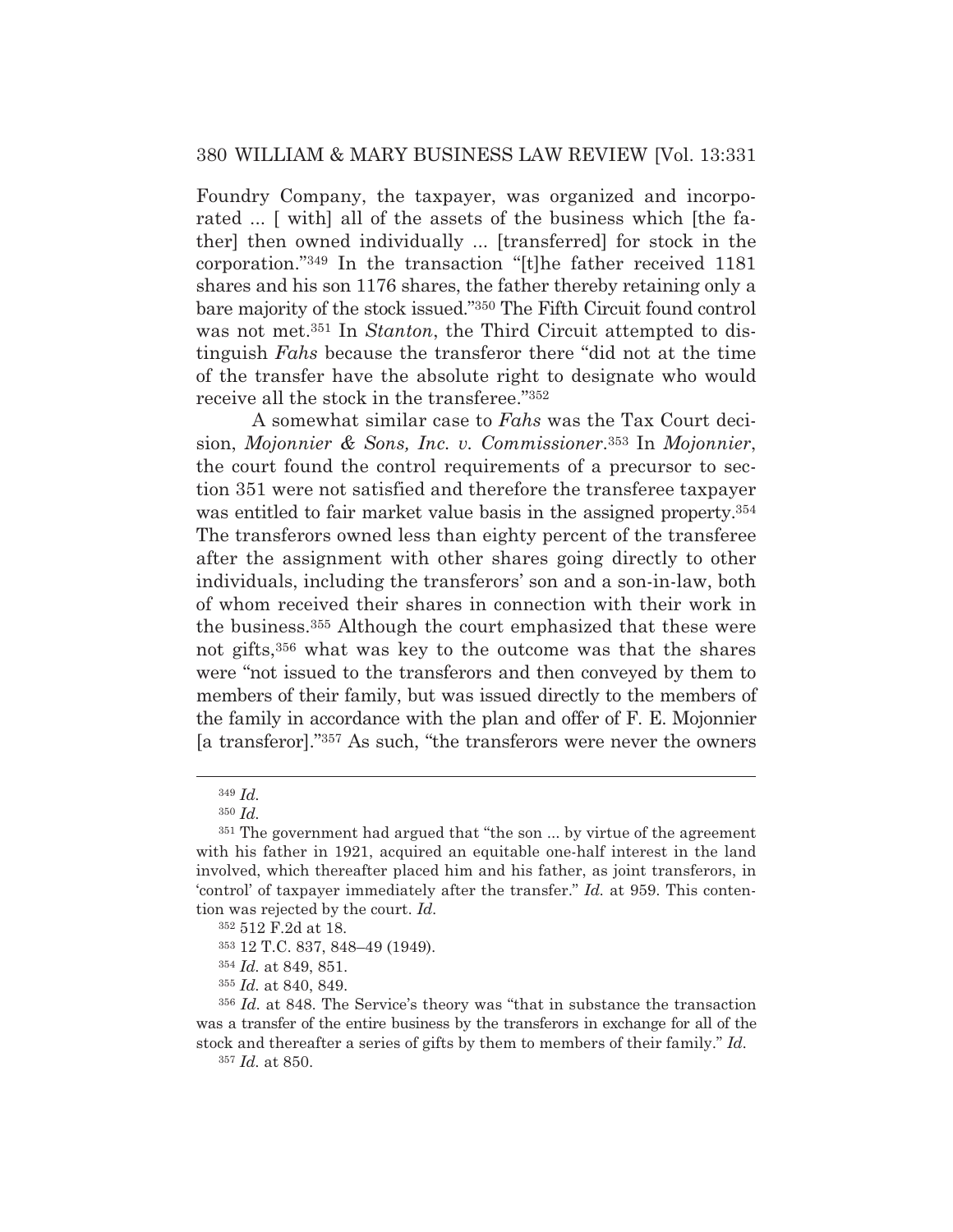Foundry Company, the taxpayer, was organized and incorporated ... [ with] all of the assets of the business which [the father] then owned individually ... [transferred] for stock in the corporation."[349] In the transaction "[t]he father received 1181 shares and his son 1176 shares, the father thereby retaining only a bare majority of the stock issued."[350] The Fifth Circuit found control was not met.[351] In *Stanton*, the Third Circuit attempted to distinguish *Fahs* because the transferor there "did not at the time of the transfer have the absolute right to designate who would receive all the stock in the transferee."[352]

A somewhat similar case to *Fahs* was the Tax Court decision, *Mojonnier & Sons, Inc. v. Commissioner*.[353] In *Mojonnier*, the court found the control requirements of a precursor to section 351 were not satisfied and therefore the transferee taxpayer was entitled to fair market value basis in the assigned property.[354] The transferors owned less than eighty percent of the transferee after the assignment with other shares going directly to other individuals, including the transferors' son and a son-in-law, both of whom received their shares in connection with their work in the business.[355] Although the court emphasized that these were not gifts,[356] what was key to the outcome was that the shares were "not issued to the transferors and then conveyed by them to members of their family, but was issued directly to the members of the family in accordance with the plan and offer of F. E. Mojonnier [a transferor]."[357] As such, "the transferors were never the owners

---

[349] *Id.*

[350] *Id.*

[351] The government had argued that "the son ... by virtue of the agreement with his father in 1921, acquired an equitable one-half interest in the land involved, which thereafter placed him and his father, as joint transferors, in 'control' of taxpayer immediately after the transfer." *Id.* at 959. This contention was rejected by the court. *Id.*

[352] 512 F.2d at 18.

[353] 12 T.C. 837, 848–49 (1949).

[354] *Id.* at 849, 851.

[355] *Id.* at 840, 849.

[356] *Id.* at 848. The Service's theory was "that in substance the transaction was a transfer of the entire business by the transferors in exchange for all of the stock and thereafter a series of gifts by them to members of their family." *Id.*

[357] *Id.* at 850.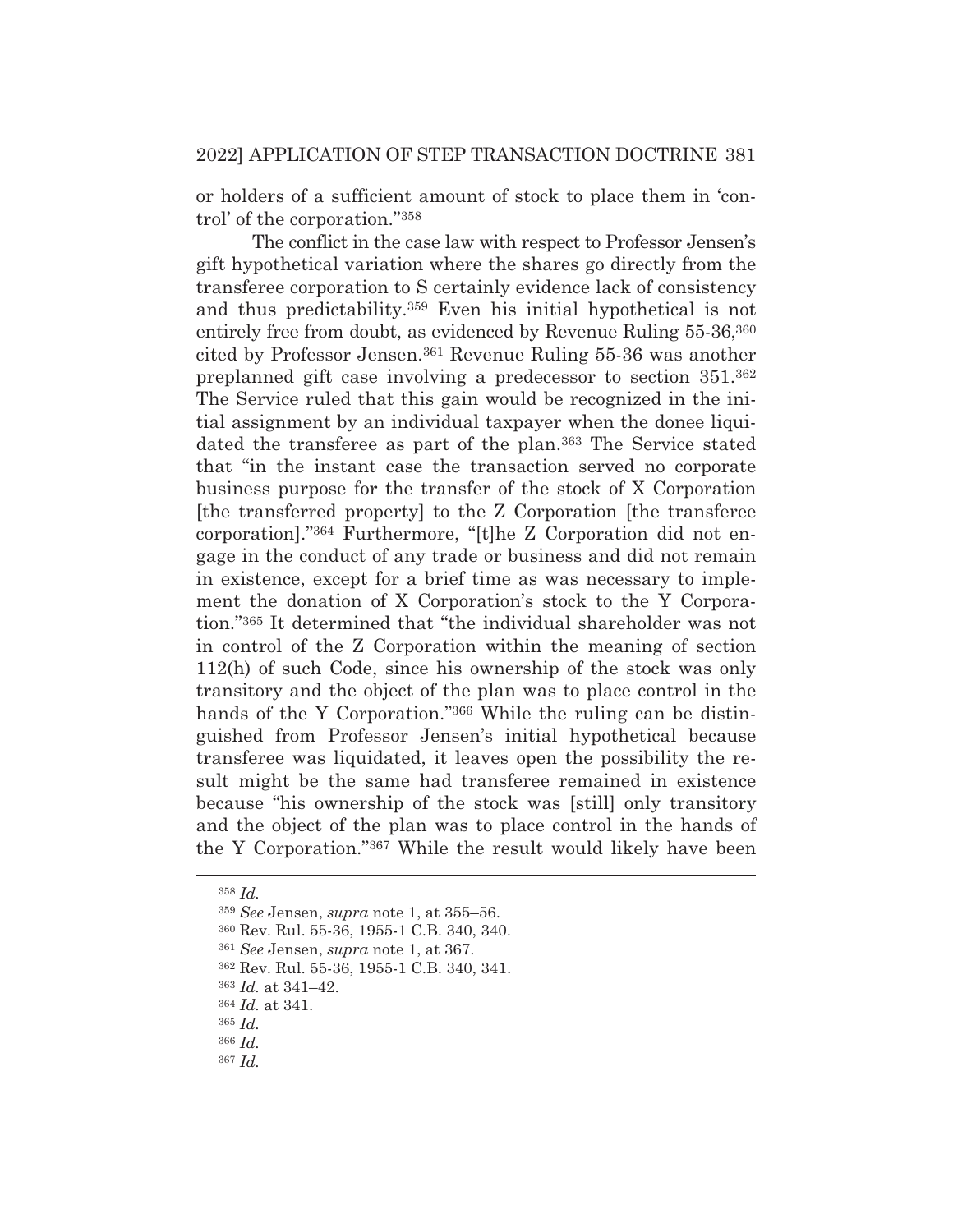or holders of a sufficient amount of stock to place them in 'control' of the corporation."[358]

The conflict in the case law with respect to Professor Jensen's gift hypothetical variation where the shares go directly from the transferee corporation to S certainly evidence lack of consistency and thus predictability.[359] Even his initial hypothetical is not entirely free from doubt, as evidenced by Revenue Ruling 55-36,[360] cited by Professor Jensen.[361] Revenue Ruling 55-36 was another preplanned gift case involving a predecessor to section 351.[362] The Service ruled that this gain would be recognized in the initial assignment by an individual taxpayer when the donee liquidated the transferee as part of the plan.[363] The Service stated that "in the instant case the transaction served no corporate business purpose for the transfer of the stock of X Corporation [the transferred property] to the Z Corporation [the transferee corporation]."[364] Furthermore, "[t]he Z Corporation did not engage in the conduct of any trade or business and did not remain in existence, except for a brief time as was necessary to implement the donation of X Corporation's stock to the Y Corporation."[365] It determined that "the individual shareholder was not in control of the Z Corporation within the meaning of section 112(h) of such Code, since his ownership of the stock was only transitory and the object of the plan was to place control in the hands of the Y Corporation."[366] While the ruling can be distinguished from Professor Jensen's initial hypothetical because transferee was liquidated, it leaves open the possibility the result might be the same had transferee remained in existence because "his ownership of the stock was [still] only transitory and the object of the plan was to place control in the hands of the Y Corporation."[367] While the result would likely have been

---

[358] *Id.*

[359] *See* Jensen, *supra* note 1, at 355–56.

[360] Rev. Rul. 55-36, 1955-1 C.B. 340, 340.

[361] *See* Jensen, *supra* note 1, at 367.

[362] Rev. Rul. 55-36, 1955-1 C.B. 340, 341.

[363] *Id.* at 341–42.

[364] *Id.* at 341.

[365] *Id.*

[366] *Id.*

[367] *Id.*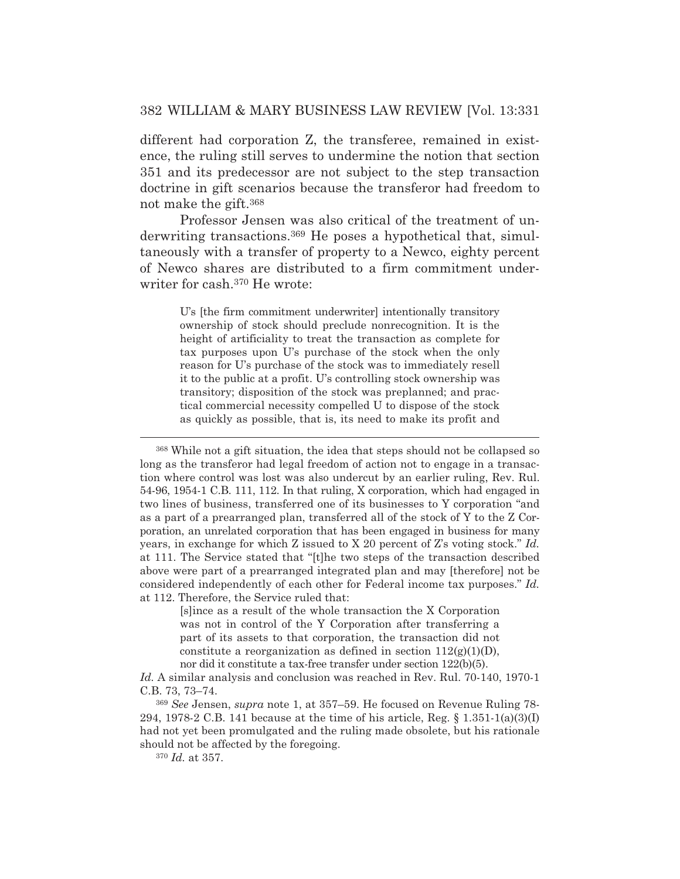different had corporation Z, the transferee, remained in existence, the ruling still serves to undermine the notion that section 351 and its predecessor are not subject to the step transaction doctrine in gift scenarios because the transferor had freedom to not make the gift.[368]

Professor Jensen was also critical of the treatment of underwriting transactions.[369] He poses a hypothetical that, simultaneously with a transfer of property to a Newco, eighty percent of Newco shares are distributed to a firm commitment underwriter for cash.[370] He wrote:

> U's [the firm commitment underwriter] intentionally transitory ownership of stock should preclude nonrecognition. It is the height of artificiality to treat the transaction as complete for tax purposes upon U's purchase of the stock when the only reason for U's purchase of the stock was to immediately resell it to the public at a profit. U's controlling stock ownership was transitory; disposition of the stock was preplanned; and practical commercial necessity compelled U to dispose of the stock as quickly as possible, that is, its need to make its profit and

---

[368] While not a gift situation, the idea that steps should not be collapsed so long as the transferor had legal freedom of action not to engage in a transaction where control was lost was also undercut by an earlier ruling, Rev. Rul. 54-96, 1954-1 C.B. 111, 112. In that ruling, X corporation, which had engaged in two lines of business, transferred one of its businesses to Y corporation "and as a part of a prearranged plan, transferred all of the stock of Y to the Z Corporation, an unrelated corporation that has been engaged in business for many years, in exchange for which Z issued to X 20 percent of Z's voting stock." *Id.* at 111. The Service stated that "[t]he two steps of the transaction described above were part of a prearranged integrated plan and may [therefore] not be considered independently of each other for Federal income tax purposes." *Id.* at 112. Therefore, the Service ruled that:

> [s]ince as a result of the whole transaction the X Corporation was not in control of the Y Corporation after transferring a part of its assets to that corporation, the transaction did not constitute a reorganization as defined in section 112(g)(1)(D), nor did it constitute a tax-free transfer under section 122(b)(5).

*Id.* A similar analysis and conclusion was reached in Rev. Rul. 70-140, 1970-1 C.B. 73, 73–74.

[369] *See* Jensen, *supra* note 1, at 357–59. He focused on Revenue Ruling 78-294, 1978-2 C.B. 141 because at the time of his article, Reg. § 1.351-1(a)(3)(I) had not yet been promulgated and the ruling made obsolete, but his rationale should not be affected by the foregoing.

[370] *Id.* at 357.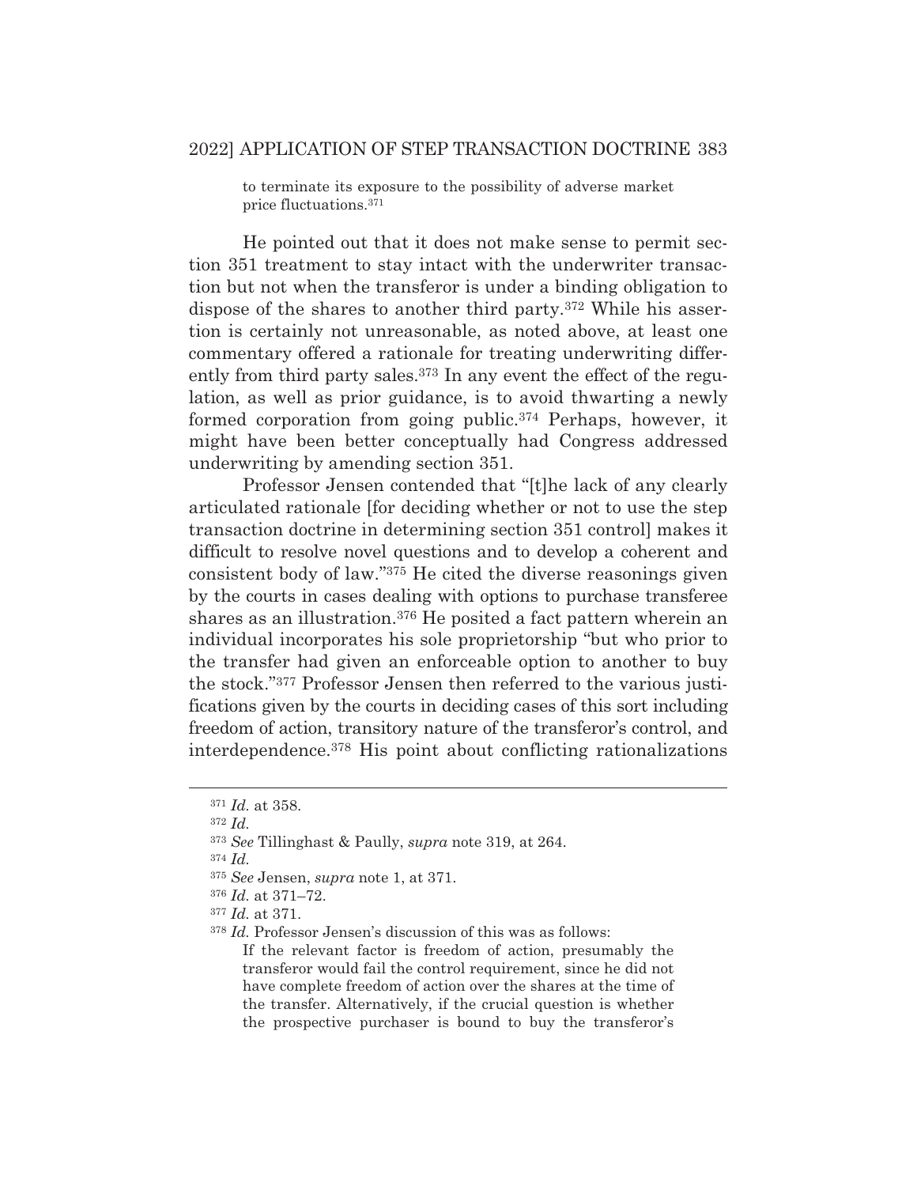> to terminate its exposure to the possibility of adverse market price fluctuations.[371]

He pointed out that it does not make sense to permit section 351 treatment to stay intact with the underwriter transaction but not when the transferor is under a binding obligation to dispose of the shares to another third party.[372] While his assertion is certainly not unreasonable, as noted above, at least one commentary offered a rationale for treating underwriting differently from third party sales.[373] In any event the effect of the regulation, as well as prior guidance, is to avoid thwarting a newly formed corporation from going public.[374] Perhaps, however, it might have been better conceptually had Congress addressed underwriting by amending section 351.

Professor Jensen contended that "[t]he lack of any clearly articulated rationale [for deciding whether or not to use the step transaction doctrine in determining section 351 control] makes it difficult to resolve novel questions and to develop a coherent and consistent body of law."[375] He cited the diverse reasonings given by the courts in cases dealing with options to purchase transferee shares as an illustration.[376] He posited a fact pattern wherein an individual incorporates his sole proprietorship "but who prior to the transfer had given an enforceable option to another to buy the stock."[377] Professor Jensen then referred to the various justifications given by the courts in deciding cases of this sort including freedom of action, transitory nature of the transferor's control, and interdependence.[378] His point about conflicting rationalizations

---

[371] *Id.* at 358.

[372] *Id.*

[373] *See* Tillinghast & Paully, *supra* note 319, at 264.

[374] *Id.*

[375] *See* Jensen, *supra* note 1, at 371.

[376] *Id.* at 371–72.

[377] *Id.* at 371.

[378] *Id.* Professor Jensen's discussion of this was as follows:

> If the relevant factor is freedom of action, presumably the transferor would fail the control requirement, since he did not have complete freedom of action over the shares at the time of the transfer. Alternatively, if the crucial question is whether the prospective purchaser is bound to buy the transferor's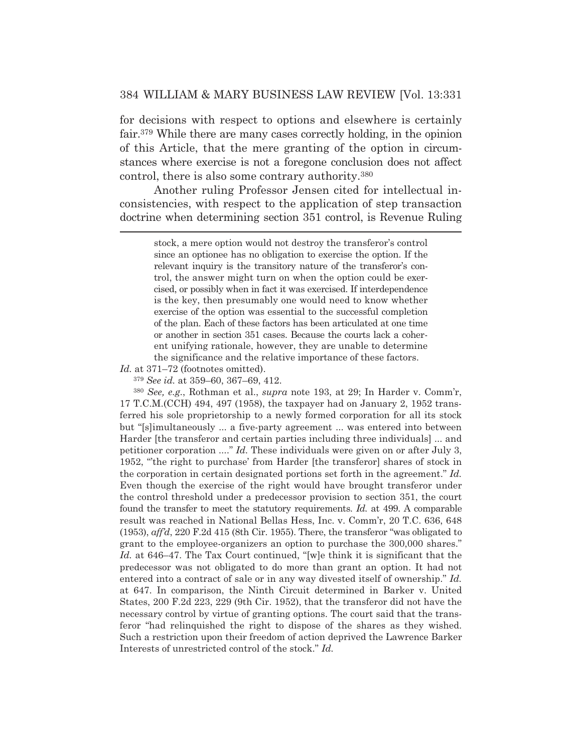for decisions with respect to options and elsewhere is certainly fair.[379] While there are many cases correctly holding, in the opinion of this Article, that the mere granting of the option in circumstances where exercise is not a foregone conclusion does not affect control, there is also some contrary authority.[380]

Another ruling Professor Jensen cited for intellectual inconsistencies, with respect to the application of step transaction doctrine when determining section 351 control, is Revenue Ruling

---

> stock, a mere option would not destroy the transferor's control since an optionee has no obligation to exercise the option. If the relevant inquiry is the transitory nature of the transferor's control, the answer might turn on when the option could be exercised, or possibly when in fact it was exercised. If interdependence is the key, then presumably one would need to know whether exercise of the option was essential to the successful completion of the plan. Each of these factors has been articulated at one time or another in section 351 cases. Because the courts lack a coherent unifying rationale, however, they are unable to determine the significance and the relative importance of these factors.

*Id.* at 371–72 (footnotes omitted).

[379] *See id.* at 359–60, 367–69, 412.

[380] *See, e.g.*, Rothman et al., *supra* note 193, at 29; In Harder v. Comm'r, 17 T.C.M.(CCH) 494, 497 (1958), the taxpayer had on January 2, 1952 transferred his sole proprietorship to a newly formed corporation for all its stock but "[s]imultaneously ... a five-party agreement ... was entered into between Harder [the transferor and certain parties including three individuals] ... and petitioner corporation ...." *Id.* These individuals were given on or after July 3, 1952, "'the right to purchase' from Harder [the transferor] shares of stock in the corporation in certain designated portions set forth in the agreement." *Id.* Even though the exercise of the right would have brought transferor under the control threshold under a predecessor provision to section 351, the court found the transfer to meet the statutory requirements. *Id.* at 499. A comparable result was reached in National Bellas Hess, Inc. v. Comm'r, 20 T.C. 636, 648 (1953), *aff'd*, 220 F.2d 415 (8th Cir. 1955). There, the transferor "was obligated to grant to the employee-organizers an option to purchase the 300,000 shares." *Id.* at 646–47. The Tax Court continued, "[w]e think it is significant that the predecessor was not obligated to do more than grant an option. It had not entered into a contract of sale or in any way divested itself of ownership." *Id.* at 647. In comparison, the Ninth Circuit determined in Barker v. United States, 200 F.2d 223, 229 (9th Cir. 1952), that the transferor did not have the necessary control by virtue of granting options. The court said that the transferor "had relinquished the right to dispose of the shares as they wished. Such a restriction upon their freedom of action deprived the Lawrence Barker Interests of unrestricted control of the stock." *Id.*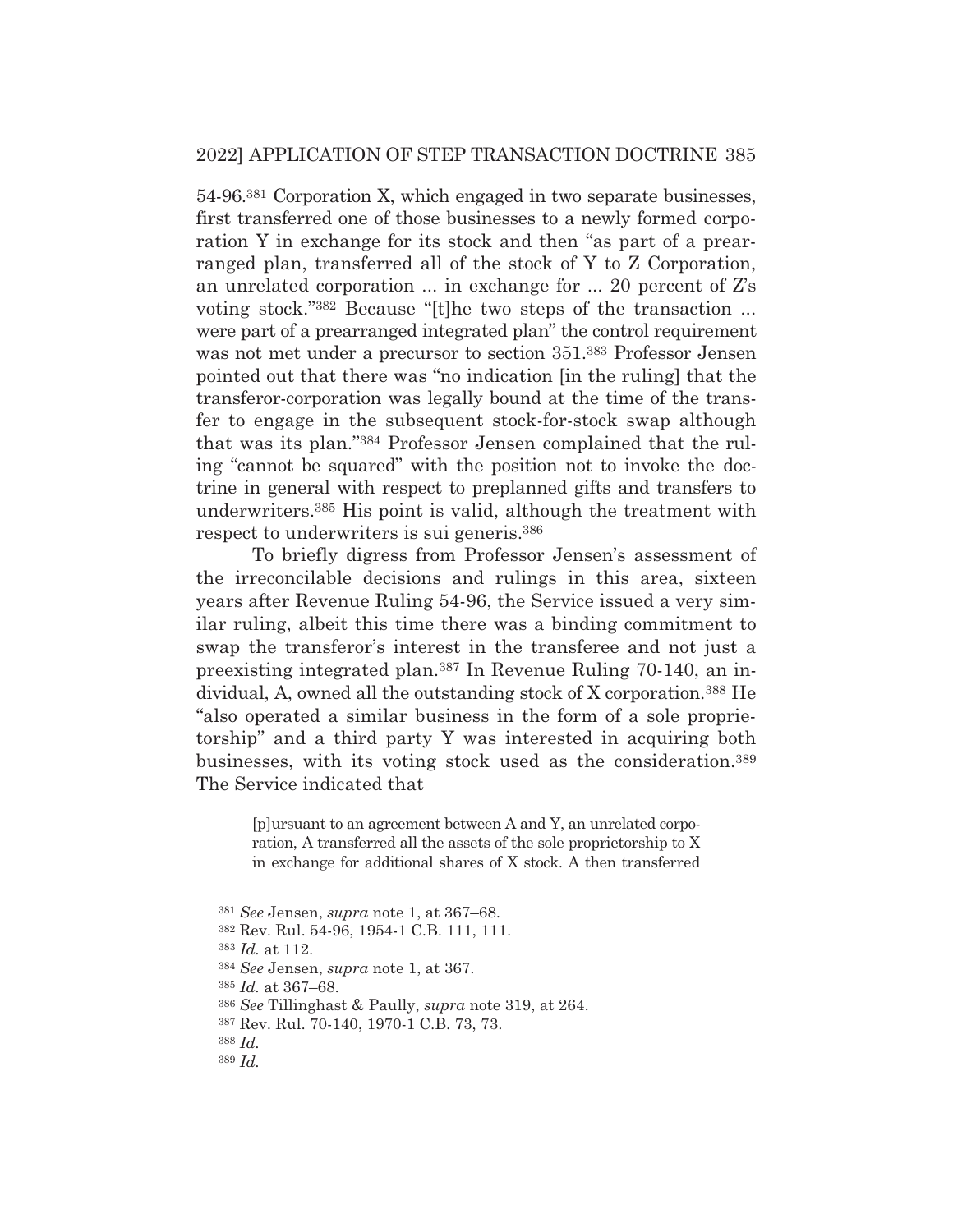54-96.[381] Corporation X, which engaged in two separate businesses, first transferred one of those businesses to a newly formed corporation Y in exchange for its stock and then "as part of a prearranged plan, transferred all of the stock of Y to Z Corporation, an unrelated corporation ... in exchange for ... 20 percent of Z's voting stock."[382] Because "[t]he two steps of the transaction ... were part of a prearranged integrated plan" the control requirement was not met under a precursor to section 351.[383] Professor Jensen pointed out that there was "no indication [in the ruling] that the transferor-corporation was legally bound at the time of the transfer to engage in the subsequent stock-for-stock swap although that was its plan."[384] Professor Jensen complained that the ruling "cannot be squared" with the position not to invoke the doctrine in general with respect to preplanned gifts and transfers to underwriters.[385] His point is valid, although the treatment with respect to underwriters is sui generis.[386]

To briefly digress from Professor Jensen's assessment of the irreconcilable decisions and rulings in this area, sixteen years after Revenue Ruling 54-96, the Service issued a very similar ruling, albeit this time there was a binding commitment to swap the transferor's interest in the transferee and not just a preexisting integrated plan.[387] In Revenue Ruling 70-140, an individual, A, owned all the outstanding stock of X corporation.[388] He "also operated a similar business in the form of a sole proprietorship" and a third party Y was interested in acquiring both businesses, with its voting stock used as the consideration.[389] The Service indicated that

> [p]ursuant to an agreement between A and Y, an unrelated corporation, A transferred all the assets of the sole proprietorship to X in exchange for additional shares of X stock. A then transferred

---

[381] *See* Jensen, *supra* note 1, at 367–68.

[382] Rev. Rul. 54-96, 1954-1 C.B. 111, 111.

[383] *Id.* at 112.

[384] *See* Jensen, *supra* note 1, at 367.

[385] *Id.* at 367–68.

[386] *See* Tillinghast & Paully, *supra* note 319, at 264.

[387] Rev. Rul. 70-140, 1970-1 C.B. 73, 73.

[388] *Id.*

[389] *Id.*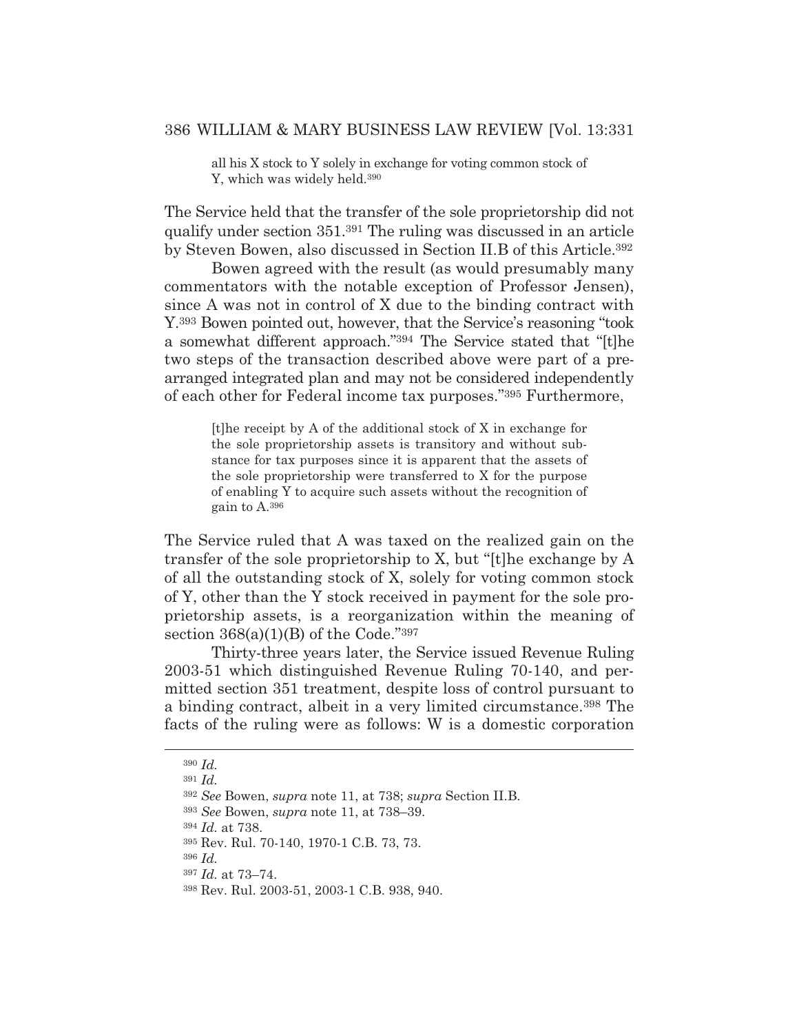> all his X stock to Y solely in exchange for voting common stock of Y, which was widely held.[390]

The Service held that the transfer of the sole proprietorship did not qualify under section 351.[391] The ruling was discussed in an article by Steven Bowen, also discussed in Section II.B of this Article.[392]

Bowen agreed with the result (as would presumably many commentators with the notable exception of Professor Jensen), since A was not in control of X due to the binding contract with Y.[393] Bowen pointed out, however, that the Service's reasoning "took a somewhat different approach."[394] The Service stated that "[t]he two steps of the transaction described above were part of a prearranged integrated plan and may not be considered independently of each other for Federal income tax purposes."[395] Furthermore,

> [t]he receipt by A of the additional stock of X in exchange for the sole proprietorship assets is transitory and without substance for tax purposes since it is apparent that the assets of the sole proprietorship were transferred to X for the purpose of enabling Y to acquire such assets without the recognition of gain to A.[396]

The Service ruled that A was taxed on the realized gain on the transfer of the sole proprietorship to X, but "[t]he exchange by A of all the outstanding stock of X, solely for voting common stock of Y, other than the Y stock received in payment for the sole proprietorship assets, is a reorganization within the meaning of section 368(a)(1)(B) of the Code."[397]

Thirty-three years later, the Service issued Revenue Ruling 2003-51 which distinguished Revenue Ruling 70-140, and permitted section 351 treatment, despite loss of control pursuant to a binding contract, albeit in a very limited circumstance.[398] The facts of the ruling were as follows: W is a domestic corporation

---

[390] *Id.*

[391] *Id.*

[392] *See* Bowen, *supra* note 11, at 738; *supra* Section II.B.

[393] *See* Bowen, *supra* note 11, at 738–39.

[394] *Id.* at 738.

[395] Rev. Rul. 70-140, 1970-1 C.B. 73, 73.

[396] *Id.*

[397] *Id.* at 73–74.

[398] Rev. Rul. 2003-51, 2003-1 C.B. 938, 940.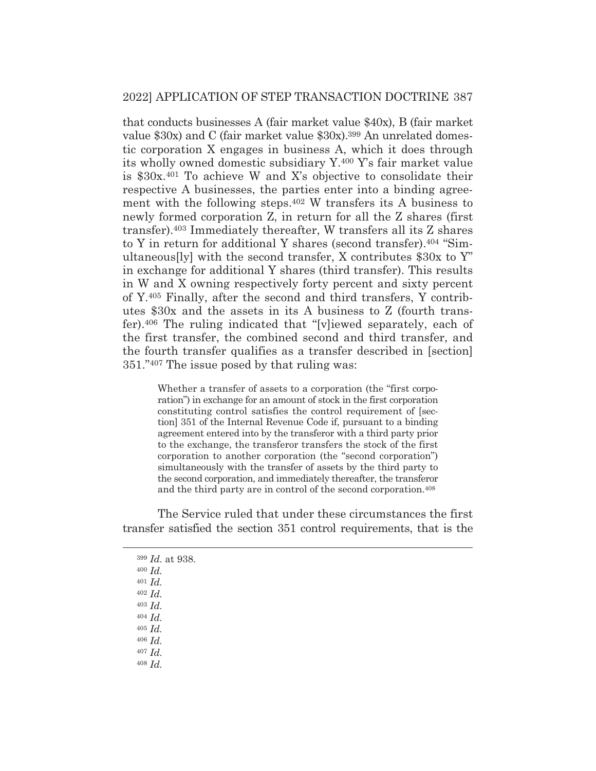that conducts businesses A (fair market value \$40x), B (fair market value \$30x) and C (fair market value \$30x).[399] An unrelated domestic corporation X engages in business A, which it does through its wholly owned domestic subsidiary Y.[400] Y's fair market value is \$30x.[401] To achieve W and X's objective to consolidate their respective A businesses, the parties enter into a binding agreement with the following steps.[402] W transfers its A business to newly formed corporation Z, in return for all the Z shares (first transfer).[403] Immediately thereafter, W transfers all its Z shares to Y in return for additional Y shares (second transfer).[404] "Simultaneous[ly] with the second transfer, X contributes \$30x to Y" in exchange for additional Y shares (third transfer). This results in W and X owning respectively forty percent and sixty percent of Y.[405] Finally, after the second and third transfers, Y contributes \$30x and the assets in its A business to Z (fourth transfer).[406] The ruling indicated that "[v]iewed separately, each of the first transfer, the combined second and third transfer, and the fourth transfer qualifies as a transfer described in [section] 351."[407] The issue posed by that ruling was:

> Whether a transfer of assets to a corporation (the "first corporation") in exchange for an amount of stock in the first corporation constituting control satisfies the control requirement of [section] 351 of the Internal Revenue Code if, pursuant to a binding agreement entered into by the transferor with a third party prior to the exchange, the transferor transfers the stock of the first corporation to another corporation (the "second corporation") simultaneously with the transfer of assets by the third party to the second corporation, and immediately thereafter, the transferor and the third party are in control of the second corporation.[408]

The Service ruled that under these circumstances the first transfer satisfied the section 351 control requirements, that is the

---

[399] *Id.* at 938.
[400] *Id.*
[401] *Id.*
[402] *Id.*
[403] *Id.*
[404] *Id.*
[405] *Id.*
[406] *Id.*
[407] *Id.*
[408] *Id.*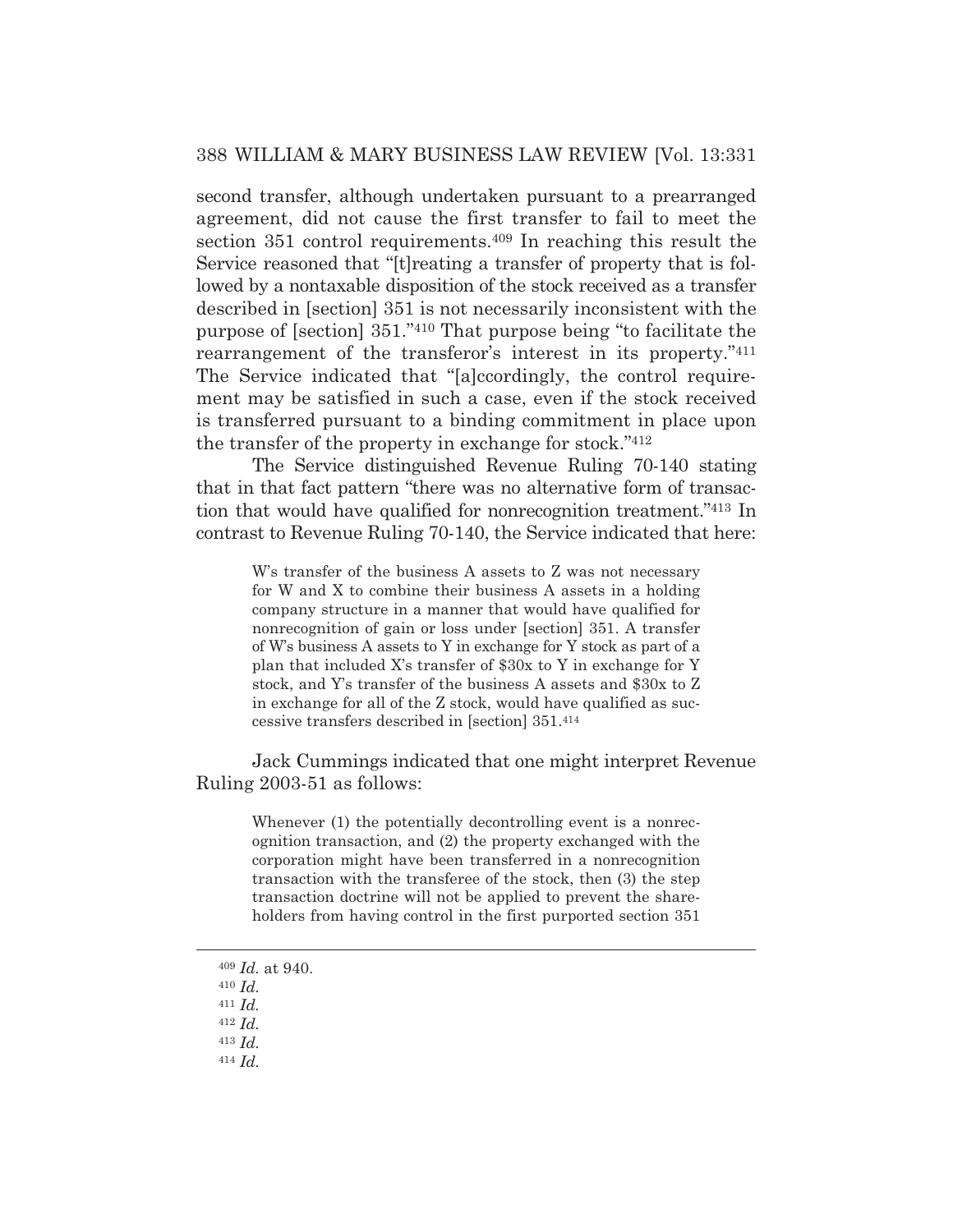second transfer, although undertaken pursuant to a prearranged agreement, did not cause the first transfer to fail to meet the section 351 control requirements.[409] In reaching this result the Service reasoned that "[t]reating a transfer of property that is followed by a nontaxable disposition of the stock received as a transfer described in [section] 351 is not necessarily inconsistent with the purpose of [section] 351."[410] That purpose being "to facilitate the rearrangement of the transferor's interest in its property."[411] The Service indicated that "[a]ccordingly, the control requirement may be satisfied in such a case, even if the stock received is transferred pursuant to a binding commitment in place upon the transfer of the property in exchange for stock."[412]

The Service distinguished Revenue Ruling 70-140 stating that in that fact pattern "there was no alternative form of transaction that would have qualified for nonrecognition treatment."[413] In contrast to Revenue Ruling 70-140, the Service indicated that here:

> W's transfer of the business A assets to Z was not necessary for W and X to combine their business A assets in a holding company structure in a manner that would have qualified for nonrecognition of gain or loss under [section] 351. A transfer of W's business A assets to Y in exchange for Y stock as part of a plan that included X's transfer of $30x to Y in exchange for Y stock, and Y's transfer of the business A assets and $30x to Z in exchange for all of the Z stock, would have qualified as successive transfers described in [section] 351.[414]

Jack Cummings indicated that one might interpret Revenue Ruling 2003-51 as follows:

> Whenever (1) the potentially decontrolling event is a nonrecognition transaction, and (2) the property exchanged with the corporation might have been transferred in a nonrecognition transaction with the transferee of the stock, then (3) the step transaction doctrine will not be applied to prevent the shareholders from having control in the first purported section 351

---

[409] *Id.* at 940.

[410] *Id.*

[411] *Id.*

[412] *Id.*

[413] *Id.*

[414] *Id.*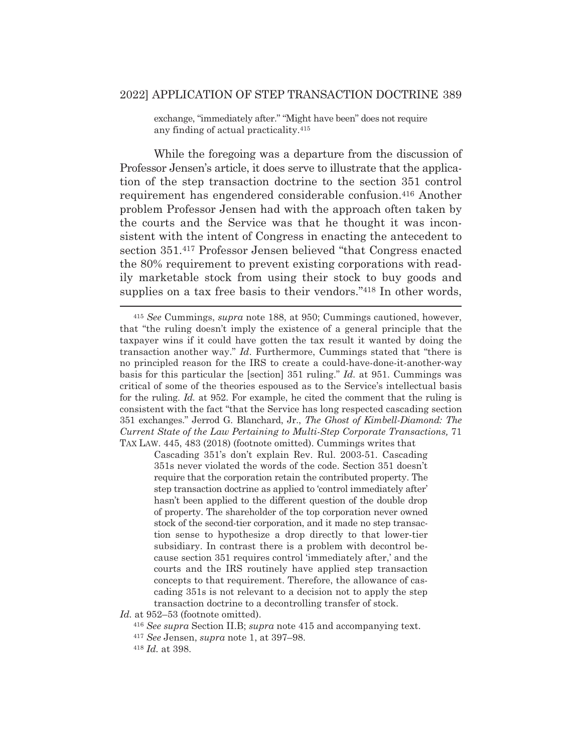> exchange, "immediately after." "Might have been" does not require any finding of actual practicality.[415]

While the foregoing was a departure from the discussion of Professor Jensen's article, it does serve to illustrate that the application of the step transaction doctrine to the section 351 control requirement has engendered considerable confusion.[416] Another problem Professor Jensen had with the approach often taken by the courts and the Service was that he thought it was inconsistent with the intent of Congress in enacting the antecedent to section 351.[417] Professor Jensen believed "that Congress enacted the 80% requirement to prevent existing corporations with readily marketable stock from using their stock to buy goods and supplies on a tax free basis to their vendors."[418] In other words,

---

[415] *See* Cummings, *supra* note 188, at 950; Cummings cautioned, however, that "the ruling doesn't imply the existence of a general principle that the taxpayer wins if it could have gotten the tax result it wanted by doing the transaction another way." *Id*. Furthermore, Cummings stated that "there is no principled reason for the IRS to create a could-have-done-it-another-way basis for this particular the [section] 351 ruling." *Id.* at 951. Cummings was critical of some of the theories espoused as to the Service's intellectual basis for the ruling. *Id.* at 952. For example, he cited the comment that the ruling is consistent with the fact "that the Service has long respected cascading section 351 exchanges." Jerrod G. Blanchard, Jr., *The Ghost of Kimbell-Diamond: The Current State of the Law Pertaining to Multi-Step Corporate Transactions,* 71 TAX LAW. 445, 483 (2018) (footnote omitted). Cummings writes that

> Cascading 351's don't explain Rev. Rul. 2003-51. Cascading 351s never violated the words of the code. Section 351 doesn't require that the corporation retain the contributed property. The step transaction doctrine as applied to 'control immediately after' hasn't been applied to the different question of the double drop of property. The shareholder of the top corporation never owned stock of the second-tier corporation, and it made no step transaction sense to hypothesize a drop directly to that lower-tier subsidiary. In contrast there is a problem with decontrol because section 351 requires control 'immediately after,' and the courts and the IRS routinely have applied step transaction concepts to that requirement. Therefore, the allowance of cascading 351s is not relevant to a decision not to apply the step transaction doctrine to a decontrolling transfer of stock.

*Id.* at 952–53 (footnote omitted).

[416] *See supra* Section II.B; *supra* note 415 and accompanying text.

[417] *See* Jensen, *supra* note 1, at 397–98.

[418] *Id.* at 398.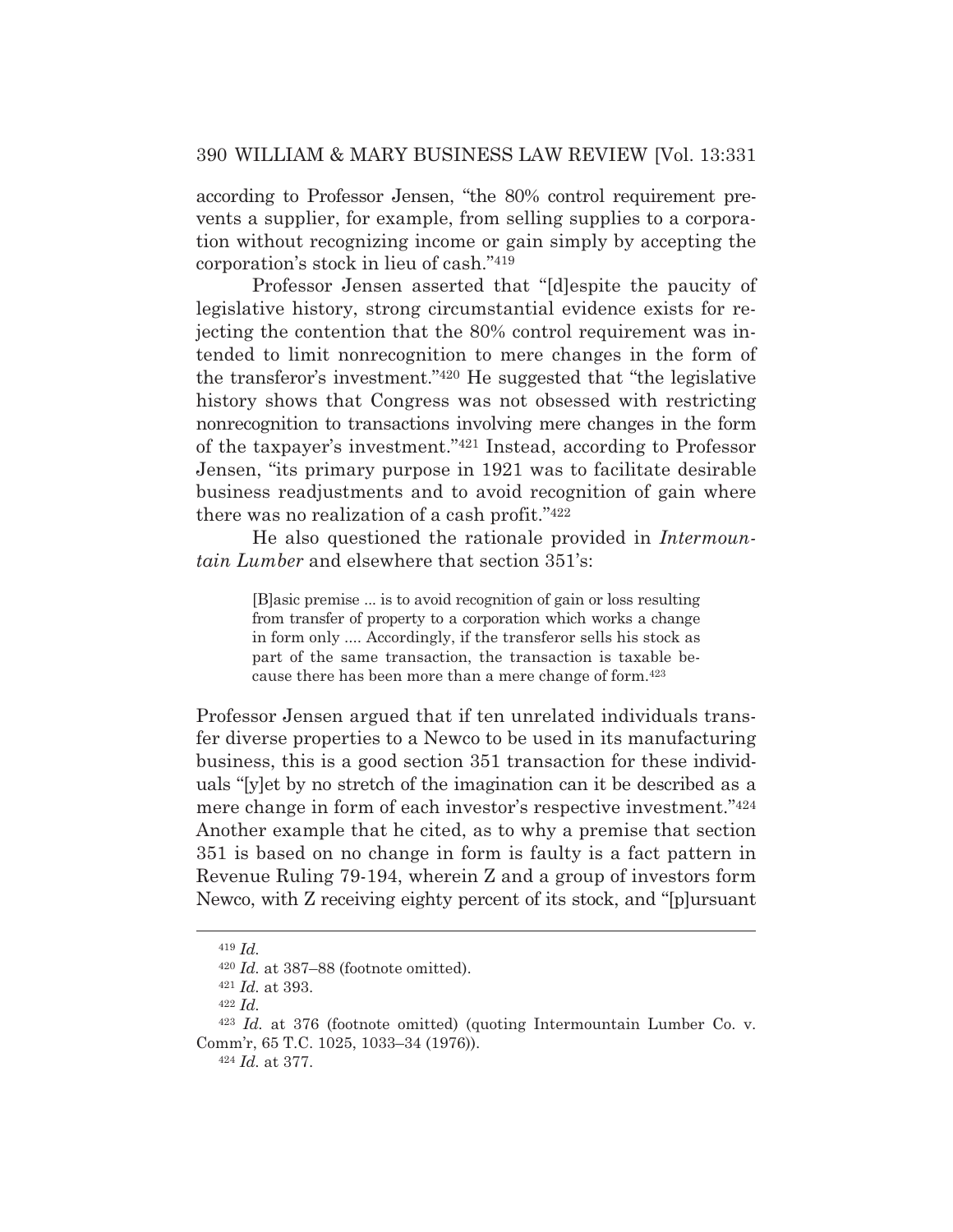according to Professor Jensen, "the 80% control requirement prevents a supplier, for example, from selling supplies to a corporation without recognizing income or gain simply by accepting the corporation's stock in lieu of cash."[419]

Professor Jensen asserted that "[d]espite the paucity of legislative history, strong circumstantial evidence exists for rejecting the contention that the 80% control requirement was intended to limit nonrecognition to mere changes in the form of the transferor's investment."[420] He suggested that "the legislative history shows that Congress was not obsessed with restricting nonrecognition to transactions involving mere changes in the form of the taxpayer's investment."[421] Instead, according to Professor Jensen, "its primary purpose in 1921 was to facilitate desirable business readjustments and to avoid recognition of gain where there was no realization of a cash profit."[422]

He also questioned the rationale provided in *Intermountain Lumber* and elsewhere that section 351's:

> [B]asic premise ... is to avoid recognition of gain or loss resulting from transfer of property to a corporation which works a change in form only .... Accordingly, if the transferor sells his stock as part of the same transaction, the transaction is taxable because there has been more than a mere change of form.[423]

Professor Jensen argued that if ten unrelated individuals transfer diverse properties to a Newco to be used in its manufacturing business, this is a good section 351 transaction for these individuals "[y]et by no stretch of the imagination can it be described as a mere change in form of each investor's respective investment."[424] Another example that he cited, as to why a premise that section 351 is based on no change in form is faulty is a fact pattern in Revenue Ruling 79-194, wherein Z and a group of investors form Newco, with Z receiving eighty percent of its stock, and "[p]ursuant

---

[419] *Id.*

[420] *Id.* at 387–88 (footnote omitted).

[421] *Id.* at 393.

[422] *Id.*

[423] *Id.* at 376 (footnote omitted) (quoting Intermountain Lumber Co. v. Comm'r, 65 T.C. 1025, 1033–34 (1976)).

[424] *Id.* at 377.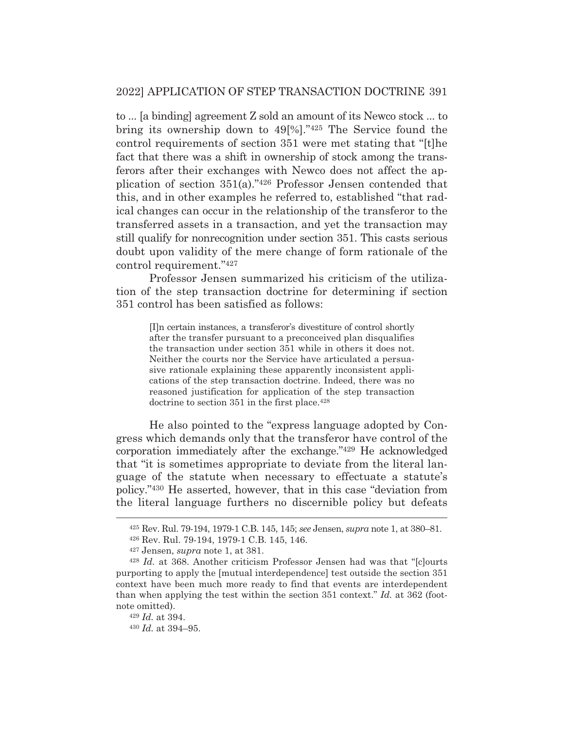to ... [a binding] agreement Z sold an amount of its Newco stock ... to bring its ownership down to 49[%]."[425] The Service found the control requirements of section 351 were met stating that "[t]he fact that there was a shift in ownership of stock among the transferors after their exchanges with Newco does not affect the application of section 351(a)."[426] Professor Jensen contended that this, and in other examples he referred to, established "that radical changes can occur in the relationship of the transferor to the transferred assets in a transaction, and yet the transaction may still qualify for nonrecognition under section 351. This casts serious doubt upon validity of the mere change of form rationale of the control requirement."[427]

Professor Jensen summarized his criticism of the utilization of the step transaction doctrine for determining if section 351 control has been satisfied as follows:

> [I]n certain instances, a transferor's divestiture of control shortly after the transfer pursuant to a preconceived plan disqualifies the transaction under section 351 while in others it does not. Neither the courts nor the Service have articulated a persuasive rationale explaining these apparently inconsistent applications of the step transaction doctrine. Indeed, there was no reasoned justification for application of the step transaction doctrine to section 351 in the first place.[428]

He also pointed to the "express language adopted by Congress which demands only that the transferor have control of the corporation immediately after the exchange."[429] He acknowledged that "it is sometimes appropriate to deviate from the literal language of the statute when necessary to effectuate a statute's policy."[430] He asserted, however, that in this case "deviation from the literal language furthers no discernible policy but defeats

---

[425] Rev. Rul. 79-194, 1979-1 C.B. 145, 145; *see* Jensen, *supra* note 1, at 380–81.

[426] Rev. Rul. 79-194, 1979-1 C.B. 145, 146.

[427] Jensen, *supra* note 1, at 381.

[428] *Id.* at 368. Another criticism Professor Jensen had was that "[c]ourts purporting to apply the [mutual interdependence] test outside the section 351 context have been much more ready to find that events are interdependent than when applying the test within the section 351 context." *Id.* at 362 (footnote omitted).

[429] *Id.* at 394.

[430] *Id.* at 394–95.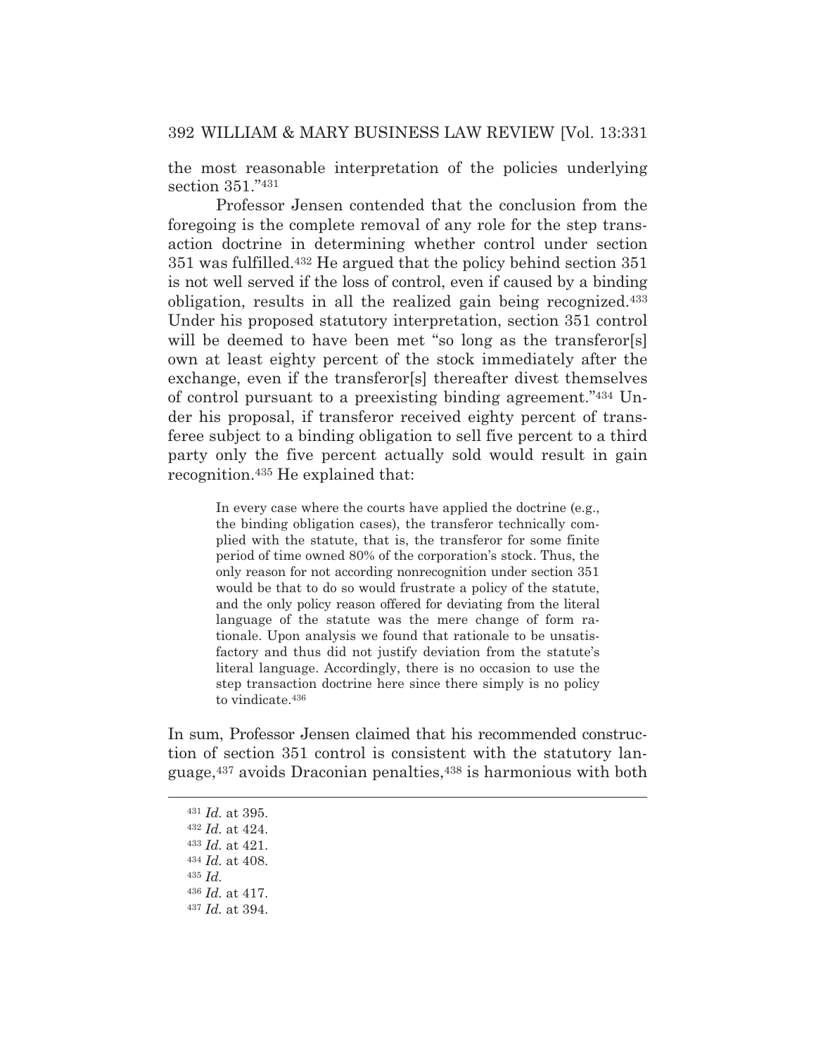the most reasonable interpretation of the policies underlying section 351."[431]

Professor Jensen contended that the conclusion from the foregoing is the complete removal of any role for the step transaction doctrine in determining whether control under section 351 was fulfilled.[432] He argued that the policy behind section 351 is not well served if the loss of control, even if caused by a binding obligation, results in all the realized gain being recognized.[433] Under his proposed statutory interpretation, section 351 control will be deemed to have been met "so long as the transferor[s] own at least eighty percent of the stock immediately after the exchange, even if the transferor[s] thereafter divest themselves of control pursuant to a preexisting binding agreement."[434] Under his proposal, if transferor received eighty percent of transferee subject to a binding obligation to sell five percent to a third party only the five percent actually sold would result in gain recognition.[435] He explained that:

> In every case where the courts have applied the doctrine (e.g., the binding obligation cases), the transferor technically complied with the statute, that is, the transferor for some finite period of time owned 80% of the corporation's stock. Thus, the only reason for not according nonrecognition under section 351 would be that to do so would frustrate a policy of the statute, and the only policy reason offered for deviating from the literal language of the statute was the mere change of form rationale. Upon analysis we found that rationale to be unsatisfactory and thus did not justify deviation from the statute's literal language. Accordingly, there is no occasion to use the step transaction doctrine here since there simply is no policy to vindicate.[436]

In sum, Professor Jensen claimed that his recommended construction of section 351 control is consistent with the statutory language,[437] avoids Draconian penalties,[438] is harmonious with both

---

[431] *Id.* at 395.

[432] *Id.* at 424.

[433] *Id.* at 421.

[434] *Id.* at 408.

[435] *Id.*

[436] *Id.* at 417.

[437] *Id.* at 394.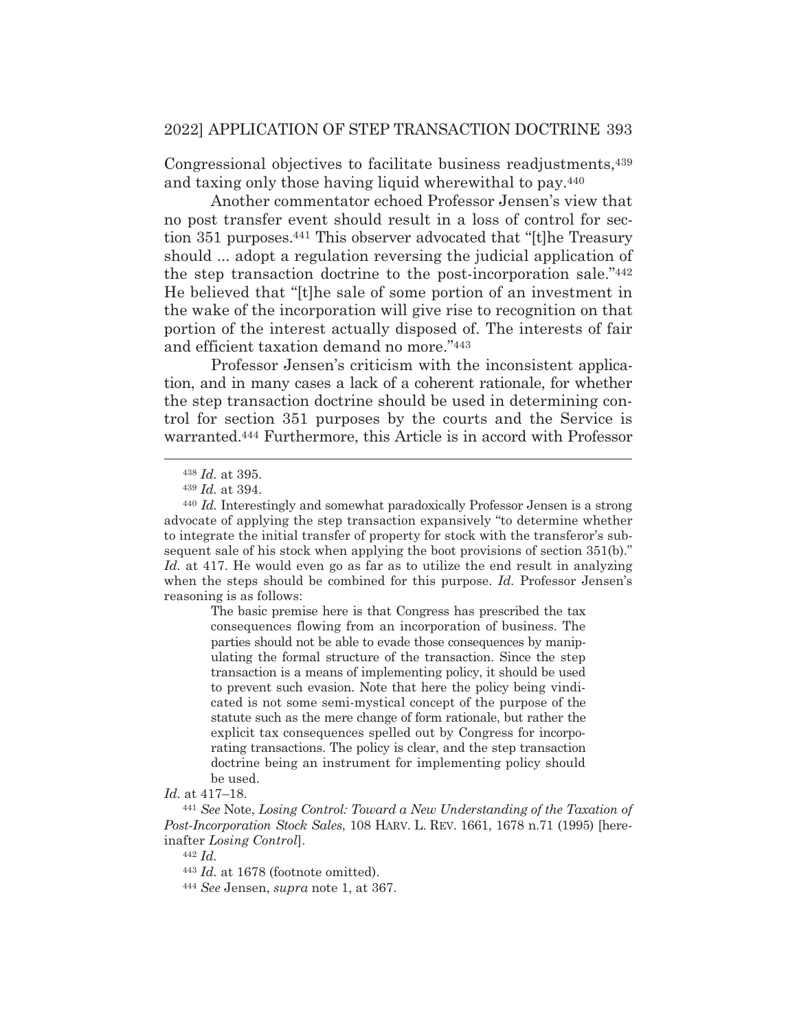Congressional objectives to facilitate business readjustments,[439] and taxing only those having liquid wherewithal to pay.[440]

Another commentator echoed Professor Jensen's view that no post transfer event should result in a loss of control for section 351 purposes.[441] This observer advocated that "[t]he Treasury should ... adopt a regulation reversing the judicial application of the step transaction doctrine to the post-incorporation sale."[442] He believed that "[t]he sale of some portion of an investment in the wake of the incorporation will give rise to recognition on that portion of the interest actually disposed of. The interests of fair and efficient taxation demand no more."[443]

Professor Jensen's criticism with the inconsistent application, and in many cases a lack of a coherent rationale, for whether the step transaction doctrine should be used in determining control for section 351 purposes by the courts and the Service is warranted.[444] Furthermore, this Article is in accord with Professor

---

[438] *Id.* at 395.

[439] *Id.* at 394.

[440] *Id.* Interestingly and somewhat paradoxically Professor Jensen is a strong advocate of applying the step transaction expansively "to determine whether to integrate the initial transfer of property for stock with the transferor's subsequent sale of his stock when applying the boot provisions of section 351(b)." *Id.* at 417. He would even go as far as to utilize the end result in analyzing when the steps should be combined for this purpose. *Id.* Professor Jensen's reasoning is as follows:

> The basic premise here is that Congress has prescribed the tax consequences flowing from an incorporation of business. The parties should not be able to evade those consequences by manipulating the formal structure of the transaction. Since the step transaction is a means of implementing policy, it should be used to prevent such evasion. Note that here the policy being vindicated is not some semi-mystical concept of the purpose of the statute such as the mere change of form rationale, but rather the explicit tax consequences spelled out by Congress for incorporating transactions. The policy is clear, and the step transaction doctrine being an instrument for implementing policy should be used.

*Id.* at 417–18.

[441] *See* Note, *Losing Control: Toward a New Understanding of the Taxation of Post-Incorporation Stock Sales*, 108 HARV. L. REV. 1661, 1678 n.71 (1995) [hereinafter *Losing Control*].

[442] *Id.*

[443] *Id.* at 1678 (footnote omitted).

[444] *See* Jensen, *supra* note 1, at 367.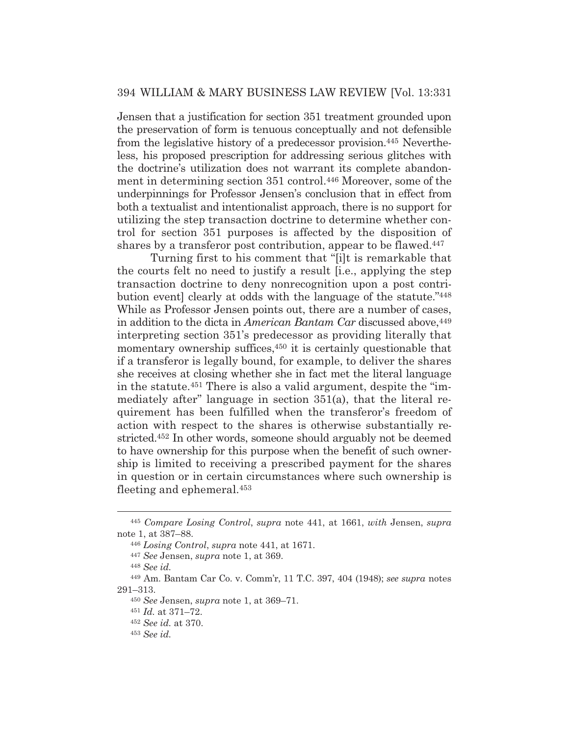Jensen that a justification for section 351 treatment grounded upon the preservation of form is tenuous conceptually and not defensible from the legislative history of a predecessor provision.[445] Nevertheless, his proposed prescription for addressing serious glitches with the doctrine's utilization does not warrant its complete abandonment in determining section 351 control.[446] Moreover, some of the underpinnings for Professor Jensen's conclusion that in effect from both a textualist and intentionalist approach, there is no support for utilizing the step transaction doctrine to determine whether control for section 351 purposes is affected by the disposition of shares by a transferor post contribution, appear to be flawed.[447]

Turning first to his comment that "[i]t is remarkable that the courts felt no need to justify a result [i.e., applying the step transaction doctrine to deny nonrecognition upon a post contribution event] clearly at odds with the language of the statute."[448] While as Professor Jensen points out, there are a number of cases, in addition to the dicta in *American Bantam Car* discussed above,[449] interpreting section 351's predecessor as providing literally that momentary ownership suffices,[450] it is certainly questionable that if a transferor is legally bound, for example, to deliver the shares she receives at closing whether she in fact met the literal language in the statute.[451] There is also a valid argument, despite the "immediately after" language in section 351(a), that the literal requirement has been fulfilled when the transferor's freedom of action with respect to the shares is otherwise substantially restricted.[452] In other words, someone should arguably not be deemed to have ownership for this purpose when the benefit of such ownership is limited to receiving a prescribed payment for the shares in question or in certain circumstances where such ownership is fleeting and ephemeral.[453]

---

[445] *Compare Losing Control*, *supra* note 441, at 1661, *with* Jensen, *supra* note 1, at 387–88.

[446] *Losing Control*, *supra* note 441, at 1671.

[447] *See* Jensen, *supra* note 1, at 369.

[448] *See id.*

[449] Am. Bantam Car Co. v. Comm'r, 11 T.C. 397, 404 (1948); *see supra* notes 291–313.

[450] *See* Jensen, *supra* note 1, at 369–71.

[451] *Id.* at 371–72.

[452] *See id.* at 370.

[453] *See id.*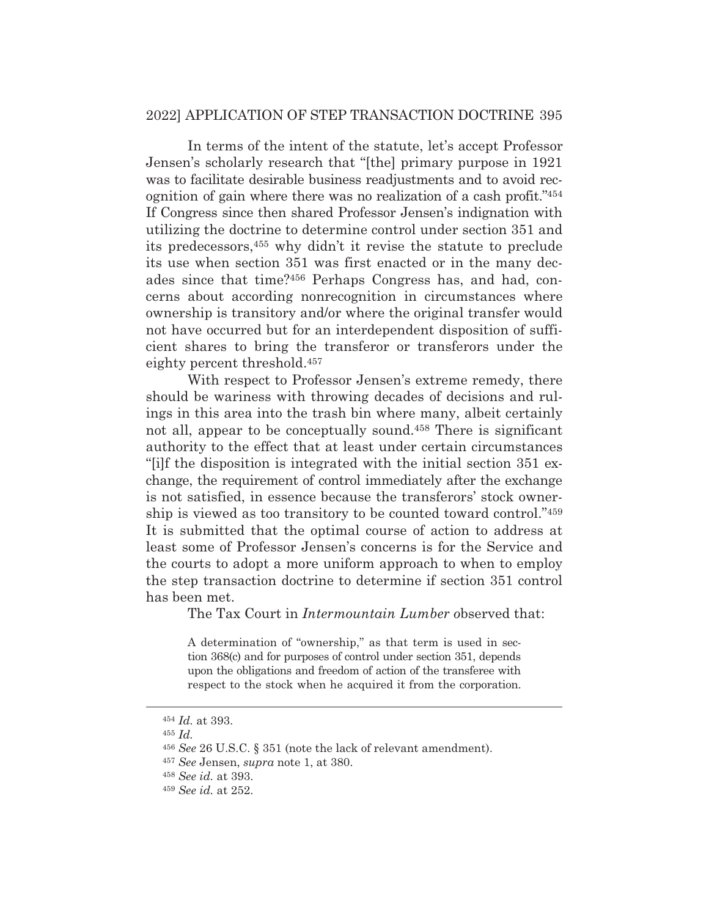In terms of the intent of the statute, let's accept Professor Jensen's scholarly research that "[the] primary purpose in 1921 was to facilitate desirable business readjustments and to avoid recognition of gain where there was no realization of a cash profit."[454] If Congress since then shared Professor Jensen's indignation with utilizing the doctrine to determine control under section 351 and its predecessors,[455] why didn't it revise the statute to preclude its use when section 351 was first enacted or in the many decades since that time?[456] Perhaps Congress has, and had, concerns about according nonrecognition in circumstances where ownership is transitory and/or where the original transfer would not have occurred but for an interdependent disposition of sufficient shares to bring the transferor or transferors under the eighty percent threshold.[457]

With respect to Professor Jensen's extreme remedy, there should be wariness with throwing decades of decisions and rulings in this area into the trash bin where many, albeit certainly not all, appear to be conceptually sound.[458] There is significant authority to the effect that at least under certain circumstances "[i]f the disposition is integrated with the initial section 351 exchange, the requirement of control immediately after the exchange is not satisfied, in essence because the transferors' stock ownership is viewed as too transitory to be counted toward control."[459] It is submitted that the optimal course of action to address at least some of Professor Jensen's concerns is for the Service and the courts to adopt a more uniform approach to when to employ the step transaction doctrine to determine if section 351 control has been met.

The Tax Court in *Intermountain Lumber* observed that:

> A determination of "ownership," as that term is used in section 368(c) and for purposes of control under section 351, depends upon the obligations and freedom of action of the transferee with respect to the stock when he acquired it from the corporation.

---

[454] *Id.* at 393.

[455] *Id.*

[456] *See* 26 U.S.C. § 351 (note the lack of relevant amendment).

[457] *See* Jensen, *supra* note 1, at 380.

[458] *See id.* at 393.

[459] *See id.* at 252.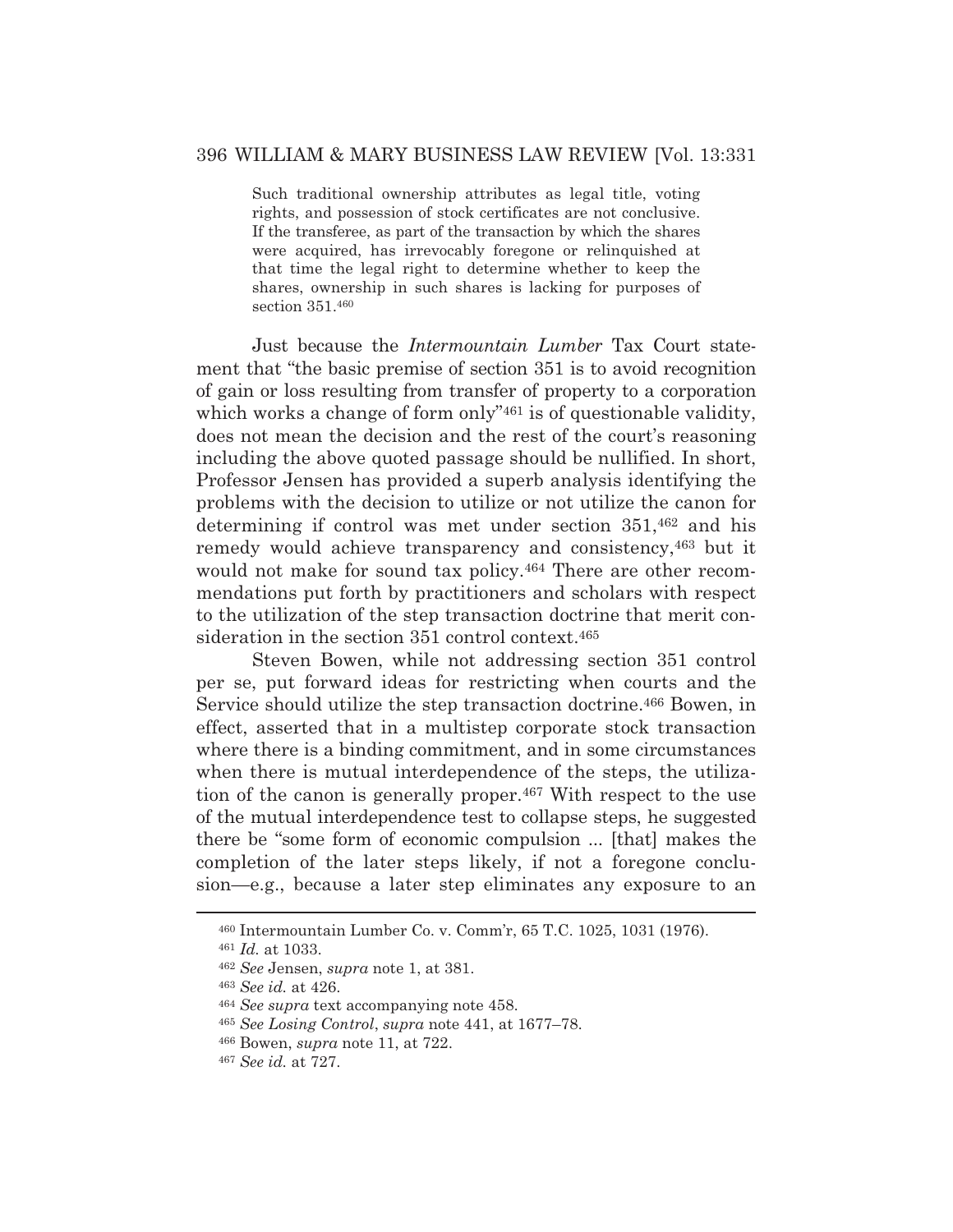> Such traditional ownership attributes as legal title, voting rights, and possession of stock certificates are not conclusive. If the transferee, as part of the transaction by which the shares were acquired, has irrevocably foregone or relinquished at that time the legal right to determine whether to keep the shares, ownership in such shares is lacking for purposes of section 351.[460]

Just because the *Intermountain Lumber* Tax Court statement that "the basic premise of section 351 is to avoid recognition of gain or loss resulting from transfer of property to a corporation which works a change of form only"[461] is of questionable validity, does not mean the decision and the rest of the court's reasoning including the above quoted passage should be nullified. In short, Professor Jensen has provided a superb analysis identifying the problems with the decision to utilize or not utilize the canon for determining if control was met under section 351,[462] and his remedy would achieve transparency and consistency,[463] but it would not make for sound tax policy.[464] There are other recommendations put forth by practitioners and scholars with respect to the utilization of the step transaction doctrine that merit consideration in the section 351 control context.[465]

Steven Bowen, while not addressing section 351 control per se, put forward ideas for restricting when courts and the Service should utilize the step transaction doctrine.[466] Bowen, in effect, asserted that in a multistep corporate stock transaction where there is a binding commitment, and in some circumstances when there is mutual interdependence of the steps, the utilization of the canon is generally proper.[467] With respect to the use of the mutual interdependence test to collapse steps, he suggested there be "some form of economic compulsion ... [that] makes the completion of the later steps likely, if not a foregone conclusion—e.g., because a later step eliminates any exposure to an

---

[460] Intermountain Lumber Co. v. Comm'r, 65 T.C. 1025, 1031 (1976).

[461] *Id.* at 1033.

[462] *See* Jensen, *supra* note 1, at 381.

[463] *See id.* at 426.

[464] *See supra* text accompanying note 458.

[465] *See Losing Control*, *supra* note 441, at 1677–78.

[466] Bowen, *supra* note 11, at 722.

[467] *See id.* at 727.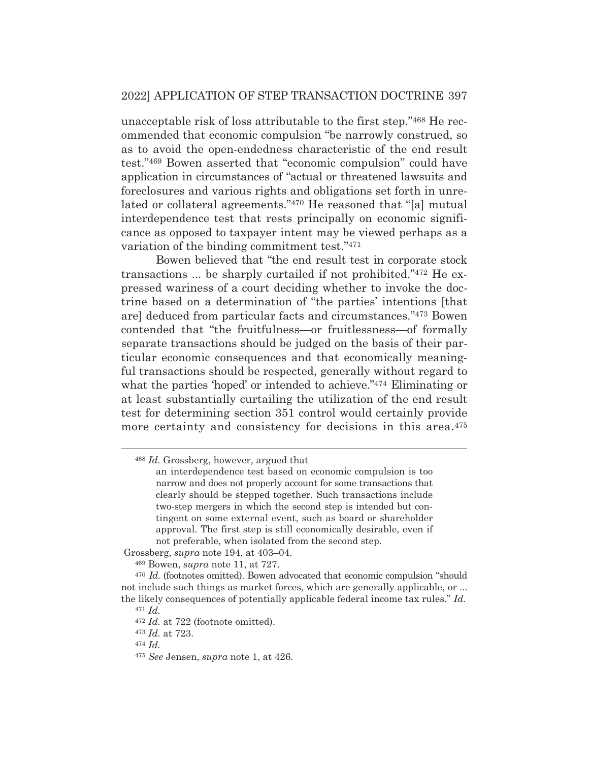unacceptable risk of loss attributable to the first step."[468] He recommended that economic compulsion "be narrowly construed, so as to avoid the open-endedness characteristic of the end result test."[469] Bowen asserted that "economic compulsion" could have application in circumstances of "actual or threatened lawsuits and foreclosures and various rights and obligations set forth in unrelated or collateral agreements."[470] He reasoned that "[a] mutual interdependence test that rests principally on economic significance as opposed to taxpayer intent may be viewed perhaps as a variation of the binding commitment test."[471]

Bowen believed that "the end result test in corporate stock transactions ... be sharply curtailed if not prohibited."[472] He expressed wariness of a court deciding whether to invoke the doctrine based on a determination of "the parties' intentions [that are] deduced from particular facts and circumstances."[473] Bowen contended that "the fruitfulness—or fruitlessness—of formally separate transactions should be judged on the basis of their particular economic consequences and that economically meaningful transactions should be respected, generally without regard to what the parties 'hoped' or intended to achieve."[474] Eliminating or at least substantially curtailing the utilization of the end result test for determining section 351 control would certainly provide more certainty and consistency for decisions in this area.[475]

---

[468] *Id.* Grossberg, however, argued that

> an interdependence test based on economic compulsion is too narrow and does not properly account for some transactions that clearly should be stepped together. Such transactions include two-step mergers in which the second step is intended but contingent on some external event, such as board or shareholder approval. The first step is still economically desirable, even if not preferable, when isolated from the second step.

Grossberg, *supra* note 194, at 403–04.

[469] Bowen, *supra* note 11, at 727.

[470] *Id.* (footnotes omitted). Bowen advocated that economic compulsion "should not include such things as market forces, which are generally applicable, or ... the likely consequences of potentially applicable federal income tax rules." *Id.*

[471] *Id.*

[472] *Id.* at 722 (footnote omitted).

[473] *Id.* at 723.

[474] *Id.*

[475] *See* Jensen, *supra* note 1, at 426.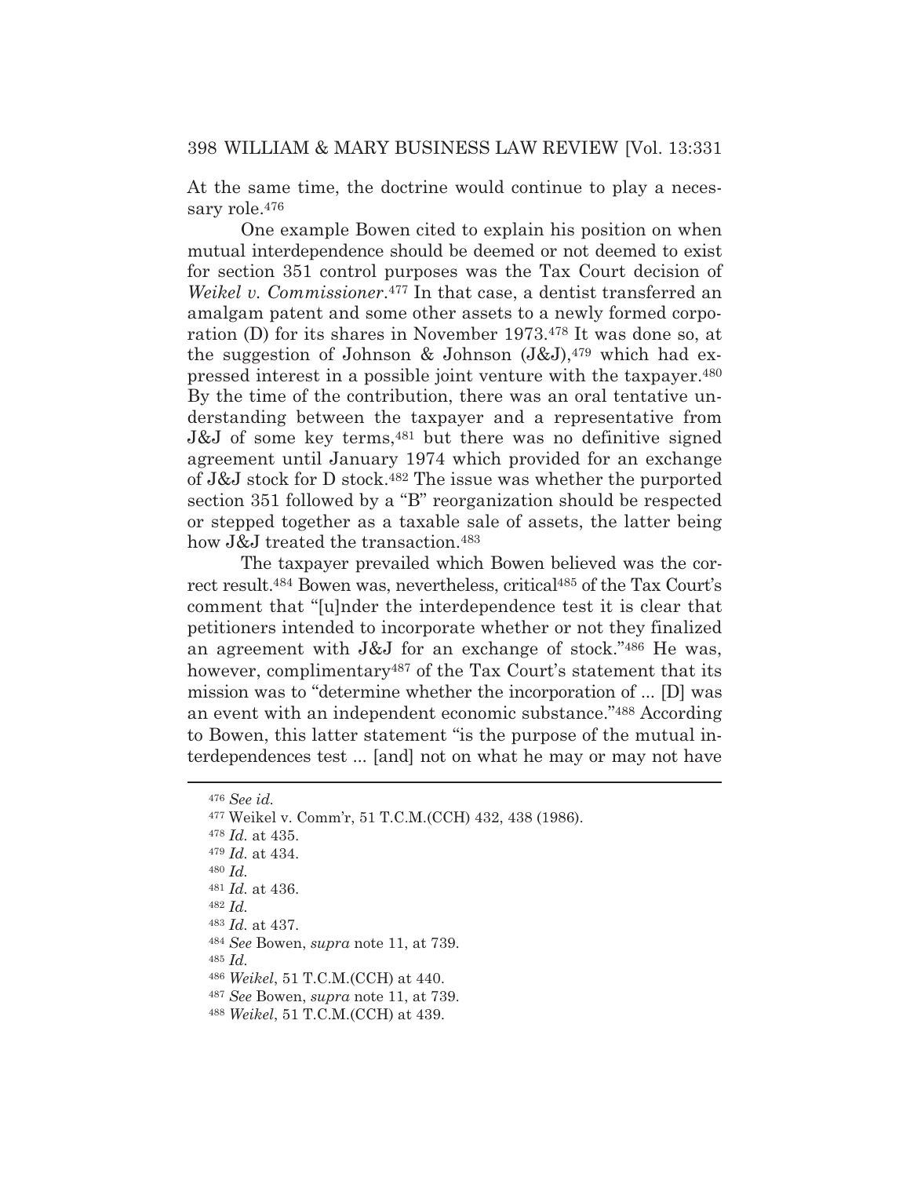At the same time, the doctrine would continue to play a necessary role.[476]

One example Bowen cited to explain his position on when mutual interdependence should be deemed or not deemed to exist for section 351 control purposes was the Tax Court decision of *Weikel v. Commissioner*.[477] In that case, a dentist transferred an amalgam patent and some other assets to a newly formed corporation (D) for its shares in November 1973.[478] It was done so, at the suggestion of Johnson & Johnson (J&J),[479] which had expressed interest in a possible joint venture with the taxpayer.[480] By the time of the contribution, there was an oral tentative understanding between the taxpayer and a representative from J&J of some key terms,[481] but there was no definitive signed agreement until January 1974 which provided for an exchange of J&J stock for D stock.[482] The issue was whether the purported section 351 followed by a "B" reorganization should be respected or stepped together as a taxable sale of assets, the latter being how J&J treated the transaction.[483]

The taxpayer prevailed which Bowen believed was the correct result.[484] Bowen was, nevertheless, critical[485] of the Tax Court's comment that "[u]nder the interdependence test it is clear that petitioners intended to incorporate whether or not they finalized an agreement with J&J for an exchange of stock."[486] He was, however, complimentary[487] of the Tax Court's statement that its mission was to "determine whether the incorporation of ... [D] was an event with an independent economic substance."[488] According to Bowen, this latter statement "is the purpose of the mutual interdependences test ... [and] not on what he may or may not have

---

[476] *See id.*

[477] Weikel v. Comm'r, 51 T.C.M.(CCH) 432, 438 (1986).

[478] *Id.* at 435.

[479] *Id.* at 434.

[480] *Id.*

[481] *Id.* at 436.

[482] *Id.*

[483] *Id.* at 437.

[484] *See* Bowen, *supra* note 11, at 739.

[485] *Id.*

[486] *Weikel*, 51 T.C.M.(CCH) at 440.

[487] *See* Bowen, *supra* note 11, at 739.

[488] *Weikel*, 51 T.C.M.(CCH) at 439.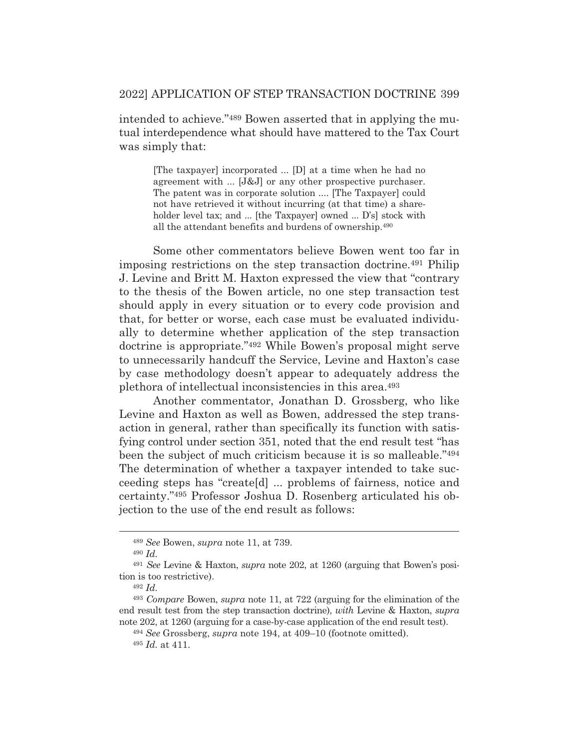intended to achieve."[489] Bowen asserted that in applying the mutual interdependence what should have mattered to the Tax Court was simply that:

> [The taxpayer] incorporated ... [D] at a time when he had no agreement with ... [J&J] or any other prospective purchaser. The patent was in corporate solution .... [The Taxpayer] could not have retrieved it without incurring (at that time) a shareholder level tax; and ... [the Taxpayer] owned ... D's] stock with all the attendant benefits and burdens of ownership.[490]

Some other commentators believe Bowen went too far in imposing restrictions on the step transaction doctrine.[491] Philip J. Levine and Britt M. Haxton expressed the view that "contrary to the thesis of the Bowen article, no one step transaction test should apply in every situation or to every code provision and that, for better or worse, each case must be evaluated individually to determine whether application of the step transaction doctrine is appropriate."[492] While Bowen's proposal might serve to unnecessarily handcuff the Service, Levine and Haxton's case by case methodology doesn't appear to adequately address the plethora of intellectual inconsistencies in this area.[493]

Another commentator, Jonathan D. Grossberg, who like Levine and Haxton as well as Bowen, addressed the step transaction in general, rather than specifically its function with satisfying control under section 351, noted that the end result test "has been the subject of much criticism because it is so malleable."[494] The determination of whether a taxpayer intended to take succeeding steps has "create[d] ... problems of fairness, notice and certainty."[495] Professor Joshua D. Rosenberg articulated his objection to the use of the end result as follows:

---

[489] *See* Bowen, *supra* note 11, at 739.

[490] *Id.*

[491] *See* Levine & Haxton, *supra* note 202, at 1260 (arguing that Bowen's position is too restrictive).

[492] *Id.*

[493] *Compare* Bowen, *supra* note 11, at 722 (arguing for the elimination of the end result test from the step transaction doctrine), *with* Levine & Haxton, *supra* note 202, at 1260 (arguing for a case-by-case application of the end result test).

[494] *See* Grossberg, *supra* note 194, at 409–10 (footnote omitted).

[495] *Id.* at 411.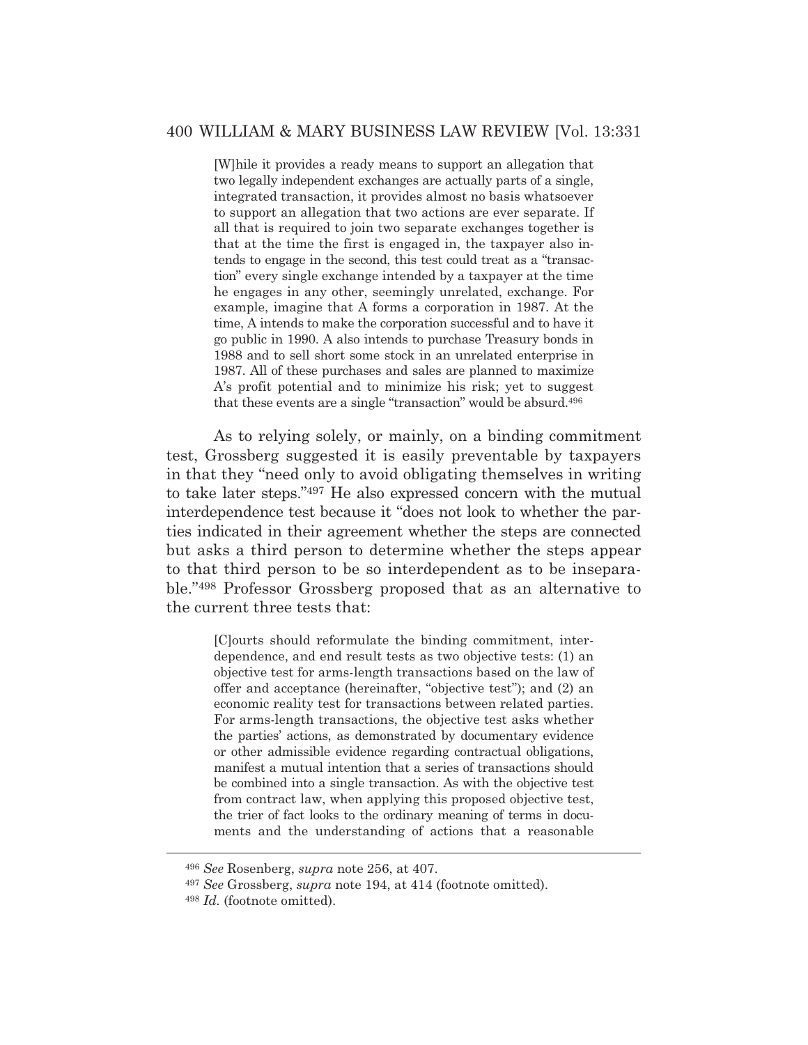> [W]hile it provides a ready means to support an allegation that two legally independent exchanges are actually parts of a single, integrated transaction, it provides almost no basis whatsoever to support an allegation that two actions are ever separate. If all that is required to join two separate exchanges together is that at the time the first is engaged in, the taxpayer also intends to engage in the second, this test could treat as a "transaction" every single exchange intended by a taxpayer at the time he engages in any other, seemingly unrelated, exchange. For example, imagine that A forms a corporation in 1987. At the time, A intends to make the corporation successful and to have it go public in 1990. A also intends to purchase Treasury bonds in 1988 and to sell short some stock in an unrelated enterprise in 1987. All of these purchases and sales are planned to maximize A's profit potential and to minimize his risk; yet to suggest that these events are a single "transaction" would be absurd.[496]

As to relying solely, or mainly, on a binding commitment test, Grossberg suggested it is easily preventable by taxpayers in that they "need only to avoid obligating themselves in writing to take later steps."[497] He also expressed concern with the mutual interdependence test because it "does not look to whether the parties indicated in their agreement whether the steps are connected but asks a third person to determine whether the steps appear to that third person to be so interdependent as to be inseparable."[498] Professor Grossberg proposed that as an alternative to the current three tests that:

> [C]ourts should reformulate the binding commitment, interdependence, and end result tests as two objective tests: (1) an objective test for arms-length transactions based on the law of offer and acceptance (hereinafter, "objective test"); and (2) an economic reality test for transactions between related parties. For arms-length transactions, the objective test asks whether the parties' actions, as demonstrated by documentary evidence or other admissible evidence regarding contractual obligations, manifest a mutual intention that a series of transactions should be combined into a single transaction. As with the objective test from contract law, when applying this proposed objective test, the trier of fact looks to the ordinary meaning of terms in documents and the understanding of actions that a reasonable

---

[496] *See* Rosenberg, *supra* note 256, at 407.

[497] *See* Grossberg, *supra* note 194, at 414 (footnote omitted).

[498] *Id.* (footnote omitted).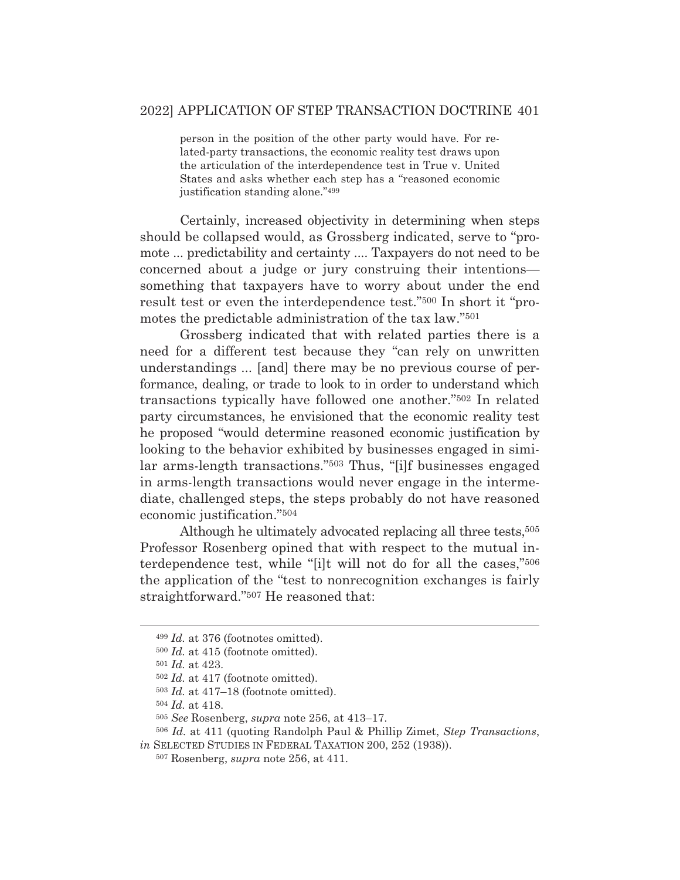> person in the position of the other party would have. For related-party transactions, the economic reality test draws upon the articulation of the interdependence test in True v. United States and asks whether each step has a "reasoned economic justification standing alone."[499]

Certainly, increased objectivity in determining when steps should be collapsed would, as Grossberg indicated, serve to "promote ... predictability and certainty .... Taxpayers do not need to be concerned about a judge or jury construing their intentions—something that taxpayers have to worry about under the end result test or even the interdependence test."[500] In short it "promotes the predictable administration of the tax law."[501]

Grossberg indicated that with related parties there is a need for a different test because they "can rely on unwritten understandings ... [and] there may be no previous course of performance, dealing, or trade to look to in order to understand which transactions typically have followed one another."[502] In related party circumstances, he envisioned that the economic reality test he proposed "would determine reasoned economic justification by looking to the behavior exhibited by businesses engaged in similar arms-length transactions."[503] Thus, "[i]f businesses engaged in arms-length transactions would never engage in the intermediate, challenged steps, the steps probably do not have reasoned economic justification."[504]

Although he ultimately advocated replacing all three tests,[505] Professor Rosenberg opined that with respect to the mutual interdependence test, while "[i]t will not do for all the cases,"[506] the application of the "test to nonrecognition exchanges is fairly straightforward."[507] He reasoned that:

---

[499] *Id.* at 376 (footnotes omitted).

[500] *Id.* at 415 (footnote omitted).

[501] *Id.* at 423.

[502] *Id.* at 417 (footnote omitted).

[503] *Id.* at 417–18 (footnote omitted).

[504] *Id.* at 418.

[505] *See* Rosenberg, *supra* note 256, at 413–17.

[506] *Id.* at 411 (quoting Randolph Paul & Phillip Zimet, *Step Transactions*, *in* SELECTED STUDIES IN FEDERAL TAXATION 200, 252 (1938)).

[507] Rosenberg, *supra* note 256, at 411.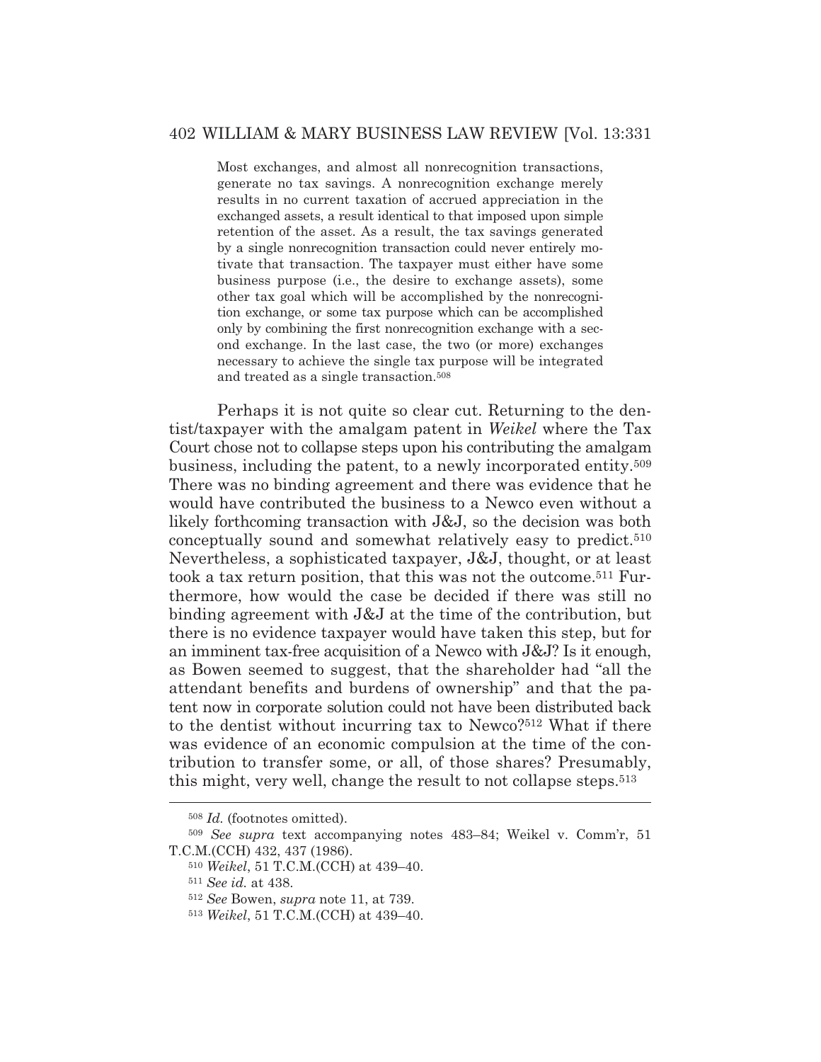> Most exchanges, and almost all nonrecognition transactions, generate no tax savings. A nonrecognition exchange merely results in no current taxation of accrued appreciation in the exchanged assets, a result identical to that imposed upon simple retention of the asset. As a result, the tax savings generated by a single nonrecognition transaction could never entirely motivate that transaction. The taxpayer must either have some business purpose (i.e., the desire to exchange assets), some other tax goal which will be accomplished by the nonrecognition exchange, or some tax purpose which can be accomplished only by combining the first nonrecognition exchange with a second exchange. In the last case, the two (or more) exchanges necessary to achieve the single tax purpose will be integrated and treated as a single transaction.[508]

Perhaps it is not quite so clear cut. Returning to the dentist/taxpayer with the amalgam patent in *Weikel* where the Tax Court chose not to collapse steps upon his contributing the amalgam business, including the patent, to a newly incorporated entity.[509] There was no binding agreement and there was evidence that he would have contributed the business to a Newco even without a likely forthcoming transaction with J&J, so the decision was both conceptually sound and somewhat relatively easy to predict.[510] Nevertheless, a sophisticated taxpayer, J&J, thought, or at least took a tax return position, that this was not the outcome.[511] Furthermore, how would the case be decided if there was still no binding agreement with J&J at the time of the contribution, but there is no evidence taxpayer would have taken this step, but for an imminent tax-free acquisition of a Newco with J&J? Is it enough, as Bowen seemed to suggest, that the shareholder had "all the attendant benefits and burdens of ownership" and that the patent now in corporate solution could not have been distributed back to the dentist without incurring tax to Newco?[512] What if there was evidence of an economic compulsion at the time of the contribution to transfer some, or all, of those shares? Presumably, this might, very well, change the result to not collapse steps.[513]

---

[508] *Id.* (footnotes omitted).

[509] *See supra* text accompanying notes 483–84; Weikel v. Comm'r, 51 T.C.M.(CCH) 432, 437 (1986).

[510] *Weikel*, 51 T.C.M.(CCH) at 439–40.

[511] *See id.* at 438.

[512] *See* Bowen, *supra* note 11, at 739.

[513] *Weikel*, 51 T.C.M.(CCH) at 439–40.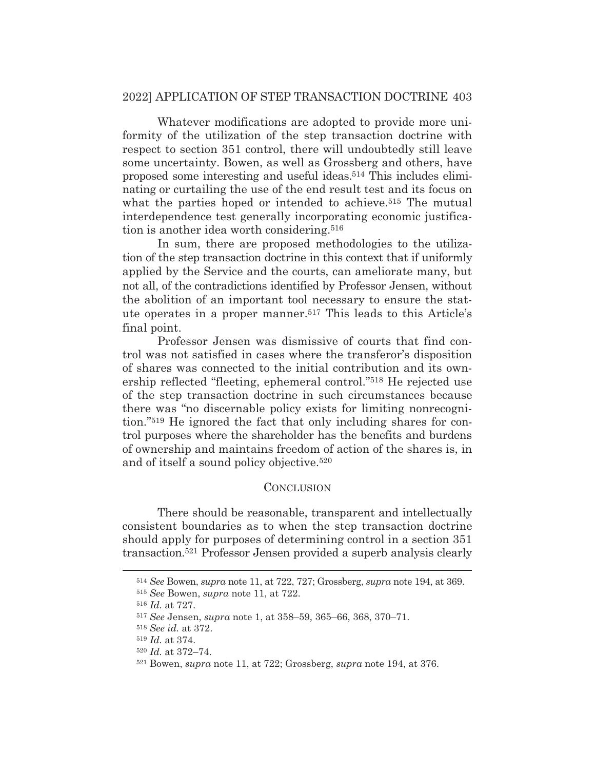Whatever modifications are adopted to provide more uniformity of the utilization of the step transaction doctrine with respect to section 351 control, there will undoubtedly still leave some uncertainty. Bowen, as well as Grossberg and others, have proposed some interesting and useful ideas.[514] This includes eliminating or curtailing the use of the end result test and its focus on what the parties hoped or intended to achieve.[515] The mutual interdependence test generally incorporating economic justification is another idea worth considering.[516]

In sum, there are proposed methodologies to the utilization of the step transaction doctrine in this context that if uniformly applied by the Service and the courts, can ameliorate many, but not all, of the contradictions identified by Professor Jensen, without the abolition of an important tool necessary to ensure the statute operates in a proper manner.[517] This leads to this Article's final point.

Professor Jensen was dismissive of courts that find control was not satisfied in cases where the transferor's disposition of shares was connected to the initial contribution and its ownership reflected "fleeting, ephemeral control."[518] He rejected use of the step transaction doctrine in such circumstances because there was "no discernable policy exists for limiting nonrecognition."[519] He ignored the fact that only including shares for control purposes where the shareholder has the benefits and burdens of ownership and maintains freedom of action of the shares is, in and of itself a sound policy objective.[520]

## CONCLUSION

There should be reasonable, transparent and intellectually consistent boundaries as to when the step transaction doctrine should apply for purposes of determining control in a section 351 transaction.[521] Professor Jensen provided a superb analysis clearly

---

[514] *See* Bowen, *supra* note 11, at 722, 727; Grossberg, *supra* note 194, at 369.

[515] *See* Bowen, *supra* note 11, at 722.

[516] *Id.* at 727.

[517] *See* Jensen, *supra* note 1, at 358–59, 365–66, 368, 370–71.

[518] *See id.* at 372.

[519] *Id.* at 374.

[520] *Id.* at 372–74.

[521] Bowen, *supra* note 11, at 722; Grossberg, *supra* note 194, at 376.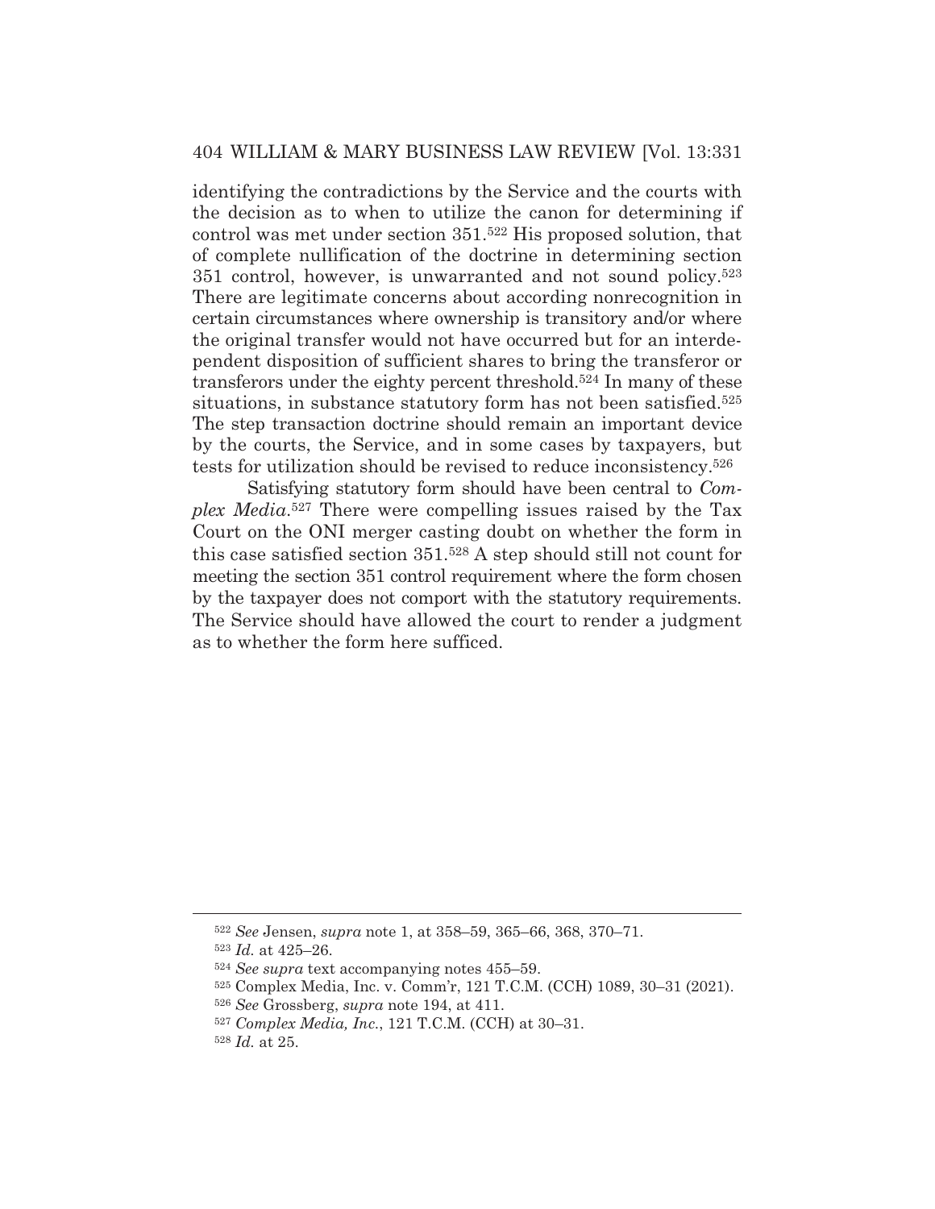identifying the contradictions by the Service and the courts with the decision as to when to utilize the canon for determining if control was met under section 351.[522] His proposed solution, that of complete nullification of the doctrine in determining section 351 control, however, is unwarranted and not sound policy.[523] There are legitimate concerns about according nonrecognition in certain circumstances where ownership is transitory and/or where the original transfer would not have occurred but for an interdependent disposition of sufficient shares to bring the transferor or transferors under the eighty percent threshold.[524] In many of these situations, in substance statutory form has not been satisfied.[525] The step transaction doctrine should remain an important device by the courts, the Service, and in some cases by taxpayers, but tests for utilization should be revised to reduce inconsistency.[526]

Satisfying statutory form should have been central to *Complex Media*.[527] There were compelling issues raised by the Tax Court on the ONI merger casting doubt on whether the form in this case satisfied section 351.[528] A step should still not count for meeting the section 351 control requirement where the form chosen by the taxpayer does not comport with the statutory requirements. The Service should have allowed the court to render a judgment as to whether the form here sufficed.

---

[522] *See* Jensen, *supra* note 1, at 358–59, 365–66, 368, 370–71.

[523] *Id.* at 425–26.

[524] *See supra* text accompanying notes 455–59.

[525] Complex Media, Inc. v. Comm'r, 121 T.C.M. (CCH) 1089, 30–31 (2021).

[526] *See* Grossberg, *supra* note 194, at 411.

[527] *Complex Media, Inc.*, 121 T.C.M. (CCH) at 30–31.

[528] *Id.* at 25.